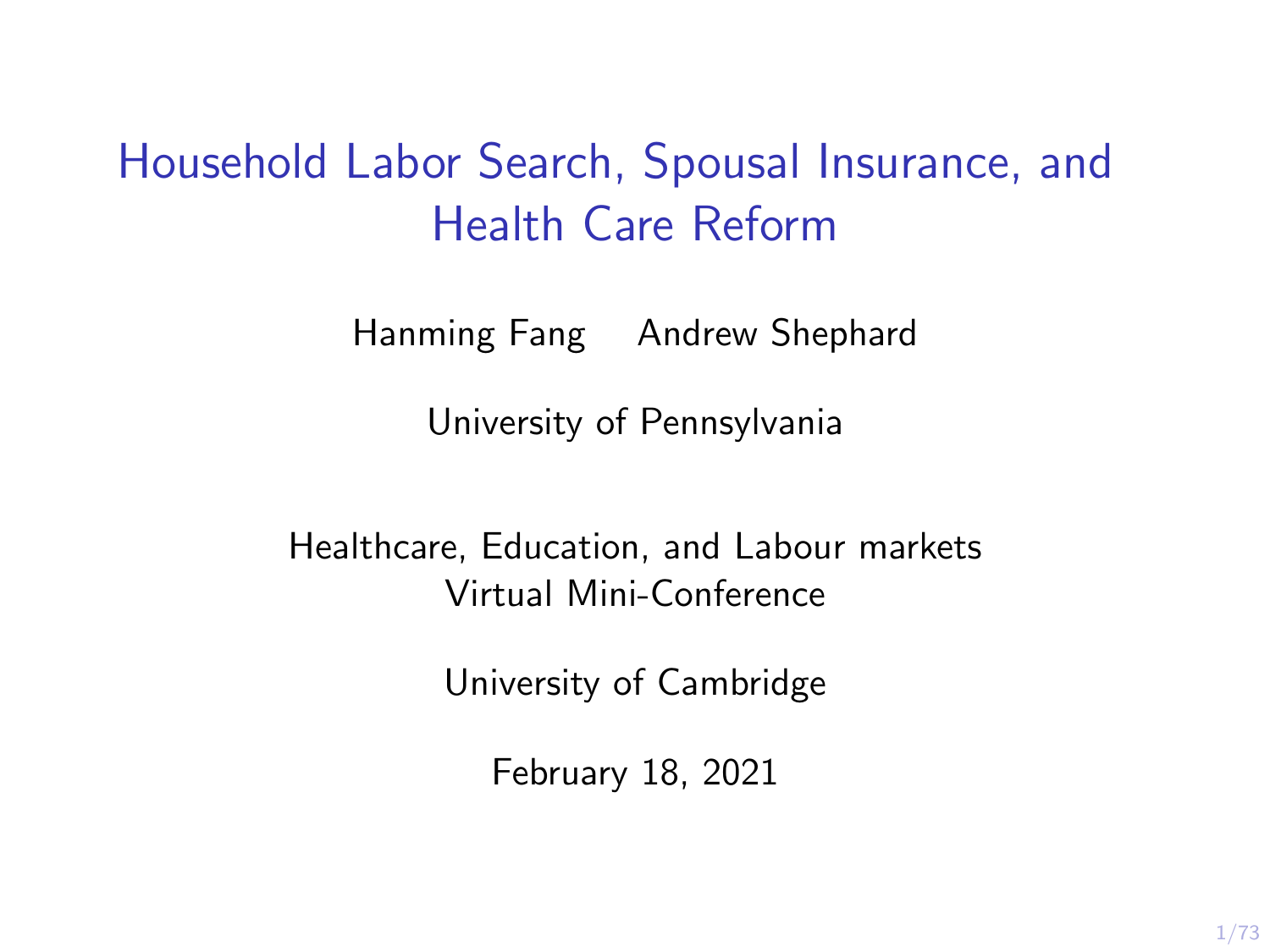# Household Labor Search, Spousal Insurance, and Health Care Reform

Hanming Fang    Andrew Shephard

University of Pennsylvania

Healthcare, Education, and Labour markets
Virtual Mini-Conference

University of Cambridge

February 18, 2021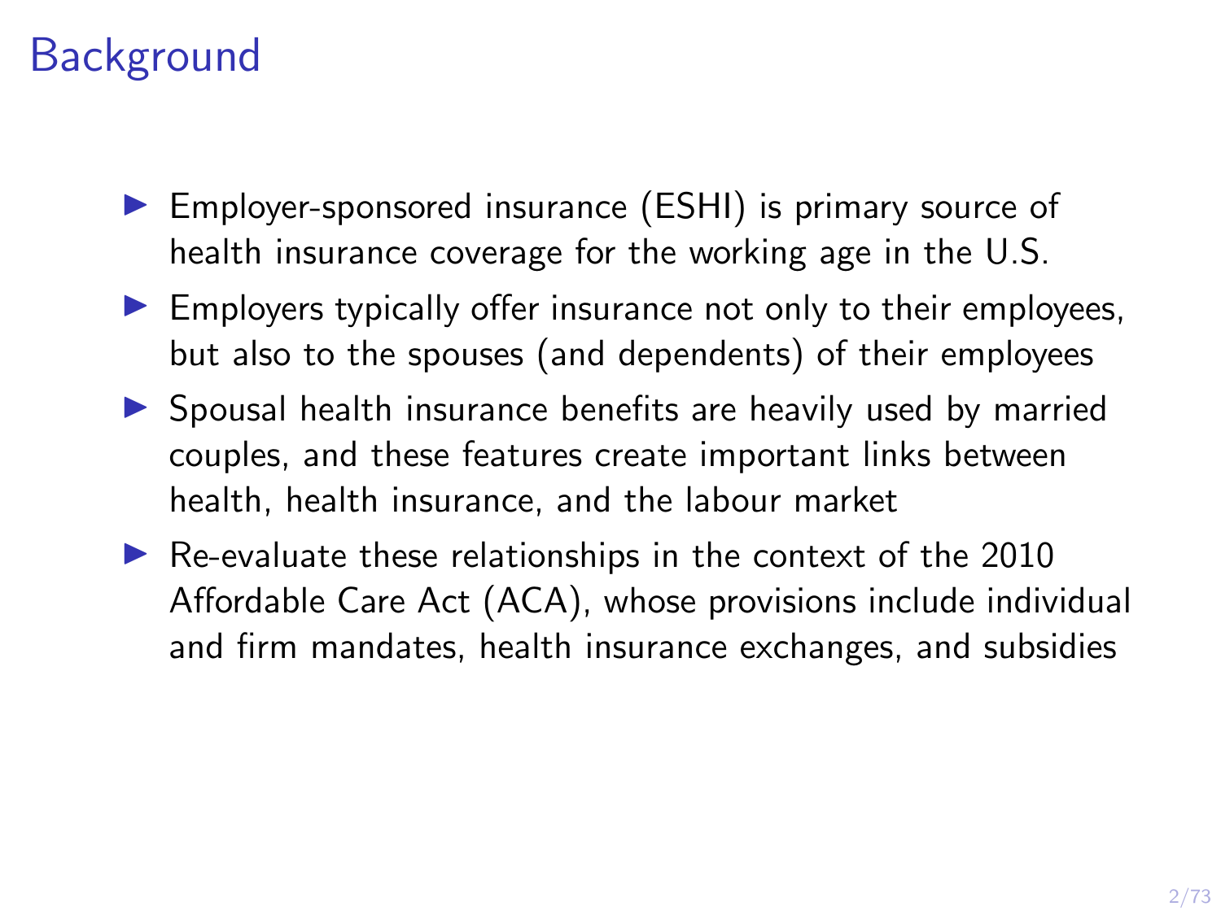# Background

- Employer-sponsored insurance (ESHI) is primary source of health insurance coverage for the working age in the U.S.
- Employers typically offer insurance not only to their employees, but also to the spouses (and dependents) of their employees
- Spousal health insurance benefits are heavily used by married couples, and these features create important links between health, health insurance, and the labour market
- Re-evaluate these relationships in the context of the 2010 Affordable Care Act (ACA), whose provisions include individual and firm mandates, health insurance exchanges, and subsidies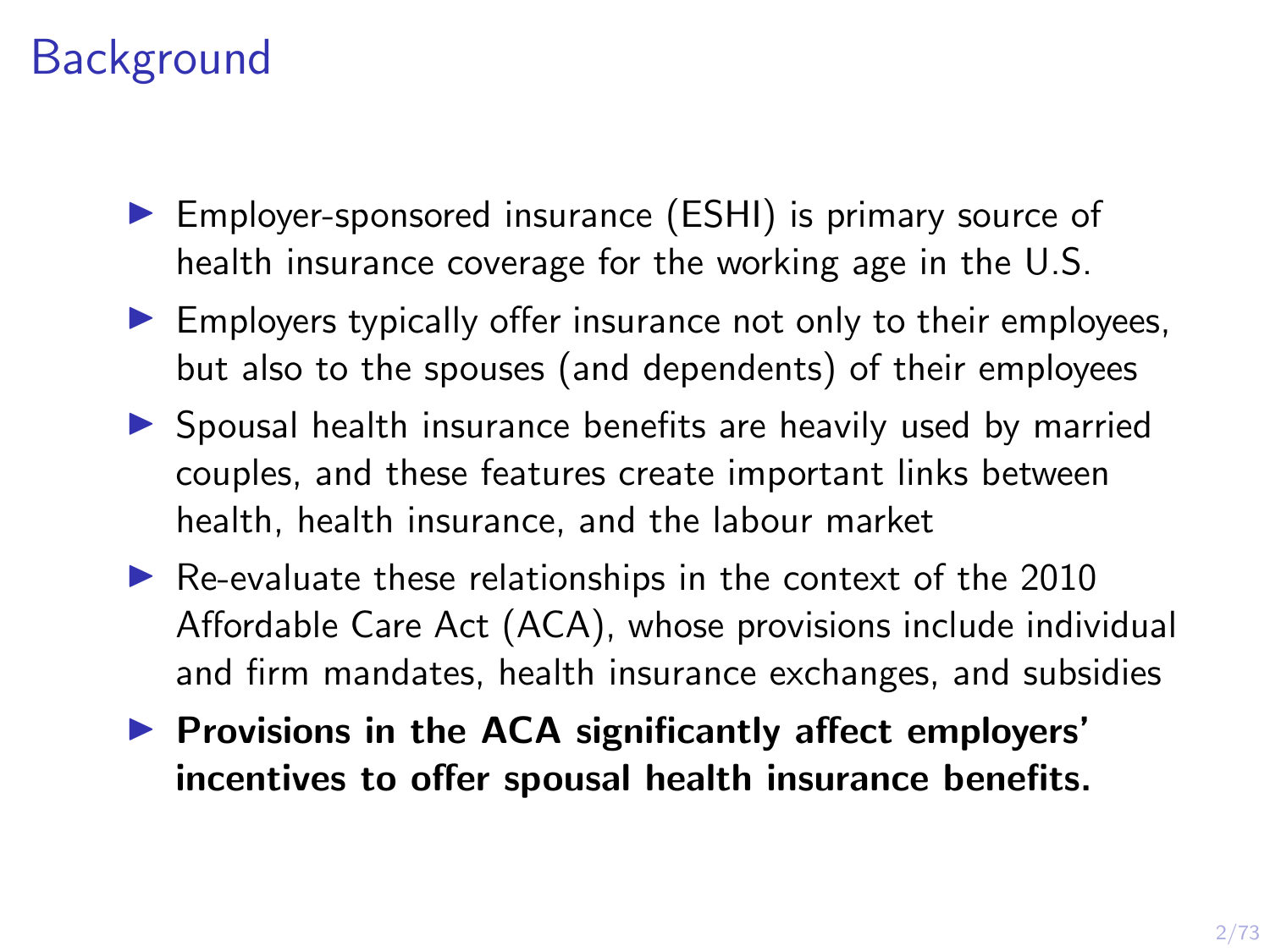# Background

- Employer-sponsored insurance (ESHI) is primary source of health insurance coverage for the working age in the U.S.
- Employers typically offer insurance not only to their employees, but also to the spouses (and dependents) of their employees
- Spousal health insurance benefits are heavily used by married couples, and these features create important links between health, health insurance, and the labour market
- Re-evaluate these relationships in the context of the 2010 Affordable Care Act (ACA), whose provisions include individual and firm mandates, health insurance exchanges, and subsidies
- **Provisions in the ACA significantly affect employers' incentives to offer spousal health insurance benefits.**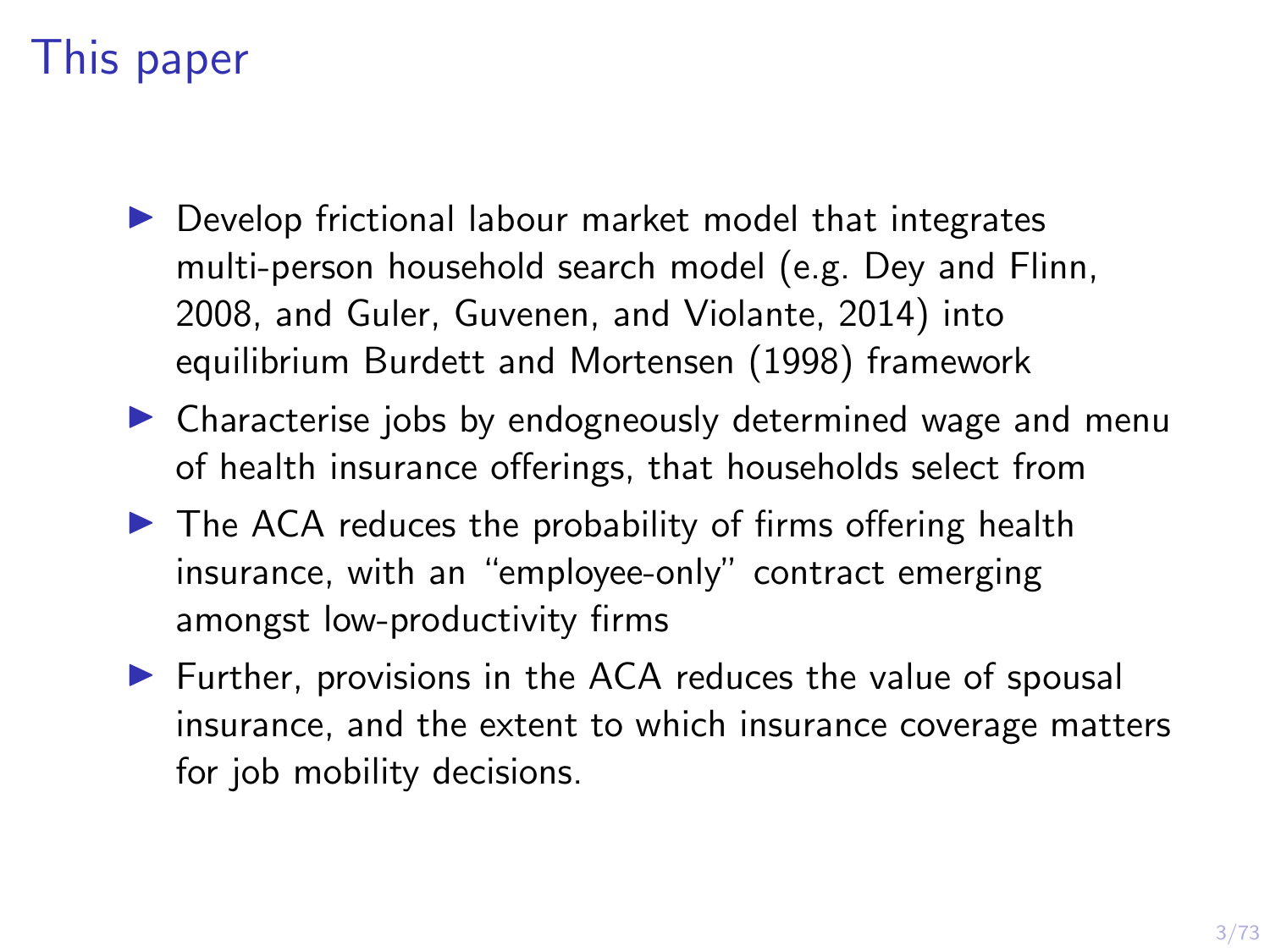# This paper

- Develop frictional labour market model that integrates multi-person household search model (e.g. Dey and Flinn, 2008, and Guler, Guvenen, and Violante, 2014) into equilibrium Burdett and Mortensen (1998) framework
- Characterise jobs by endogneously determined wage and menu of health insurance offerings, that households select from
- The ACA reduces the probability of firms offering health insurance, with an "employee-only" contract emerging amongst low-productivity firms
- Further, provisions in the ACA reduces the value of spousal insurance, and the extent to which insurance coverage matters for job mobility decisions.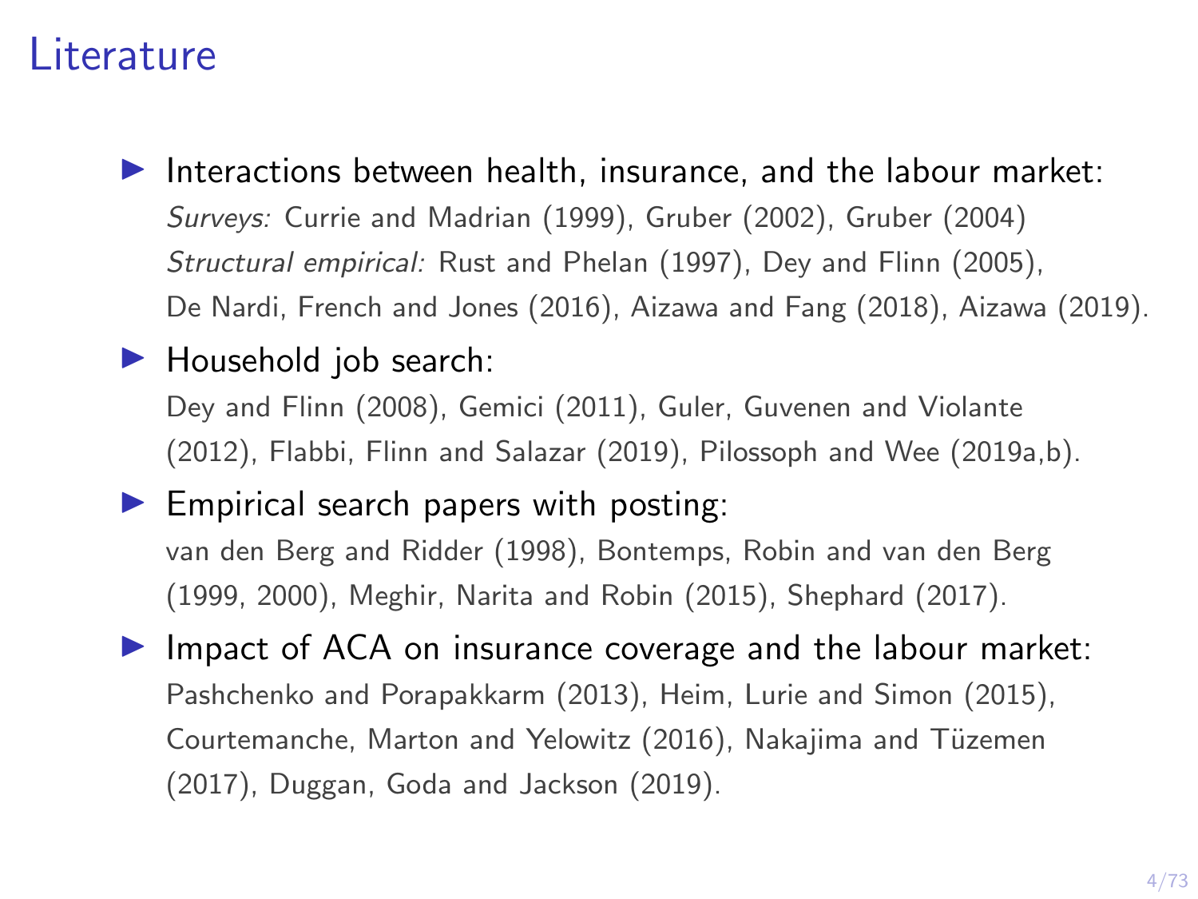# Literature

- Interactions between health, insurance, and the labour market:
  *Surveys:* Currie and Madrian (1999), Gruber (2002), Gruber (2004)
  *Structural empirical:* Rust and Phelan (1997), Dey and Flinn (2005), De Nardi, French and Jones (2016), Aizawa and Fang (2018), Aizawa (2019).
- Household job search:
  Dey and Flinn (2008), Gemici (2011), Guler, Guvenen and Violante (2012), Flabbi, Flinn and Salazar (2019), Pilossoph and Wee (2019a,b).
- Empirical search papers with posting:
  van den Berg and Ridder (1998), Bontemps, Robin and van den Berg (1999, 2000), Meghir, Narita and Robin (2015), Shephard (2017).
- Impact of ACA on insurance coverage and the labour market:
  Pashchenko and Porapakkarm (2013), Heim, Lurie and Simon (2015), Courtemanche, Marton and Yelowitz (2016), Nakajima and Tüzemen (2017), Duggan, Goda and Jackson (2019).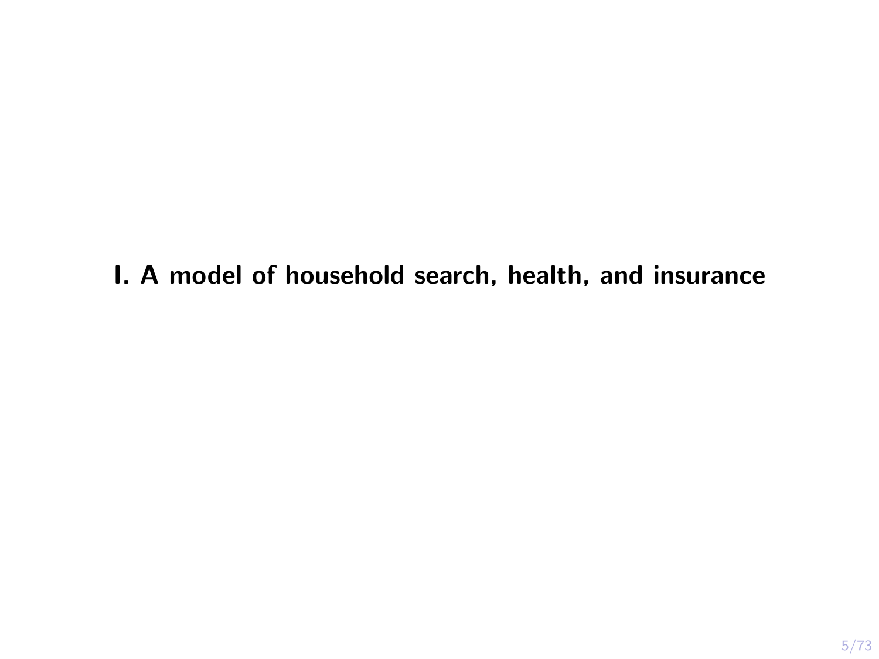# I. A model of household search, health, and insurance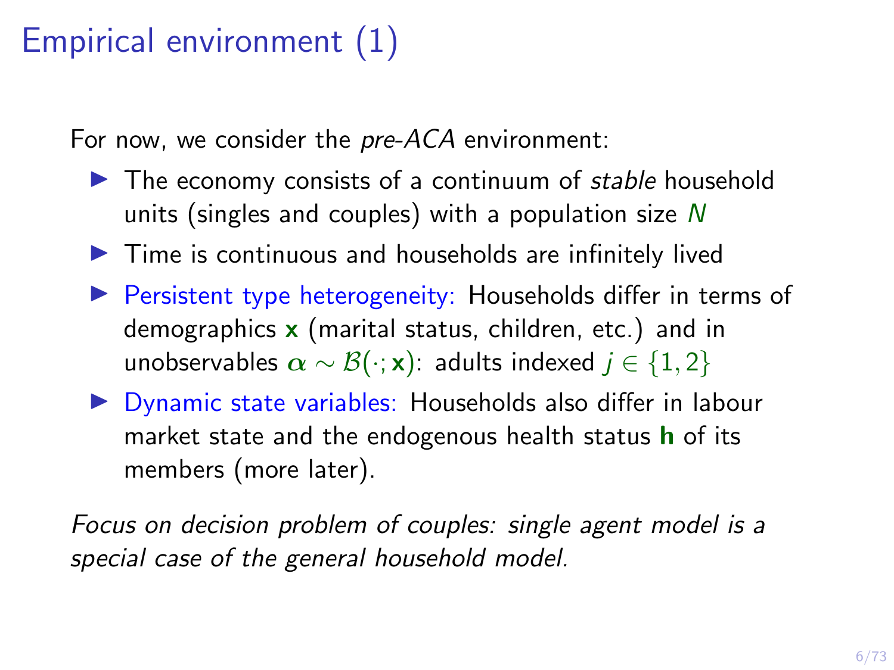# Empirical environment (1)

For now, we consider the *pre-ACA* environment:

- The economy consists of a continuum of *stable* household units (singles and couples) with a population size $N$
- Time is continuous and households are infinitely lived
- Persistent type heterogeneity: Households differ in terms of demographics $\mathbf{x}$ (marital status, children, etc.) and in unobservables $\boldsymbol{\alpha} \sim \mathcal{B}(\cdot; \mathbf{x})$: adults indexed $j \in \{1, 2\}$
- Dynamic state variables: Households also differ in labour market state and the endogenous health status $\mathbf{h}$ of its members (more later).

*Focus on decision problem of couples: single agent model is a special case of the general household model.*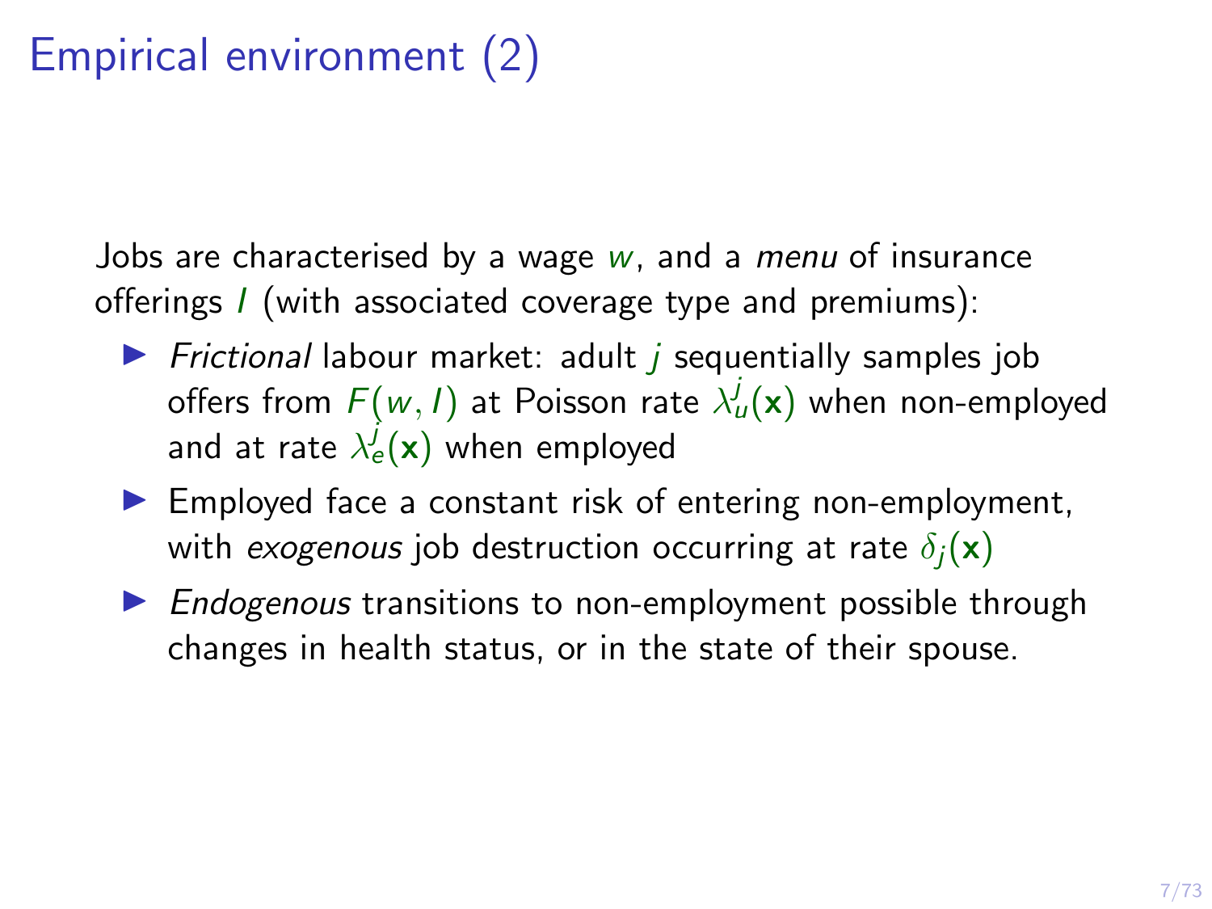# Empirical environment (2)

Jobs are characterised by a wage $w$, and a *menu* of insurance offerings $I$ (with associated coverage type and premiums):

- *Frictional* labour market: adult $j$ sequentially samples job offers from $F(w, I)$ at Poisson rate $\lambda_u^j(\mathbf{x})$ when non-employed and at rate $\lambda_e^j(\mathbf{x})$ when employed
- Employed face a constant risk of entering non-employment, with *exogenous* job destruction occurring at rate $\delta_j(\mathbf{x})$
- *Endogenous* transitions to non-employment possible through changes in health status, or in the state of their spouse.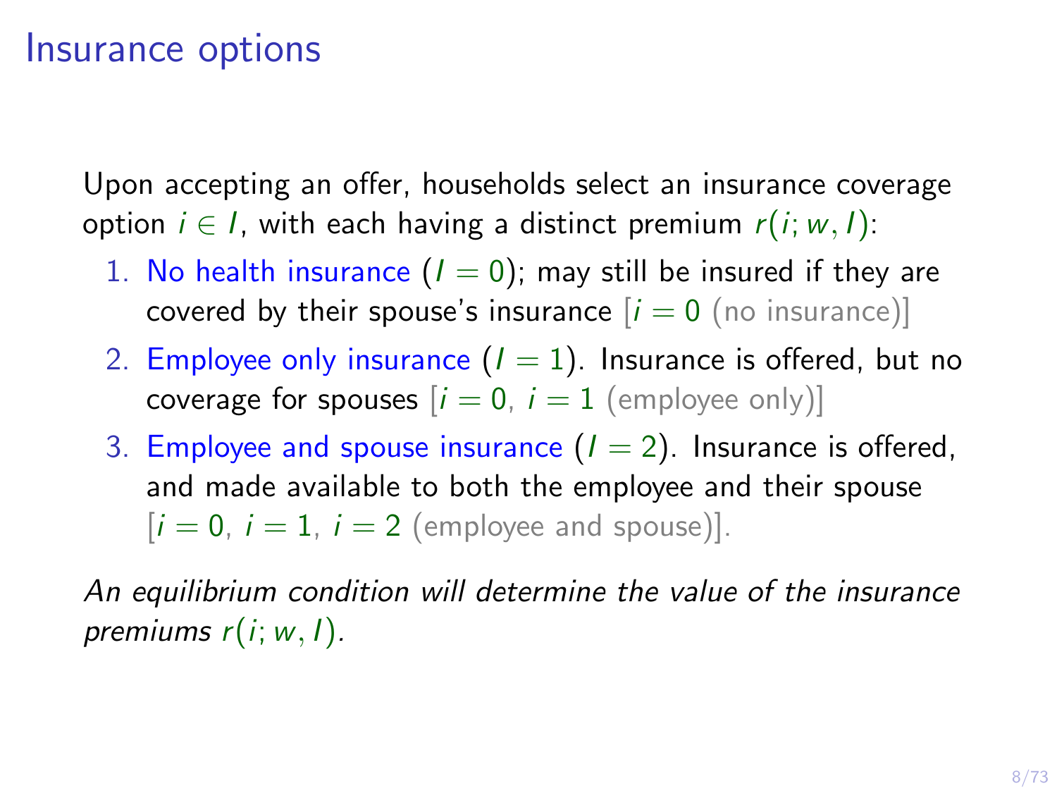# Insurance options

Upon accepting an offer, households select an insurance coverage option $i \in I$, with each having a distinct premium $r(i; w, I)$:

1. No health insurance ($I = 0$); may still be insured if they are covered by their spouse's insurance [$i = 0$ (no insurance)]
2. Employee only insurance ($I = 1$). Insurance is offered, but no coverage for spouses [$i = 0$, $i = 1$ (employee only)]
3. Employee and spouse insurance ($I = 2$). Insurance is offered, and made available to both the employee and their spouse [$i = 0$, $i = 1$, $i = 2$ (employee and spouse)].

*An equilibrium condition will determine the value of the insurance premiums $r(i; w, I)$.*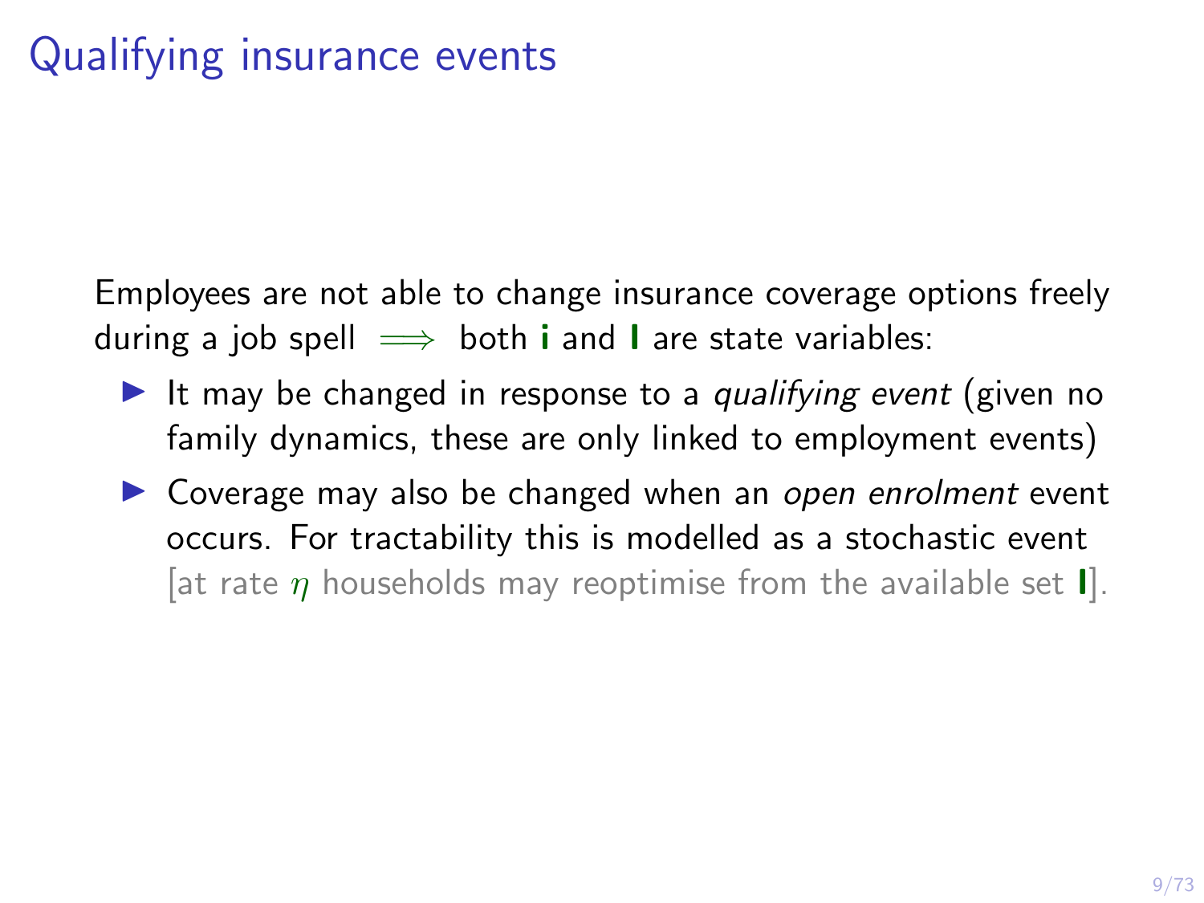# Qualifying insurance events

Employees are not able to change insurance coverage options freely during a job spell $\implies$ both $\mathbf{i}$ and $\mathbf{I}$ are state variables:

- It may be changed in response to a *qualifying event* (given no family dynamics, these are only linked to employment events)
- Coverage may also be changed when an *open enrolment* event occurs. For tractability this is modelled as a stochastic event [at rate $\eta$ households may reoptimise from the available set $\mathbf{I}$].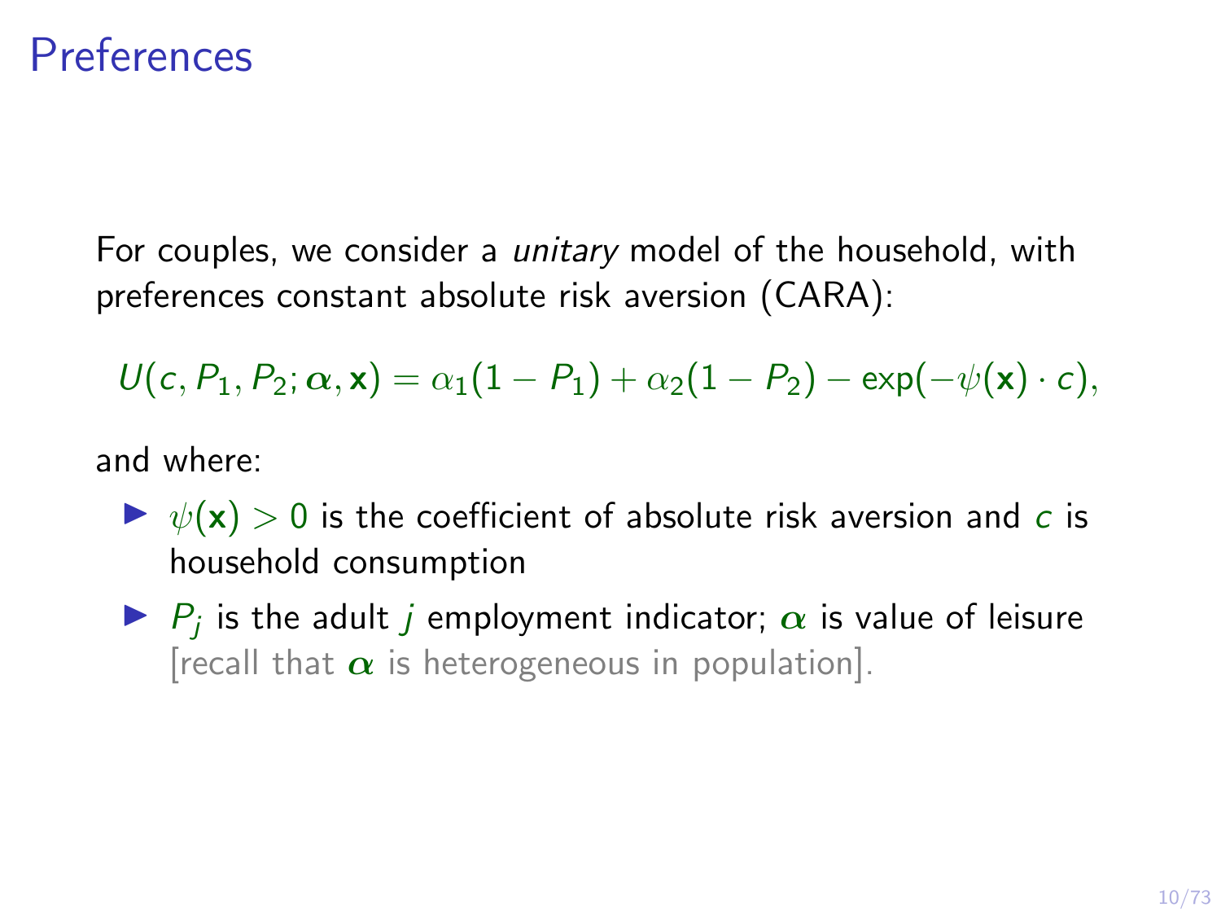# Preferences

For couples, we consider a *unitary* model of the household, with preferences constant absolute risk aversion (CARA):

$$U(c, P_1, P_2; \boldsymbol{\alpha}, \mathbf{x}) = \alpha_1(1 - P_1) + \alpha_2(1 - P_2) - \exp(-\psi(\mathbf{x}) \cdot c),$$

and where:

- $\psi(\mathbf{x}) > 0$ is the coefficient of absolute risk aversion and $c$ is household consumption
- $P_j$ is the adult $j$ employment indicator; $\boldsymbol{\alpha}$ is value of leisure [recall that $\boldsymbol{\alpha}$ is heterogeneous in population].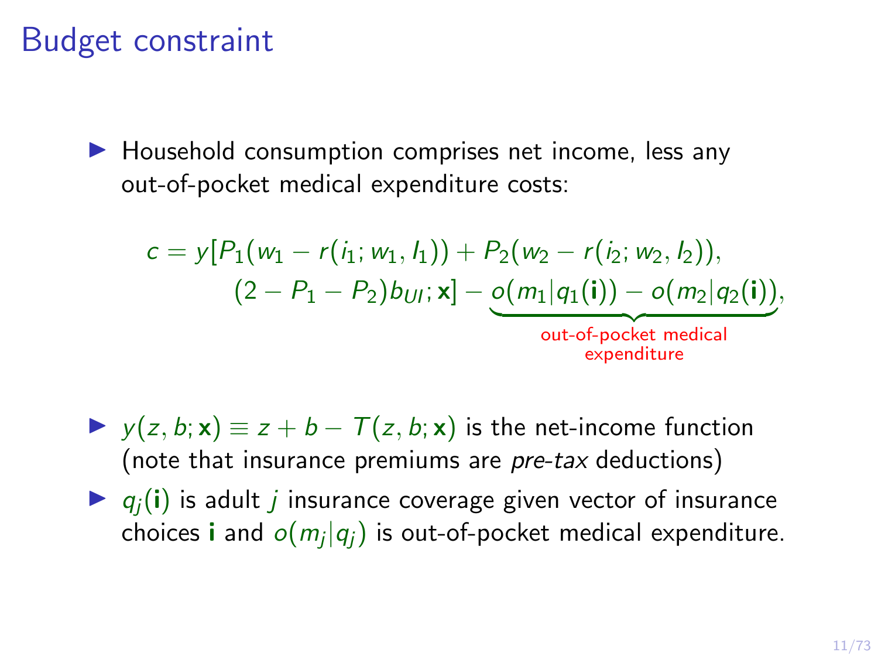# Budget constraint

- Household consumption comprises net income, less any out-of-pocket medical expenditure costs:

$$
\begin{aligned}
c = y[&P_1(w_1 - r(i_1; w_1, l_1)) + P_2(w_2 - r(i_2; w_2, l_2)), \\
&(2 - P_1 - P_2)b_{UI}; \mathbf{x}] - \underbrace{o(m_1|q_1(\mathbf{i})) - o(m_2|q_2(\mathbf{i}))}_{\text{out-of-pocket medical expenditure}},
\end{aligned}
$$

- $y(z, b; \mathbf{x}) \equiv z + b - T(z, b; \mathbf{x})$ is the net-income function (note that insurance premiums are *pre-tax* deductions)
- $q_j(\mathbf{i})$ is adult $j$ insurance coverage given vector of insurance choices $\mathbf{i}$ and $o(m_j|q_j)$ is out-of-pocket medical expenditure.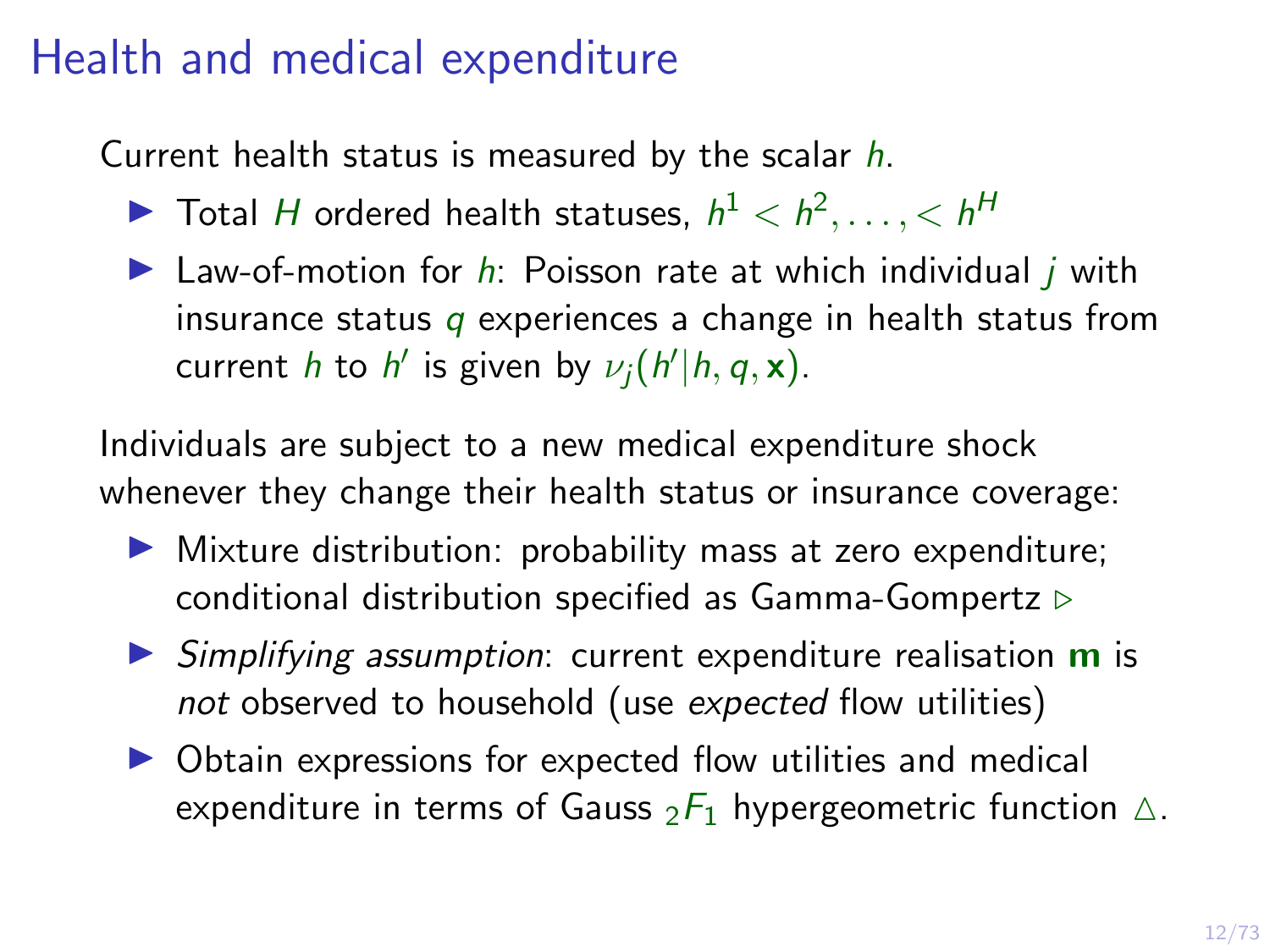# Health and medical expenditure

Current health status is measured by the scalar $h$.

- Total $H$ ordered health statuses, $h^1 < h^2, \ldots, < h^H$
- Law-of-motion for $h$: Poisson rate at which individual $j$ with insurance status $q$ experiences a change in health status from current $h$ to $h'$ is given by $\nu_j(h'|h, q, \mathbf{x})$.

Individuals are subject to a new medical expenditure shock whenever they change their health status or insurance coverage:

- Mixture distribution: probability mass at zero expenditure; conditional distribution specified as Gamma-Gompertz ▷
- *Simplifying assumption*: current expenditure realisation $\mathbf{m}$ is *not* observed to household (use *expected* flow utilities)
- Obtain expressions for expected flow utilities and medical expenditure in terms of Gauss ${}_2F_1$ hypergeometric function △.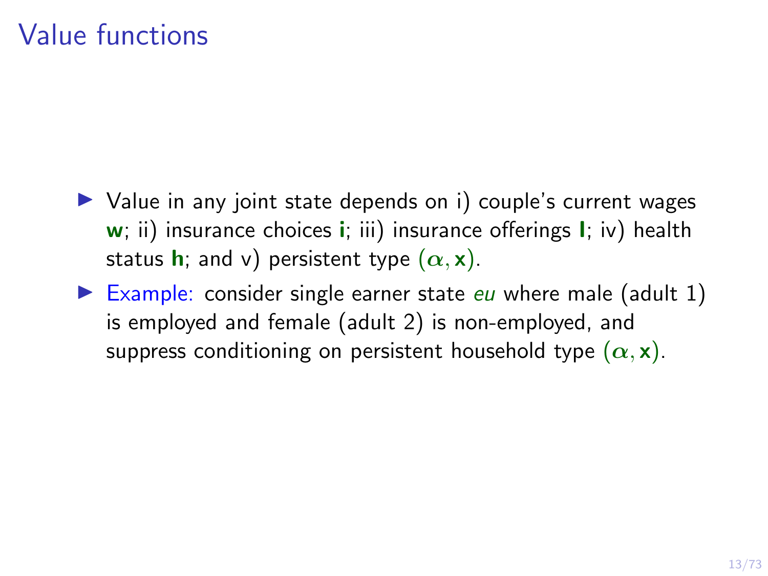# Value functions

- Value in any joint state depends on i) couple's current wages $\mathbf{w}$; ii) insurance choices $\mathbf{i}$; iii) insurance offerings $\mathbf{I}$; iv) health status $\mathbf{h}$; and v) persistent type $(\alpha, \mathbf{x})$.
- Example: consider single earner state *eu* where male (adult 1) is employed and female (adult 2) is non-employed, and suppress conditioning on persistent household type $(\alpha, \mathbf{x})$.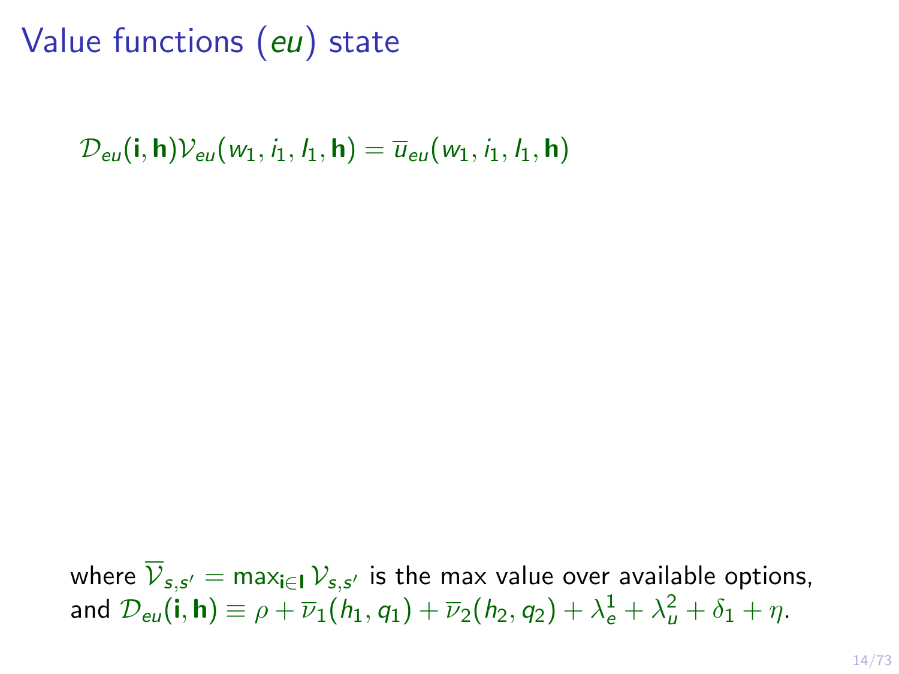# Value functions (*eu*) state

$$\mathcal{D}_{eu}(\mathbf{i}, \mathbf{h})\mathcal{V}_{eu}(w_1, i_1, l_1, \mathbf{h}) = \overline{u}_{eu}(w_1, i_1, l_1, \mathbf{h})$$

where $\overline{\mathcal{V}}_{s,s'} = \max_{\mathbf{i} \in \mathbf{I}} \mathcal{V}_{s,s'}$ is the max value over available options, and $\mathcal{D}_{eu}(\mathbf{i}, \mathbf{h}) \equiv \rho + \overline{\nu}_1(h_1, q_1) + \overline{\nu}_2(h_2, q_2) + \lambda_e^1 + \lambda_u^2 + \delta_1 + \eta$.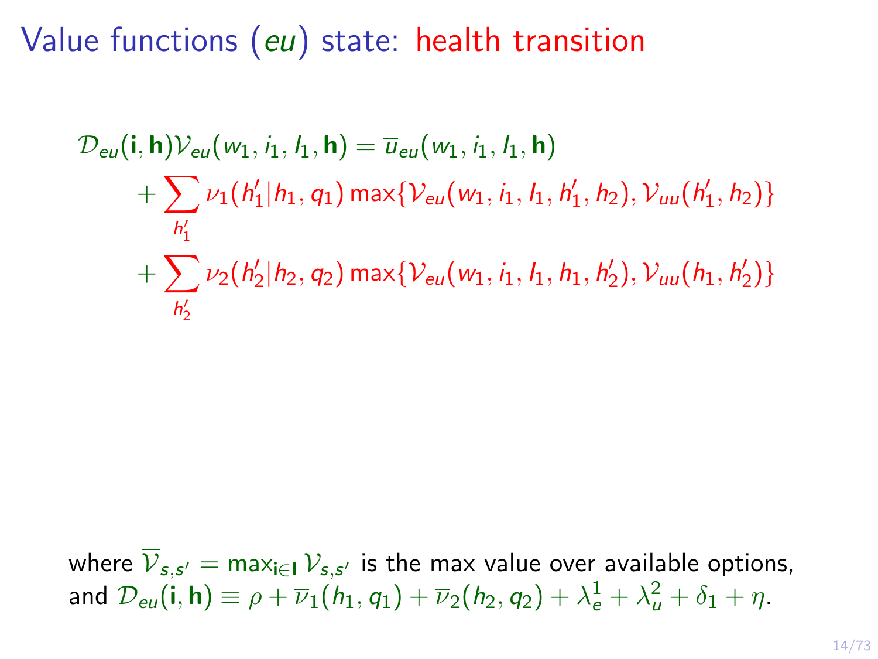# Value functions ($eu$) state: health transition

$$
\begin{aligned}
\mathcal{D}_{eu}(\mathbf{i},\mathbf{h})\mathcal{V}_{eu}(w_1, i_1, I_1, \mathbf{h}) &= \overline{u}_{eu}(w_1, i_1, I_1, \mathbf{h}) \\
&\quad + \sum_{h_1'} \nu_1(h_1'|h_1, q_1) \max\{\mathcal{V}_{eu}(w_1, i_1, I_1, h_1', h_2), \mathcal{V}_{uu}(h_1', h_2)\} \\
&\quad + \sum_{h_2'} \nu_2(h_2'|h_2, q_2) \max\{\mathcal{V}_{eu}(w_1, i_1, I_1, h_1, h_2'), \mathcal{V}_{uu}(h_1, h_2')\}
\end{aligned}
$$

where $\overline{\mathcal{V}}_{s,s'} = \max_{\mathbf{i}\in\mathbf{I}} \mathcal{V}_{s,s'}$ is the max value over available options, and $\mathcal{D}_{eu}(\mathbf{i},\mathbf{h}) \equiv \rho + \overline{\nu}_1(h_1, q_1) + \overline{\nu}_2(h_2, q_2) + \lambda_e^1 + \lambda_u^2 + \delta_1 + \eta$.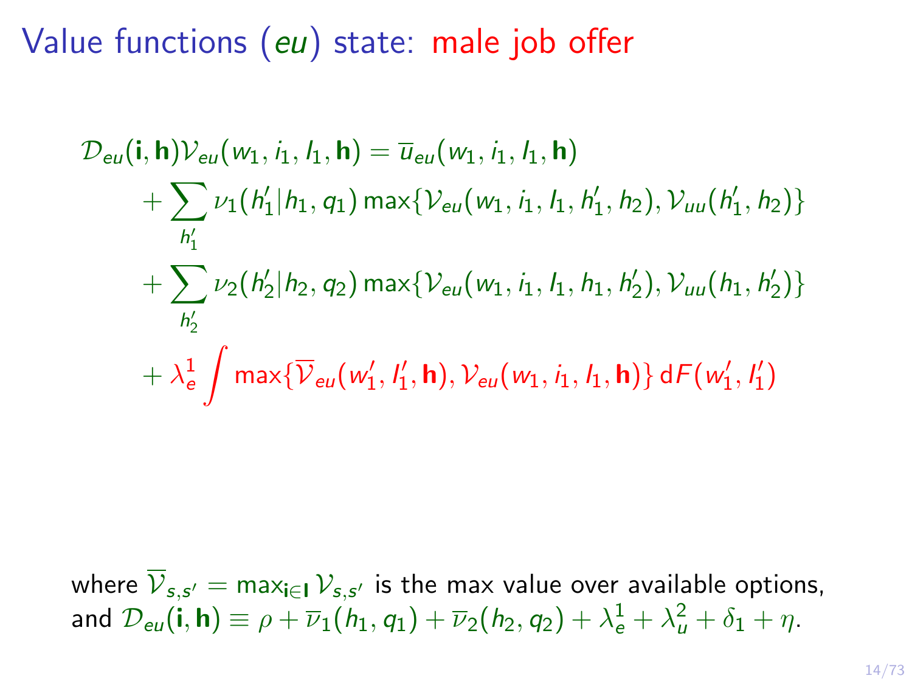# Value functions ($eu$) state: male job offer

$$
\begin{aligned}
\mathcal{D}_{eu}(\mathbf{i},\mathbf{h})\mathcal{V}_{eu}(w_1, i_1, I_1, \mathbf{h}) &= \overline{u}_{eu}(w_1, i_1, I_1, \mathbf{h}) \\
&+ \sum_{h_1'} \nu_1(h_1'|h_1, q_1) \max\{\mathcal{V}_{eu}(w_1, i_1, I_1, h_1', h_2), \mathcal{V}_{uu}(h_1', h_2)\} \\
&+ \sum_{h_2'} \nu_2(h_2'|h_2, q_2) \max\{\mathcal{V}_{eu}(w_1, i_1, I_1, h_1, h_2'), \mathcal{V}_{uu}(h_1, h_2')\} \\
&+ \lambda_e^1 \int \max\{\overline{\mathcal{V}}_{eu}(w_1', I_1', \mathbf{h}), \mathcal{V}_{eu}(w_1, i_1, I_1, \mathbf{h})\} \, \mathrm{d}F(w_1', I_1')
\end{aligned}
$$

where $\overline{\mathcal{V}}_{s,s'} = \max_{\mathbf{i}\in\mathbf{I}} \mathcal{V}_{s,s'}$ is the max value over available options, and $\mathcal{D}_{eu}(\mathbf{i},\mathbf{h}) \equiv \rho + \overline{\nu}_1(h_1, q_1) + \overline{\nu}_2(h_2, q_2) + \lambda_e^1 + \lambda_u^2 + \delta_1 + \eta$.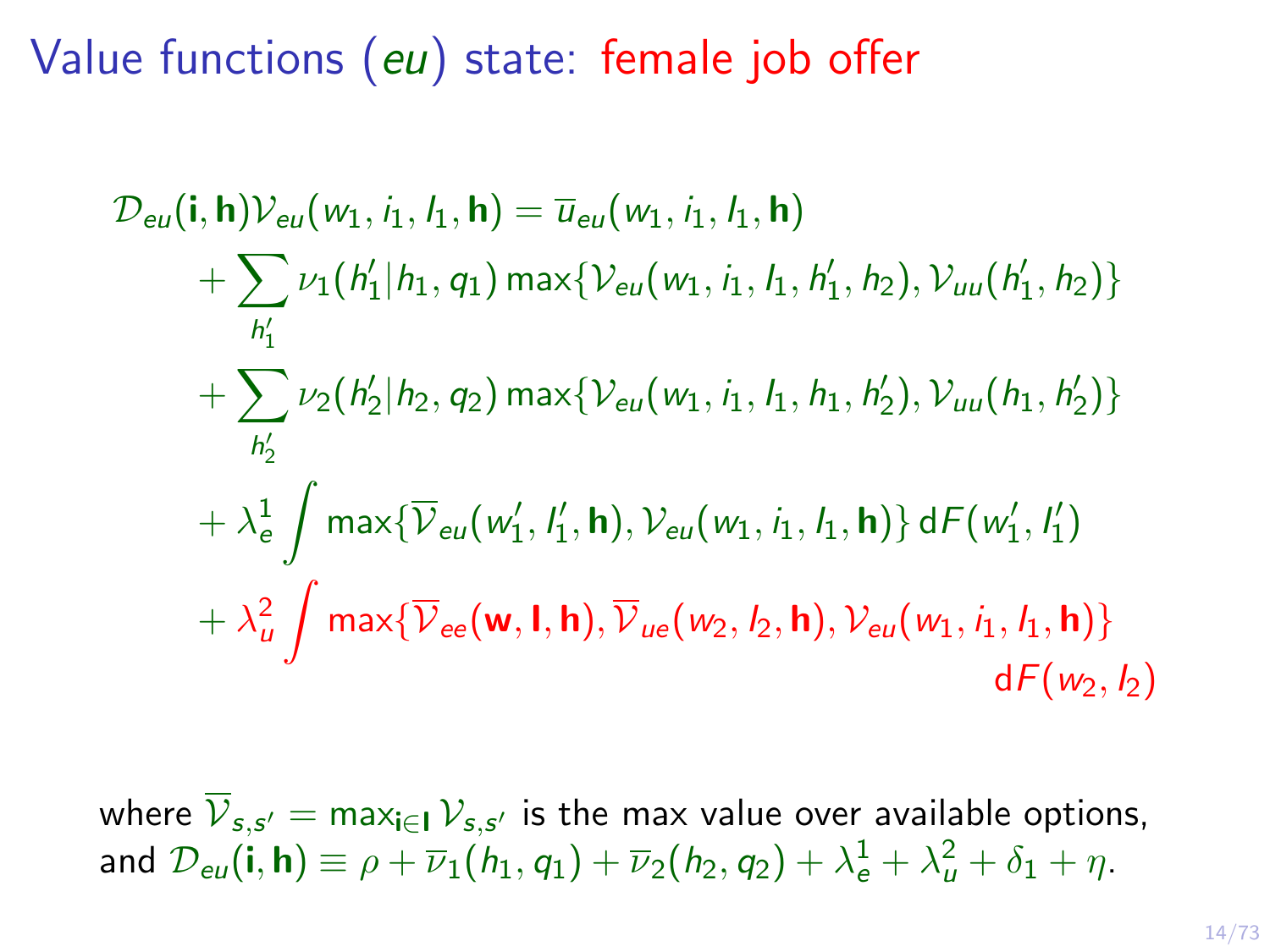# Value functions ($eu$) state: female job offer

$$
\begin{aligned}
\mathcal{D}_{eu}(\mathbf{i}, \mathbf{h})\mathcal{V}_{eu}(w_1, i_1, l_1, \mathbf{h}) &= \overline{u}_{eu}(w_1, i_1, l_1, \mathbf{h}) \\
&+ \sum_{h_1'} \nu_1(h_1'|h_1, q_1) \max\{\mathcal{V}_{eu}(w_1, i_1, l_1, h_1', h_2), \mathcal{V}_{uu}(h_1', h_2)\} \\
&+ \sum_{h_2'} \nu_2(h_2'|h_2, q_2) \max\{\mathcal{V}_{eu}(w_1, i_1, l_1, h_1, h_2'), \mathcal{V}_{uu}(h_1, h_2')\} \\
&+ \lambda_e^1 \int \max\{\overline{\mathcal{V}}_{eu}(w_1', l_1', \mathbf{h}), \mathcal{V}_{eu}(w_1, i_1, l_1, \mathbf{h})\} \, \mathrm{d}F(w_1', l_1') \\
&+ \lambda_u^2 \int \max\{\overline{\mathcal{V}}_{ee}(\mathbf{w}, \mathbf{l}, \mathbf{h}), \overline{\mathcal{V}}_{ue}(w_2, l_2, \mathbf{h}), \mathcal{V}_{eu}(w_1, i_1, l_1, \mathbf{h})\} \\
&\qquad \mathrm{d}F(w_2, l_2)
\end{aligned}
$$

where $\overline{\mathcal{V}}_{s,s'} = \max_{\mathbf{i} \in \mathbf{I}} \mathcal{V}_{s,s'}$ is the max value over available options, and $\mathcal{D}_{eu}(\mathbf{i}, \mathbf{h}) \equiv \rho + \overline{\nu}_1(h_1, q_1) + \overline{\nu}_2(h_2, q_2) + \lambda_e^1 + \lambda_u^2 + \delta_1 + \eta$.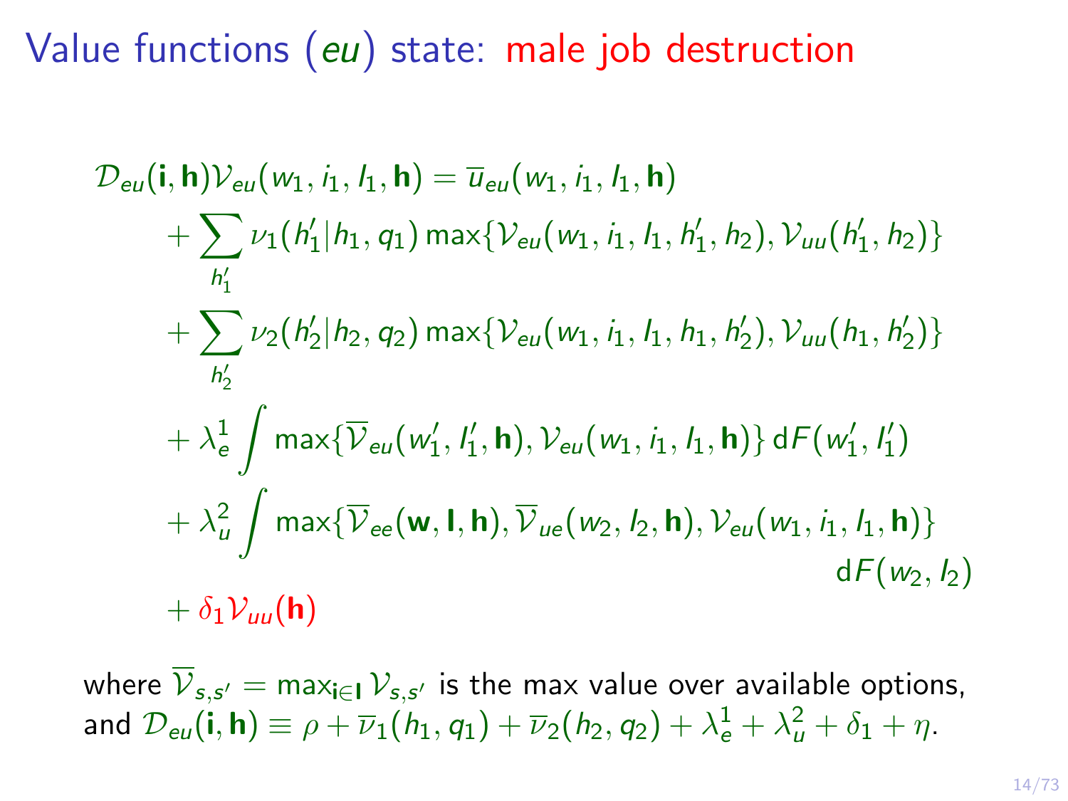# Value functions ($eu$) state: male job destruction

$$
\begin{aligned}
\mathcal{D}_{eu}(\mathbf{i},\mathbf{h})\mathcal{V}_{eu}(w_1, i_1, l_1, \mathbf{h}) &= \overline{u}_{eu}(w_1, i_1, l_1, \mathbf{h}) \\
&+ \sum_{h_1'} \nu_1(h_1'|h_1, q_1) \max\{\mathcal{V}_{eu}(w_1, i_1, l_1, h_1', h_2), \mathcal{V}_{uu}(h_1', h_2)\} \\
&+ \sum_{h_2'} \nu_2(h_2'|h_2, q_2) \max\{\mathcal{V}_{eu}(w_1, i_1, l_1, h_1, h_2'), \mathcal{V}_{uu}(h_1, h_2')\} \\
&+ \lambda_e^1 \int \max\{\overline{\mathcal{V}}_{eu}(w_1', l_1', \mathbf{h}), \mathcal{V}_{eu}(w_1, i_1, l_1, \mathbf{h})\} \, \mathrm{d}F(w_1', l_1') \\
&+ \lambda_u^2 \int \max\{\overline{\mathcal{V}}_{ee}(\mathbf{w}, \mathbf{l}, \mathbf{h}), \overline{\mathcal{V}}_{ue}(w_2, l_2, \mathbf{h}), \mathcal{V}_{eu}(w_1, i_1, l_1, \mathbf{h})\} \\
&\qquad\qquad \mathrm{d}F(w_2, l_2) \\
&+ \delta_1 \mathcal{V}_{uu}(\mathbf{h})
\end{aligned}
$$

where $\overline{\mathcal{V}}_{s,s'} = \max_{\mathbf{i}\in\mathbf{I}} \mathcal{V}_{s,s'}$ is the max value over available options, and $\mathcal{D}_{eu}(\mathbf{i},\mathbf{h}) \equiv \rho + \overline{\nu}_1(h_1, q_1) + \overline{\nu}_2(h_2, q_2) + \lambda_e^1 + \lambda_u^2 + \delta_1 + \eta$.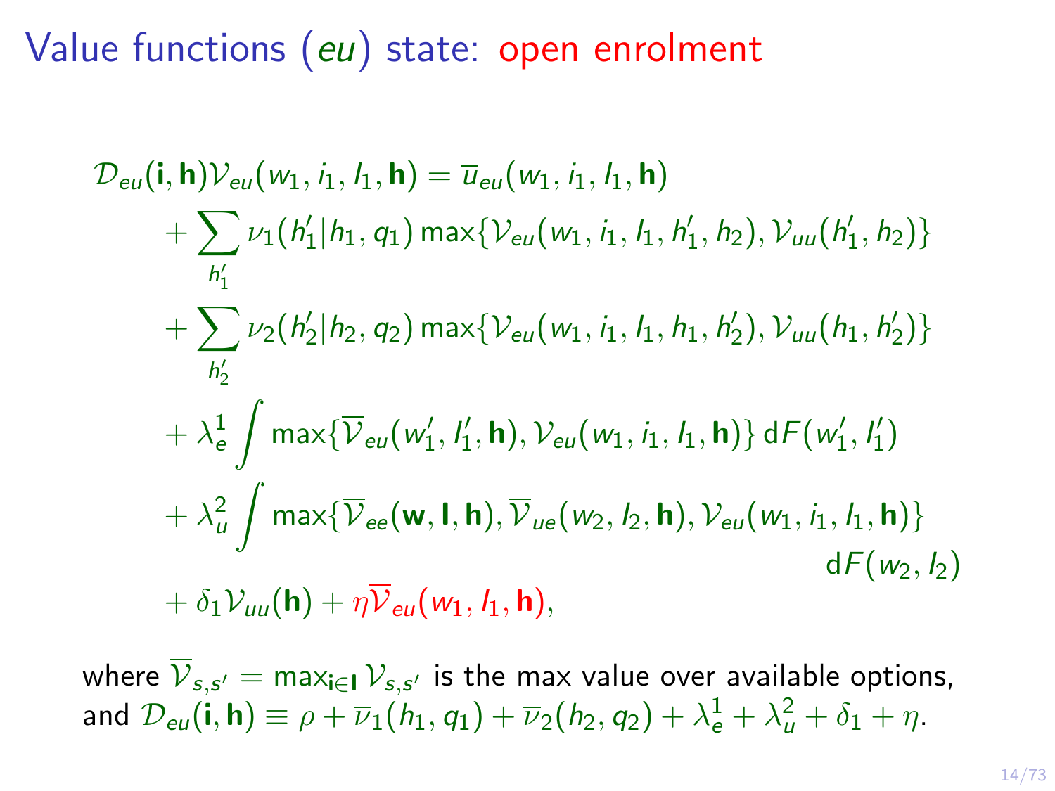# Value functions ($eu$) state: open enrolment

$$
\begin{aligned}
\mathcal{D}_{eu}(\mathbf{i},\mathbf{h})\mathcal{V}_{eu}(w_1, i_1, l_1, \mathbf{h}) &= \overline{u}_{eu}(w_1, i_1, l_1, \mathbf{h}) \\
&+ \sum_{h_1'} \nu_1(h_1'|h_1, q_1) \max\{\mathcal{V}_{eu}(w_1, i_1, l_1, h_1', h_2), \mathcal{V}_{uu}(h_1', h_2)\} \\
&+ \sum_{h_2'} \nu_2(h_2'|h_2, q_2) \max\{\mathcal{V}_{eu}(w_1, i_1, l_1, h_1, h_2'), \mathcal{V}_{uu}(h_1, h_2')\} \\
&+ \lambda_e^1 \int \max\{\overline{\mathcal{V}}_{eu}(w_1', l_1', \mathbf{h}), \mathcal{V}_{eu}(w_1, i_1, l_1, \mathbf{h})\} \, \mathrm{d}F(w_1', l_1') \\
&+ \lambda_u^2 \int \max\{\overline{\mathcal{V}}_{ee}(\mathbf{w}, \mathbf{l}, \mathbf{h}), \overline{\mathcal{V}}_{ue}(w_2, l_2, \mathbf{h}), \mathcal{V}_{eu}(w_1, i_1, l_1, \mathbf{h})\} \\
&\qquad\qquad\qquad\qquad\qquad\qquad\qquad\qquad\qquad \mathrm{d}F(w_2, l_2) \\
&+ \delta_1 \mathcal{V}_{uu}(\mathbf{h}) + \eta \overline{\mathcal{V}}_{eu}(w_1, l_1, \mathbf{h}),
\end{aligned}
$$

where $\overline{\mathcal{V}}_{s,s'} = \max_{\mathbf{i}\in\mathbf{I}} \mathcal{V}_{s,s'}$ is the max value over available options, and $\mathcal{D}_{eu}(\mathbf{i},\mathbf{h}) \equiv \rho + \overline{\nu}_1(h_1, q_1) + \overline{\nu}_2(h_2, q_2) + \lambda_e^1 + \lambda_u^2 + \delta_1 + \eta$.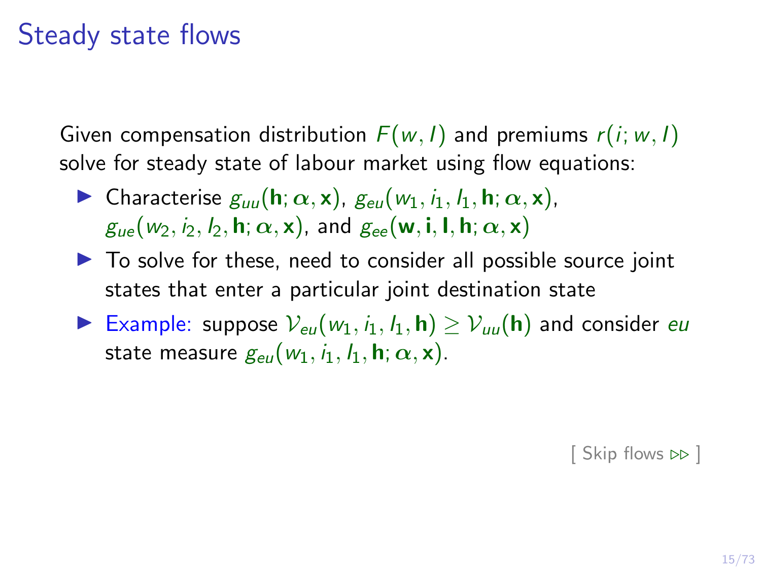# Steady state flows

Given compensation distribution $F(w, I)$ and premiums $r(i; w, I)$ solve for steady state of labour market using flow equations:

- Characterise $g_{uu}(\mathbf{h}; \boldsymbol{\alpha}, \mathbf{x})$, $g_{eu}(w_1, i_1, I_1, \mathbf{h}; \boldsymbol{\alpha}, \mathbf{x})$, $g_{ue}(w_2, i_2, I_2, \mathbf{h}; \boldsymbol{\alpha}, \mathbf{x})$, and $g_{ee}(\mathbf{w}, \mathbf{i}, \mathbf{I}, \mathbf{h}; \boldsymbol{\alpha}, \mathbf{x})$
- To solve for these, need to consider all possible source joint states that enter a particular joint destination state
- Example: suppose $\mathcal{V}_{eu}(w_1, i_1, I_1, \mathbf{h}) \geq \mathcal{V}_{uu}(\mathbf{h})$ and consider *eu* state measure $g_{eu}(w_1, i_1, I_1, \mathbf{h}; \boldsymbol{\alpha}, \mathbf{x})$.

[ Skip flows ▷▷ ]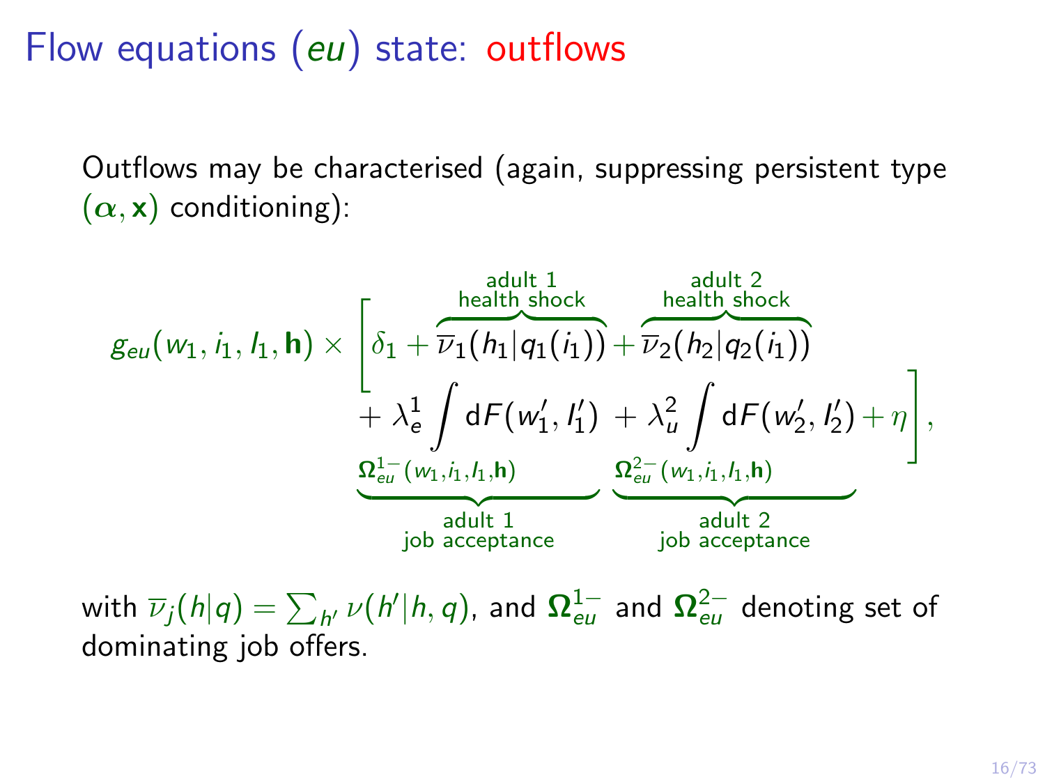# Flow equations ($eu$) state: outflows

Outflows may be characterised (again, suppressing persistent type $(\boldsymbol{\alpha}, \mathbf{x})$ conditioning):

$$
g_{eu}(w_1, i_1, l_1, \mathbf{h}) \times \Bigg[ \delta_1 + \overbrace{\overline{\nu}_1(h_1 | q_1(i_1))}^{\substack{\text{adult 1} \\ \text{health shock}}} + \overbrace{\overline{\nu}_2(h_2 | q_2(i_1))}^{\substack{\text{adult 2} \\ \text{health shock}}} + \underbrace{\lambda_e^1 \int_{\boldsymbol{\Omega}_{eu}^{1-}(w_1, i_1, l_1, \mathbf{h})} \mathrm{d}F(w_1', l_1')}_{\substack{\text{adult 1} \\ \text{job acceptance}}} + \underbrace{\lambda_u^2 \int_{\boldsymbol{\Omega}_{eu}^{2-}(w_1, i_1, l_1, \mathbf{h})} \mathrm{d}F(w_2', l_2')}_{\substack{\text{adult 2} \\ \text{job acceptance}}} + \eta \Bigg],
$$

with $\overline{\nu}_j(h|q) = \sum_{h'} \nu(h'|h, q)$, and $\boldsymbol{\Omega}_{eu}^{1-}$ and $\boldsymbol{\Omega}_{eu}^{2-}$ denoting set of dominating job offers.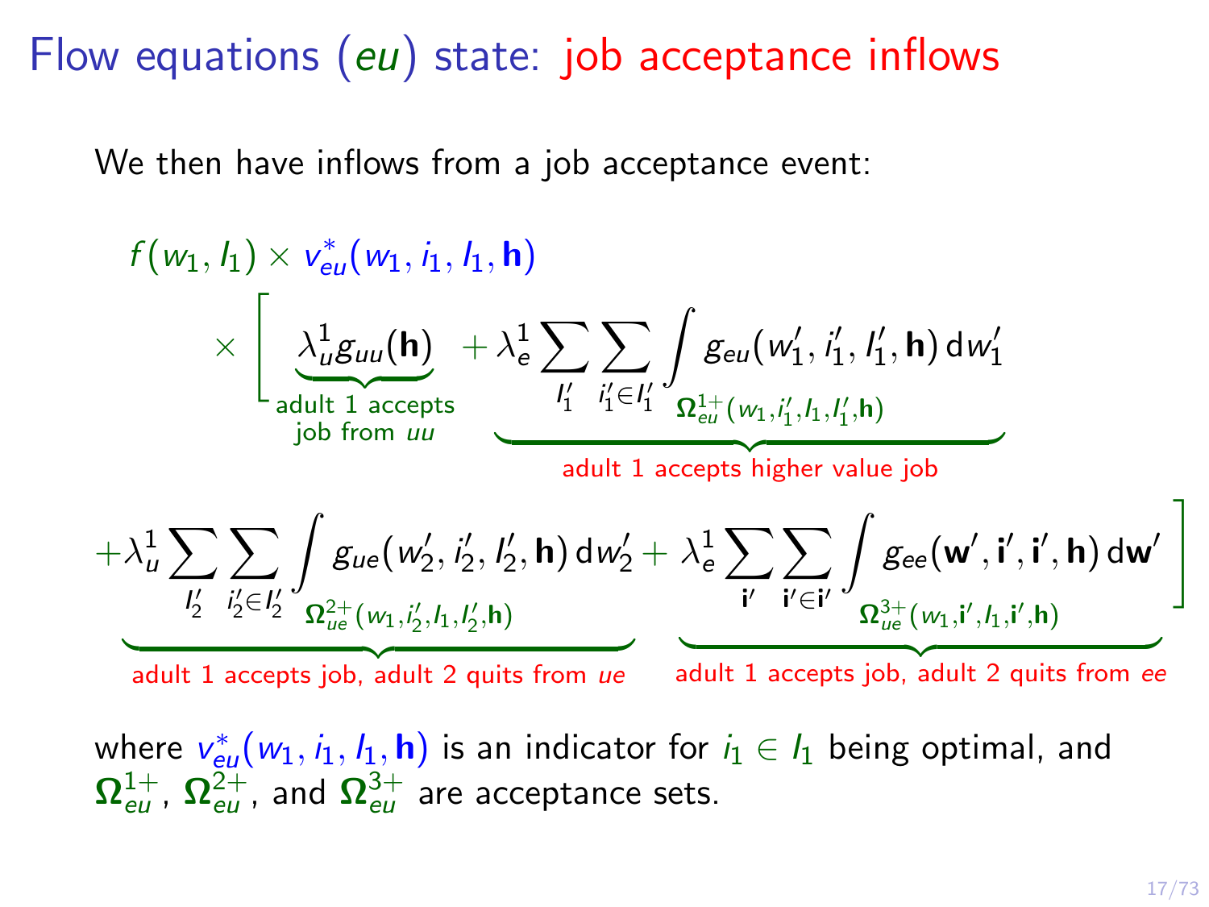# Flow equations ($eu$) state: job acceptance inflows

We then have inflows from a job acceptance event:

$$
\begin{aligned}
& f(w_1, l_1) \times v^*_{eu}(w_1, i_1, l_1, \mathbf{h}) \\
& \quad \times \Bigg[ \underbrace{\lambda^1_u g_{uu}(\mathbf{h})}_{\substack{\text{adult 1 accepts} \\ \text{job from } uu}} + \underbrace{\lambda^1_e \sum_{l'_1} \sum_{i'_1 \in l'_1} \int_{\boldsymbol{\Omega}^{1+}_{eu}(w_1, i'_1, l_1, l'_1, \mathbf{h})} g_{eu}(w'_1, i'_1, l'_1, \mathbf{h})\, \mathrm{d}w'_1}_{\text{adult 1 accepts higher value job}} \\
& \quad + \underbrace{\lambda^1_u \sum_{l'_2} \sum_{i'_2 \in l'_2} \int_{\boldsymbol{\Omega}^{2+}_{ue}(w_1, i'_2, l_1, l'_2, \mathbf{h})} g_{ue}(w'_2, i'_2, l'_2, \mathbf{h})\, \mathrm{d}w'_2}_{\text{adult 1 accepts job, adult 2 quits from } ue} + \underbrace{\lambda^1_e \sum_{\mathbf{i}'} \sum_{\mathbf{i}' \in \mathbf{i}'} \int_{\boldsymbol{\Omega}^{3+}_{ue}(w_1, \mathbf{i}', l_1, \mathbf{i}', \mathbf{h})} g_{ee}(\mathbf{w}', \mathbf{i}', \mathbf{i}', \mathbf{h})\, \mathrm{d}\mathbf{w}'}_{\text{adult 1 accepts job, adult 2 quits from } ee} \Bigg]
\end{aligned}
$$

where $v^*_{eu}(w_1, i_1, l_1, \mathbf{h})$ is an indicator for $i_1 \in l_1$ being optimal, and $\boldsymbol{\Omega}^{1+}_{eu}$, $\boldsymbol{\Omega}^{2+}_{eu}$, and $\boldsymbol{\Omega}^{3+}_{eu}$ are acceptance sets.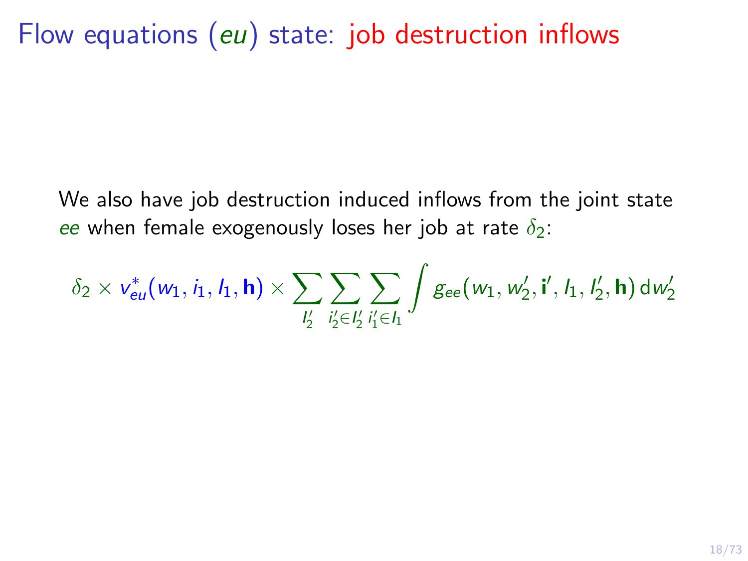# Flow equations (*eu*) state: job destruction inflows

We also have job destruction induced inflows from the joint state *ee* when female exogenously loses her job at rate $\delta_2$:

$$\delta_2 \times v^*_{eu}(w_1, i_1, I_1, \mathbf{h}) \times \sum_{I'_2} \sum_{i'_2 \in I'_2} \sum_{i'_1 \in I_1} \int g_{ee}(w_1, w'_2, \mathbf{i}', I_1, I'_2, \mathbf{h}) \, \mathrm{d}w'_2$$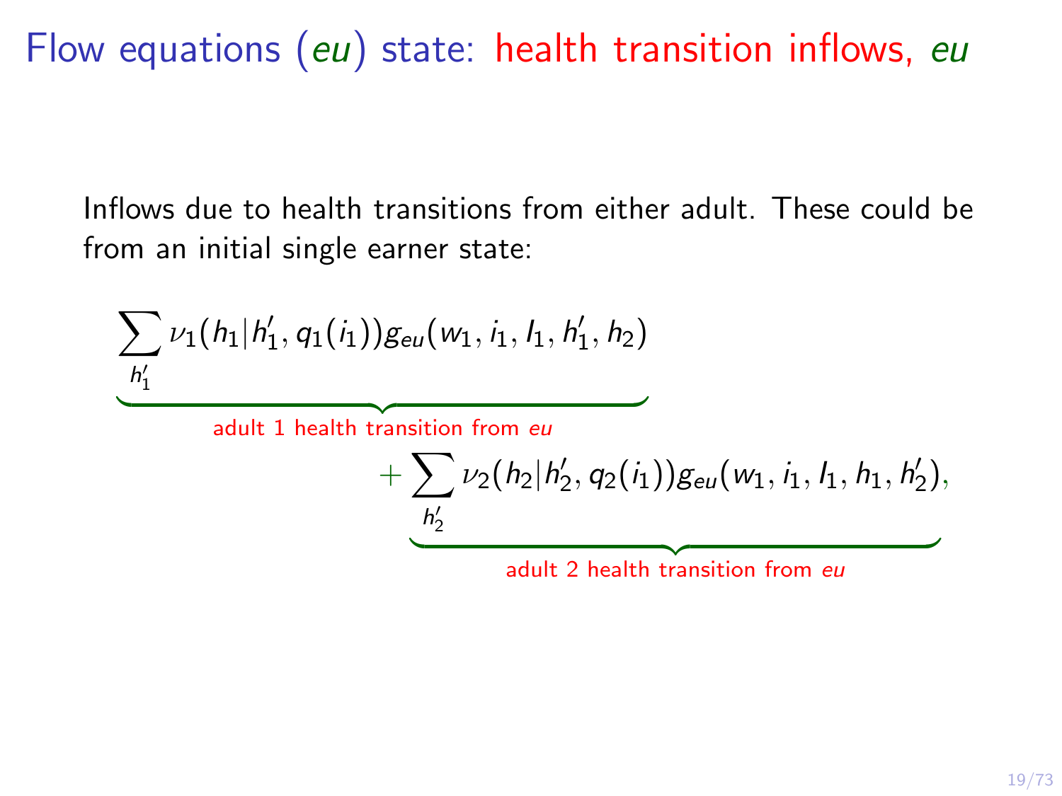# Flow equations (*eu*) state: health transition inflows, *eu*

Inflows due to health transitions from either adult. These could be from an initial single earner state:

$$
\underbrace{\sum_{h_1'} \nu_1(h_1|h_1', q_1(i_1)) g_{eu}(w_1, i_1, I_1, h_1', h_2)}_{\text{adult 1 health transition from } eu} + \underbrace{\sum_{h_2'} \nu_2(h_2|h_2', q_2(i_1)) g_{eu}(w_1, i_1, I_1, h_1, h_2')}_{\text{adult 2 health transition from } eu},
$$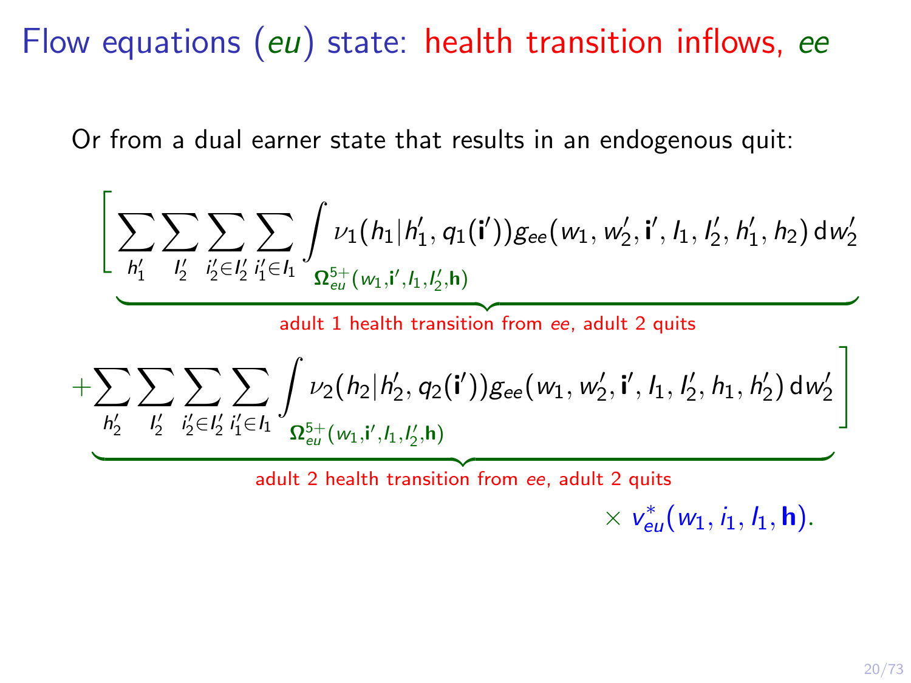# Flow equations (*eu*) state: health transition inflows, *ee*

Or from a dual earner state that results in an endogenous quit:

$$
\Bigg[ \underbrace{\sum_{h_1'} \sum_{l_2'} \sum_{i_2' \in l_2'} \sum_{i_1' \in l_1} \int_{\Omega_{eu}^{5+}(w_1, \mathbf{i}', l_1, l_2', \mathbf{h})} \nu_1(h_1 | h_1', q_1(\mathbf{i}')) g_{ee}(w_1, w_2', \mathbf{i}', l_1, l_2', h_1', h_2) \, \mathrm{d}w_2'}_{\text{adult 1 health transition from } ee \text{, adult 2 quits}}
$$

$$
\underbrace{+ \sum_{h_2'} \sum_{l_2'} \sum_{i_2' \in l_2'} \sum_{i_1' \in l_1} \int_{\Omega_{eu}^{5+}(w_1, \mathbf{i}', l_1, l_2', \mathbf{h})} \nu_2(h_2 | h_2', q_2(\mathbf{i}')) g_{ee}(w_1, w_2', \mathbf{i}', l_1, l_2', h_1, h_2') \, \mathrm{d}w_2'}_{\text{adult 2 health transition from } ee \text{, adult 2 quits}} \Bigg]
$$

$$
\times \, v_{eu}^*(w_1, i_1, l_1, \mathbf{h}).
$$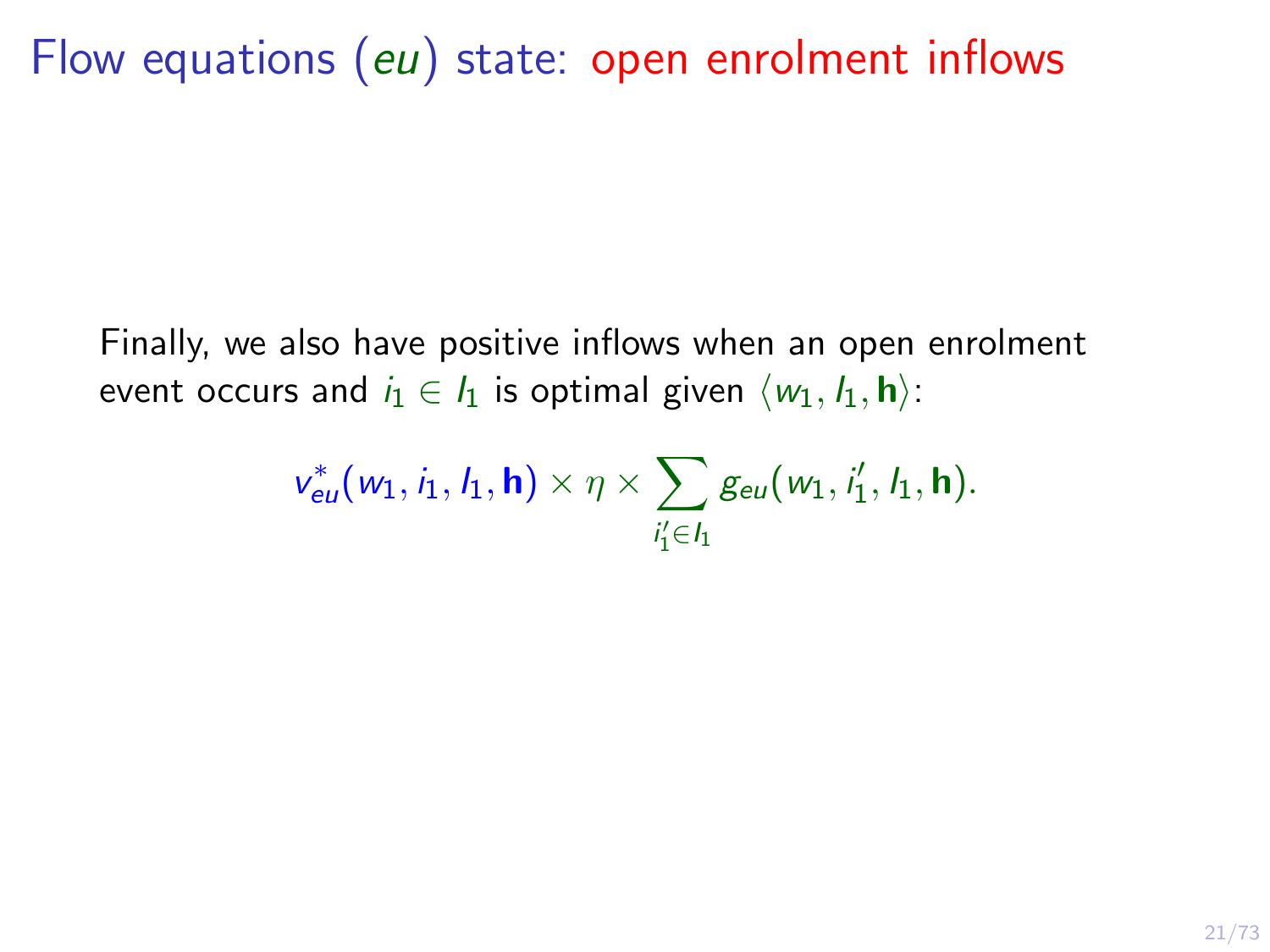# Flow equations ($eu$) state: open enrolment inflows

Finally, we also have positive inflows when an open enrolment event occurs and $i_1 \in I_1$ is optimal given $\langle w_1, I_1, \mathbf{h} \rangle$:

$$v^*_{eu}(w_1, i_1, I_1, \mathbf{h}) \times \eta \times \sum_{i'_1 \in I_1} g_{eu}(w_1, i'_1, I_1, \mathbf{h}).$$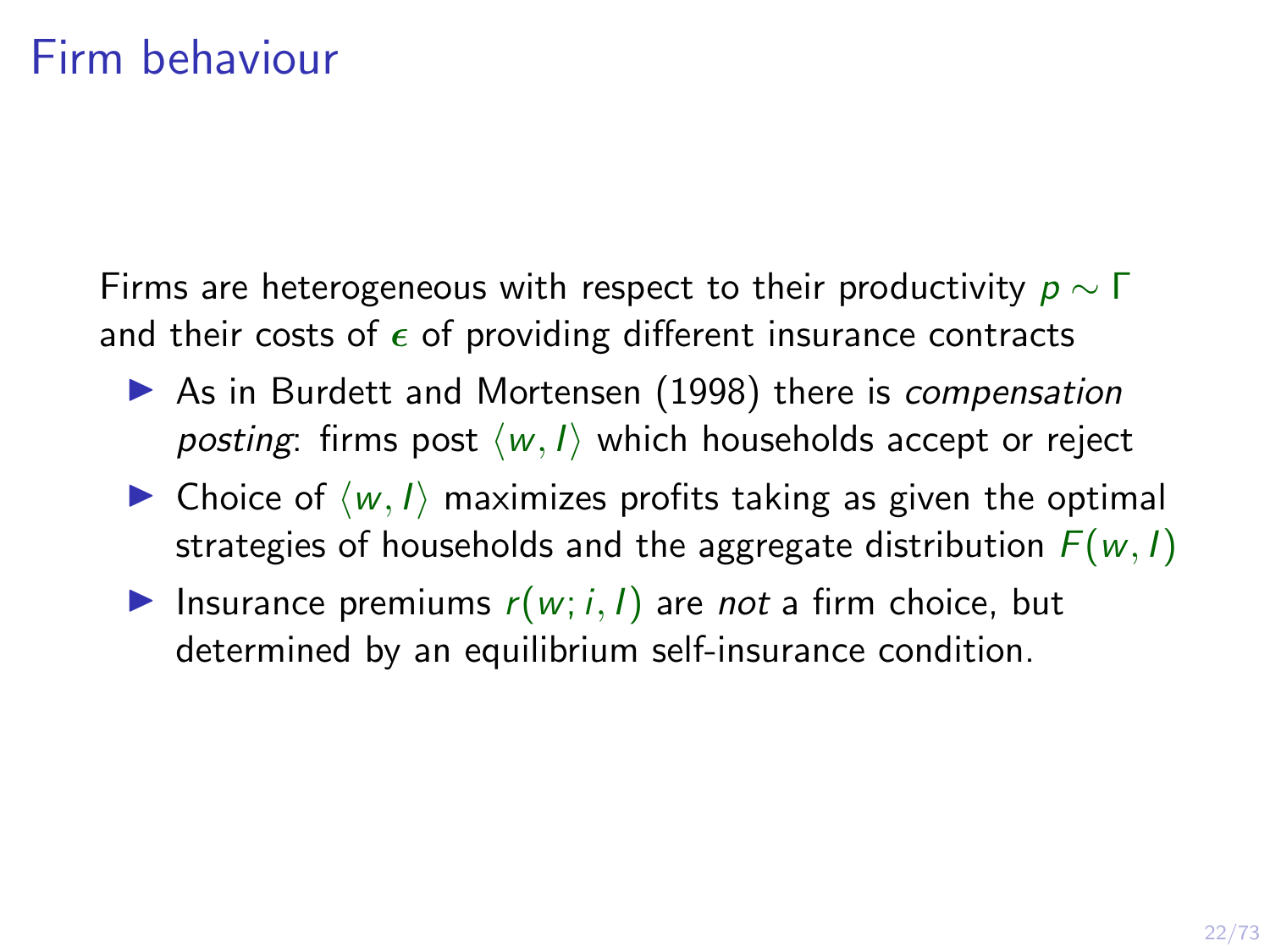# Firm behaviour

Firms are heterogeneous with respect to their productivity $p \sim \Gamma$ and their costs of $\epsilon$ of providing different insurance contracts

- As in Burdett and Mortensen (1998) there is *compensation posting*: firms post $\langle w, I \rangle$ which households accept or reject
- Choice of $\langle w, I \rangle$ maximizes profits taking as given the optimal strategies of households and the aggregate distribution $F(w, I)$
- Insurance premiums $r(w; i, I)$ are *not* a firm choice, but determined by an equilibrium self-insurance condition.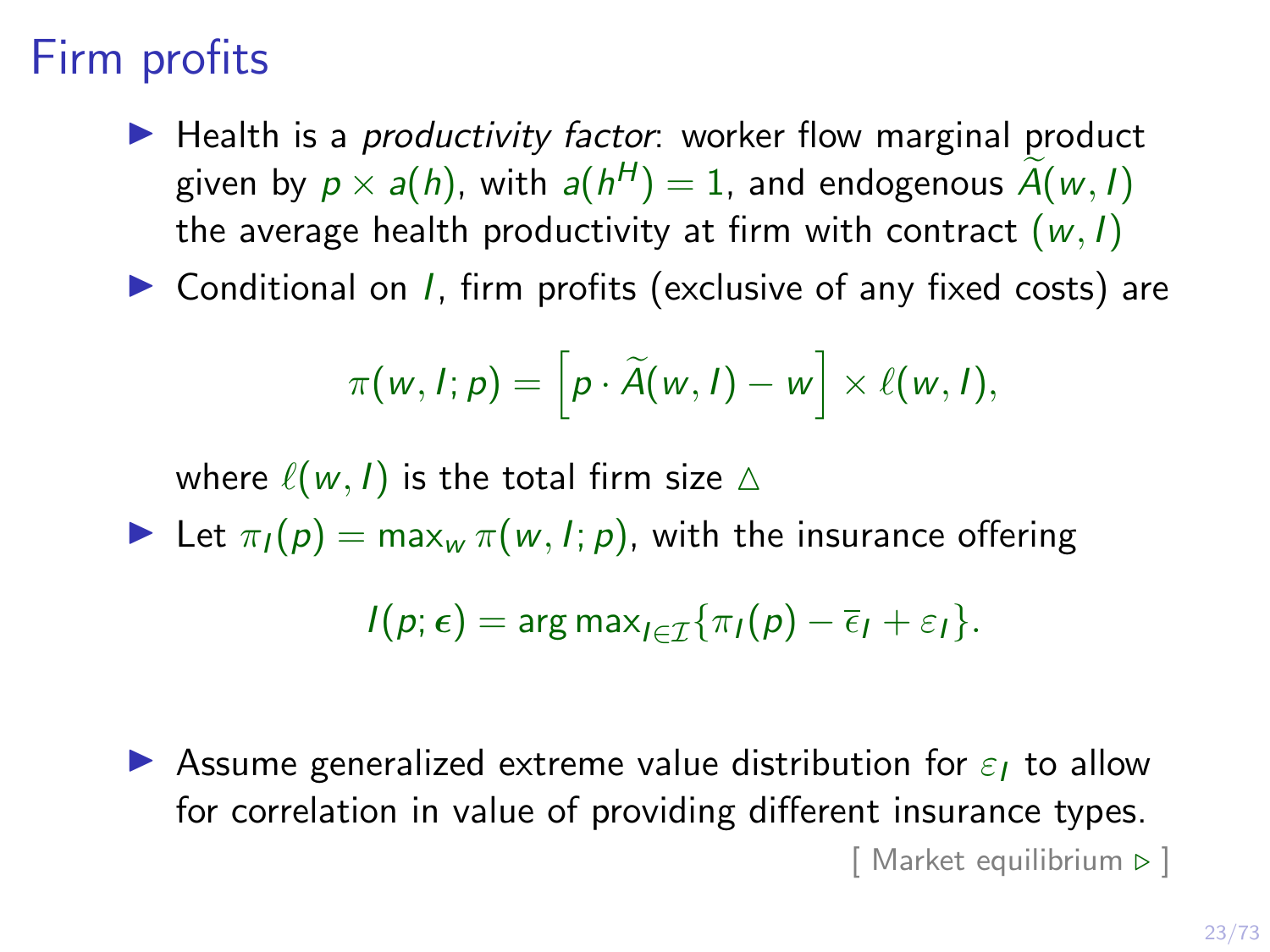# Firm profits

- Health is a *productivity factor*: worker flow marginal product given by $p \times a(h)$, with $a(h^H) = 1$, and endogenous $\widetilde{A}(w, I)$ the average health productivity at firm with contract $(w, I)$
- Conditional on $I$, firm profits (exclusive of any fixed costs) are

$$\pi(w, I; p) = \left[ p \cdot \widetilde{A}(w, I) - w \right] \times \ell(w, I),$$

  where $\ell(w, I)$ is the total firm size $\triangle$

- Let $\pi_I(p) = \max_w \pi(w, I; p)$, with the insurance offering

$$I(p; \epsilon) = \arg\max_{I \in \mathcal{I}} \{ \pi_I(p) - \overline{\epsilon}_I + \varepsilon_I \}.$$

- Assume generalized extreme value distribution for $\varepsilon_I$ to allow for correlation in value of providing different insurance types.

[ Market equilibrium ▹ ]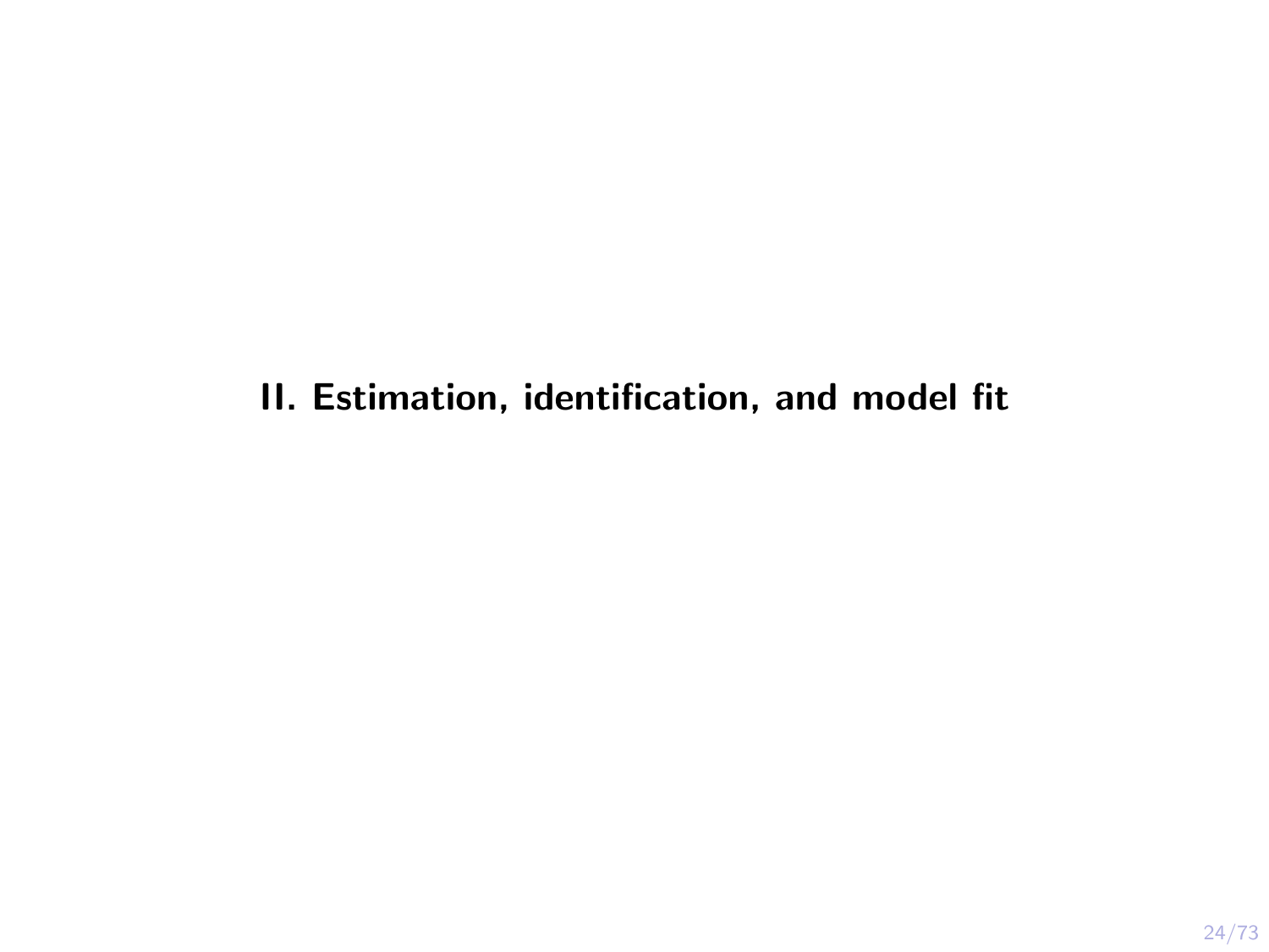# II. Estimation, identification, and model fit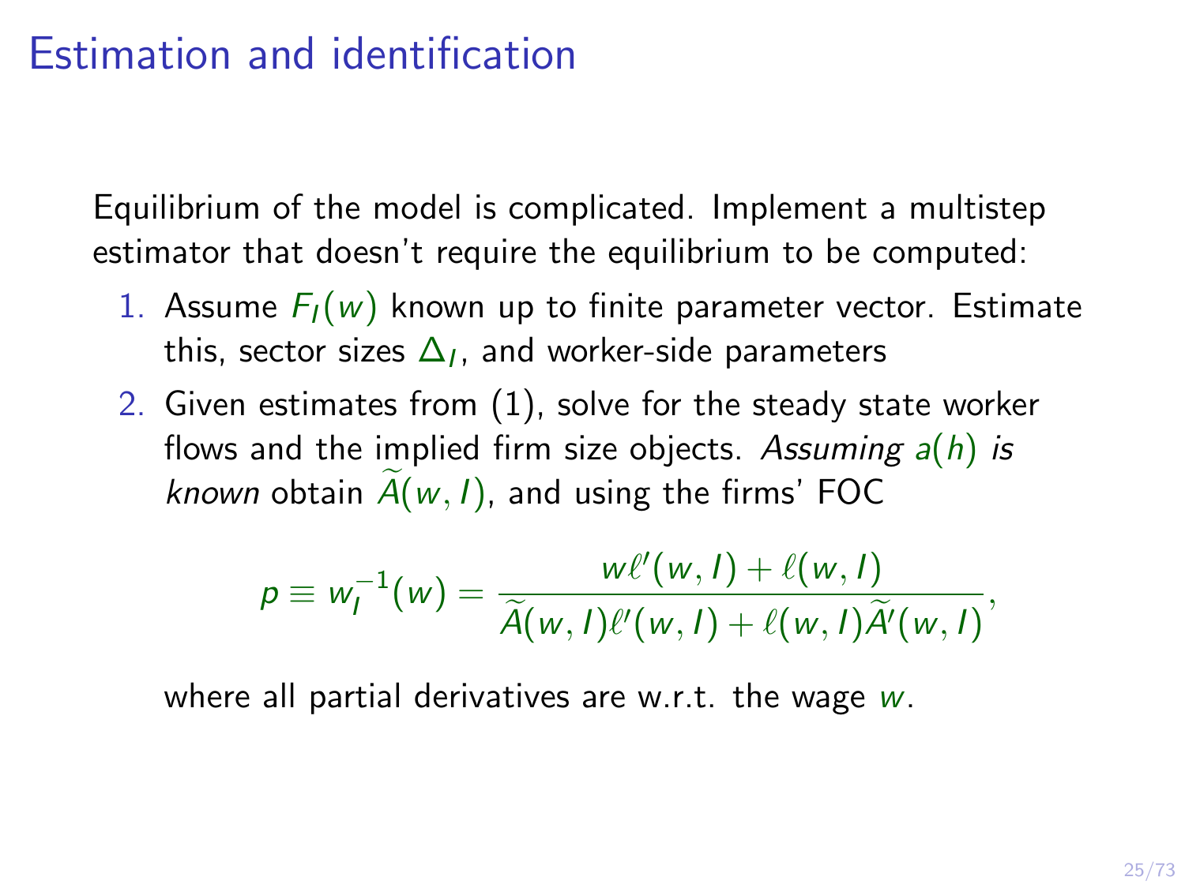# Estimation and identification

Equilibrium of the model is complicated. Implement a multistep estimator that doesn't require the equilibrium to be computed:

1. Assume $F_I(w)$ known up to finite parameter vector. Estimate this, sector sizes $\Delta_I$, and worker-side parameters
2. Given estimates from (1), solve for the steady state worker flows and the implied firm size objects. *Assuming* $a(h)$ *is known* obtain $\widetilde{A}(w, I)$, and using the firms' FOC

$$p \equiv w_I^{-1}(w) = \frac{w\ell'(w, I) + \ell(w, I)}{\widetilde{A}(w, I)\ell'(w, I) + \ell(w, I)\widetilde{A}'(w, I)},$$

where all partial derivatives are w.r.t. the wage $w$.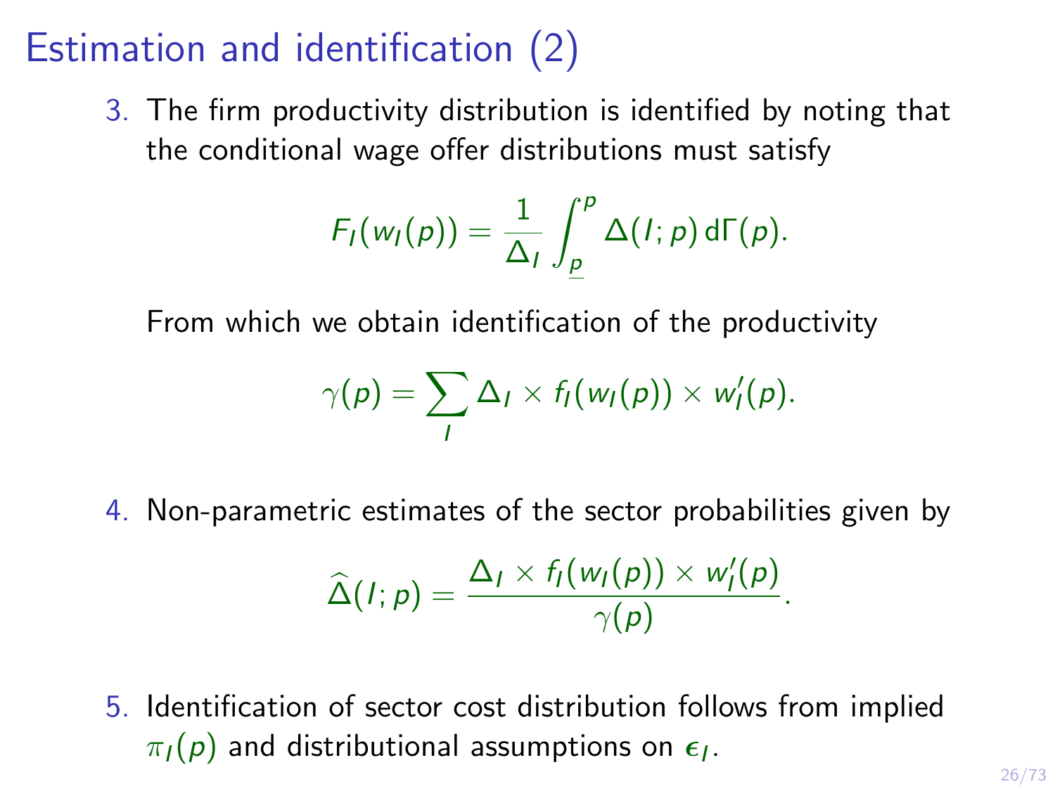# Estimation and identification (2)

3. The firm productivity distribution is identified by noting that the conditional wage offer distributions must satisfy

$$F_I(w_I(p)) = \frac{1}{\Delta_I} \int_{\underline{p}}^{p} \Delta(I; p) \, \mathrm{d}\Gamma(p).$$

   From which we obtain identification of the productivity

$$\gamma(p) = \sum_I \Delta_I \times f_I(w_I(p)) \times w_I'(p).$$

4. Non-parametric estimates of the sector probabilities given by

$$\widehat{\Delta}(I; p) = \frac{\Delta_I \times f_I(w_I(p)) \times w_I'(p)}{\gamma(p)}.$$

5. Identification of sector cost distribution follows from implied $\pi_I(p)$ and distributional assumptions on $\epsilon_I$.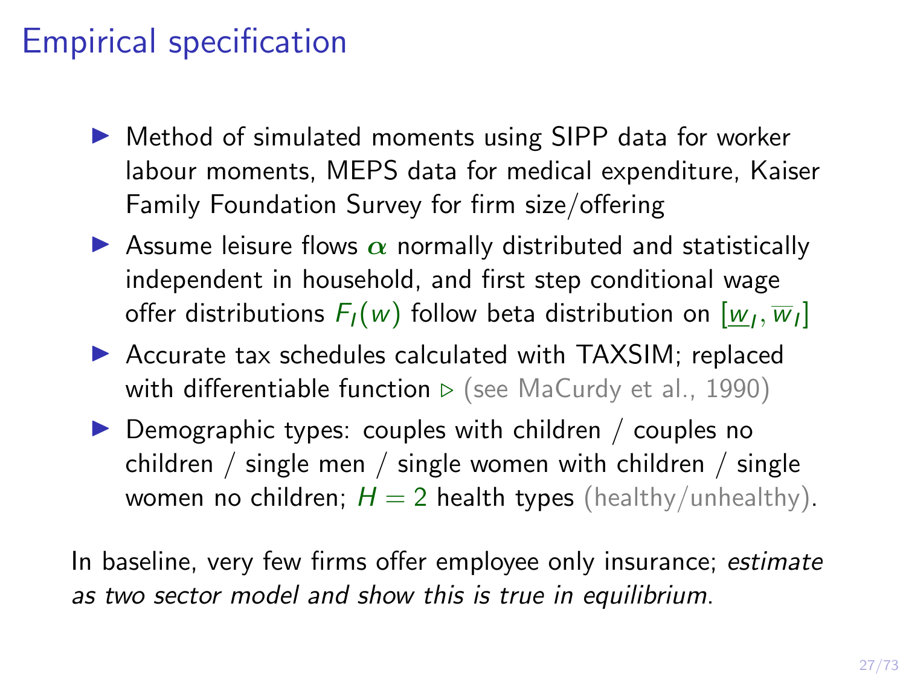# Empirical specification

- Method of simulated moments using SIPP data for worker labour moments, MEPS data for medical expenditure, Kaiser Family Foundation Survey for firm size/offering
- Assume leisure flows $\boldsymbol{\alpha}$ normally distributed and statistically independent in household, and first step conditional wage offer distributions $F_I(w)$ follow beta distribution on $[\underline{w}_I, \overline{w}_I]$
- Accurate tax schedules calculated with TAXSIM; replaced with differentiable function ▹ (see MaCurdy et al., 1990)
- Demographic types: couples with children / couples no children / single men / single women with children / single women no children; $H = 2$ health types (healthy/unhealthy).

In baseline, very few firms offer employee only insurance; *estimate as two sector model and show this is true in equilibrium*.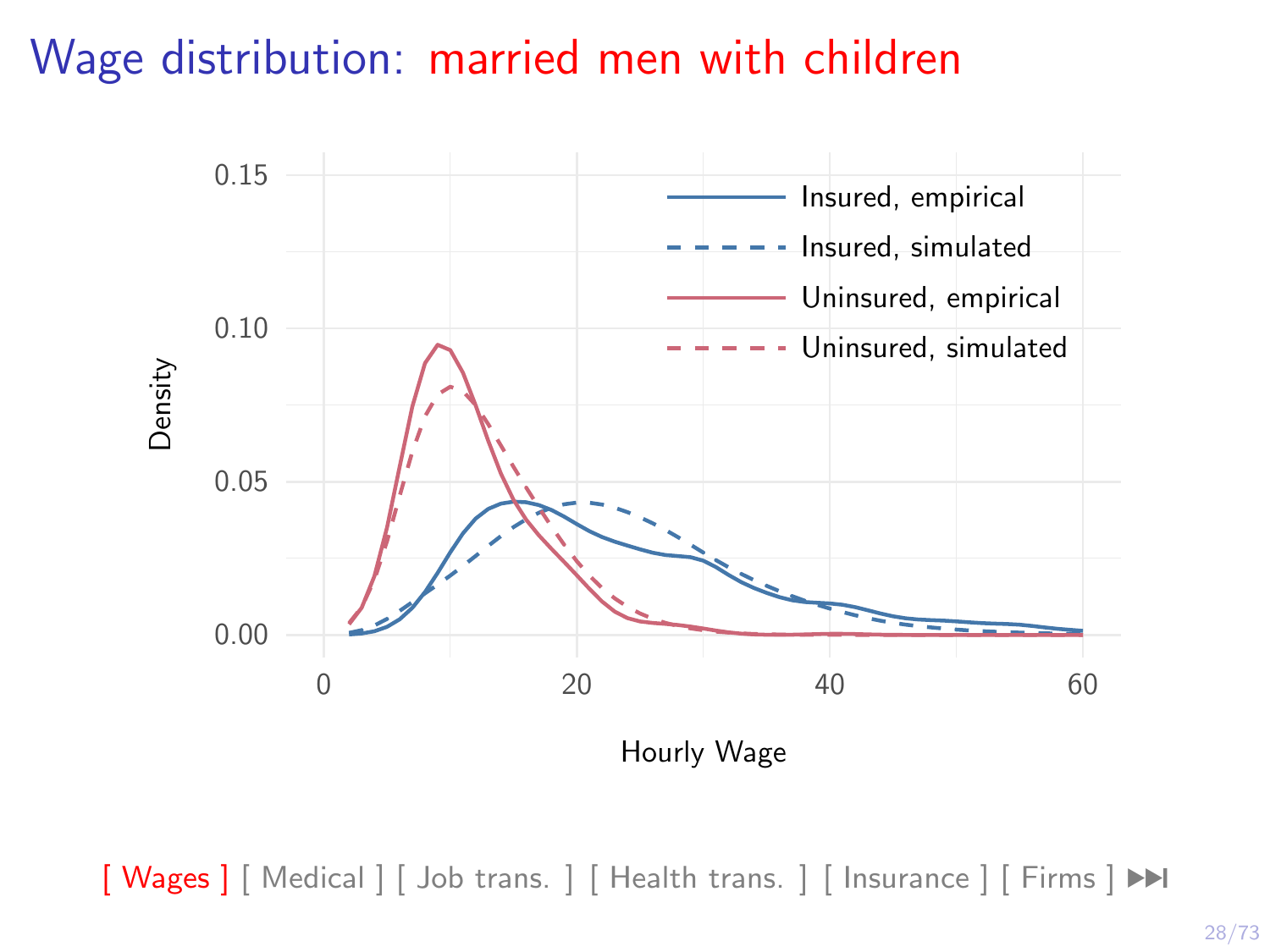# Wage distribution: married men with children

[ Wages ] [ Medical ] [ Job trans. ] [ Health trans. ] [ Insurance ] [ Firms ]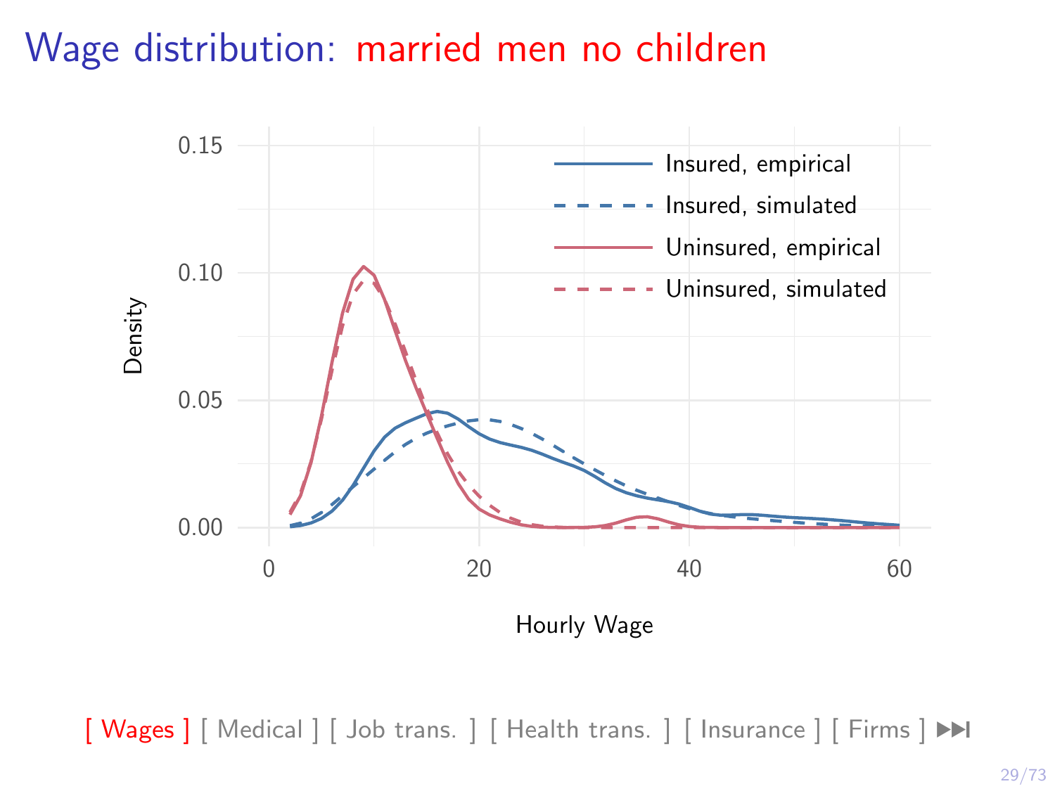# Wage distribution: married men no children

[ Wages ] [ Medical ] [ Job trans. ] [ Health trans. ] [ Insurance ] [ Firms ]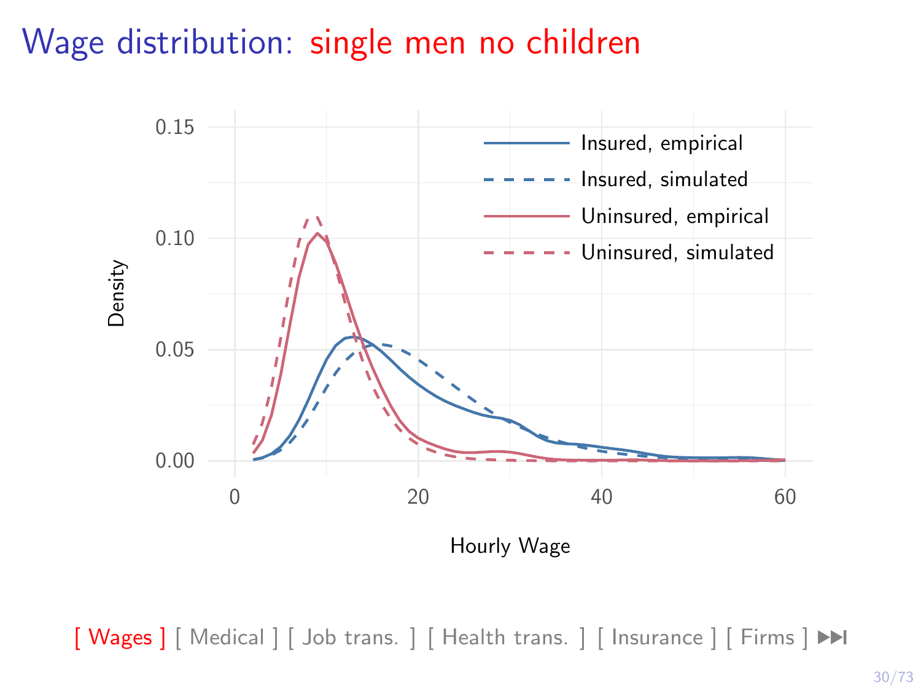# Wage distribution: single men no children

[ Wages ] [ Medical ] [ Job trans. ] [ Health trans. ] [ Insurance ] [ Firms ]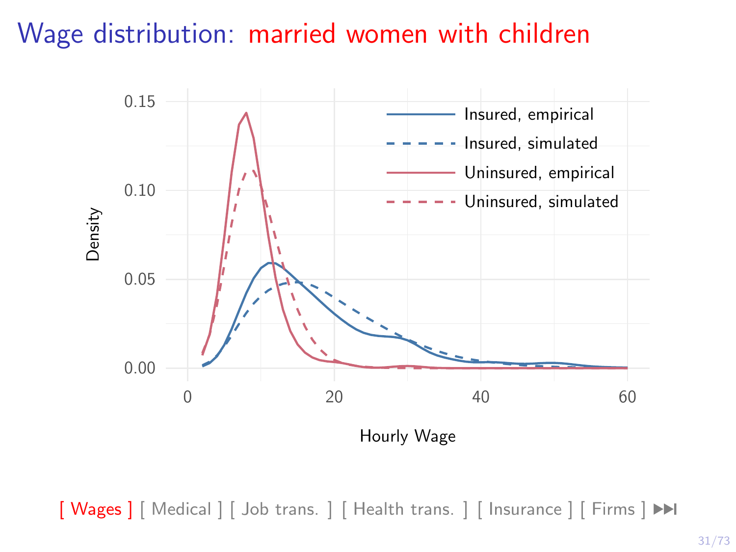# Wage distribution: married women with children

Density

0.15

0.10

0.05

0.00

0 20 40 60

Hourly Wage

Insured, empirical

Insured, simulated

Uninsured, empirical

Uninsured, simulated

[ Wages ] [ Medical ] [ Job trans. ] [ Health trans. ] [ Insurance ] [ Firms ]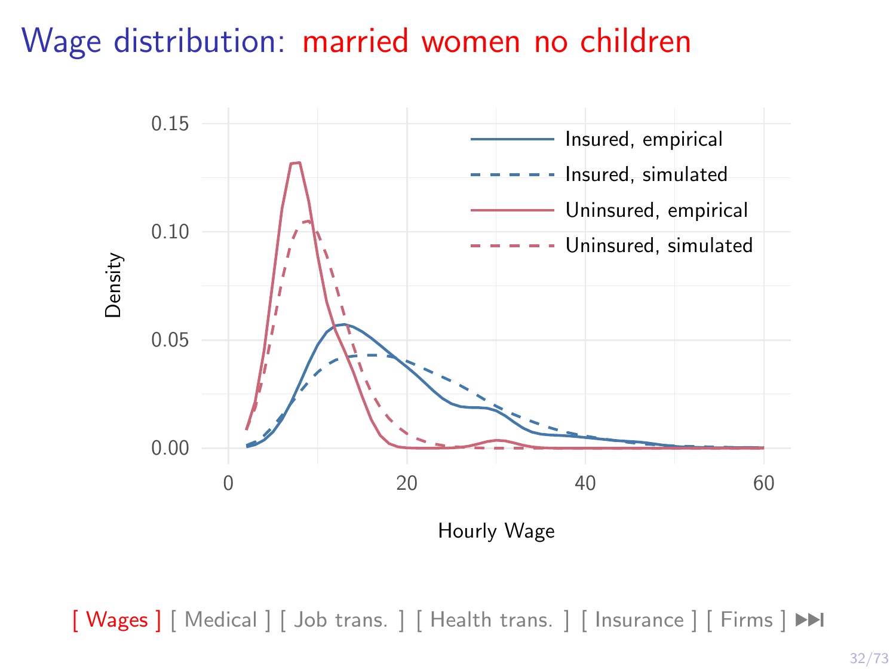# Wage distribution: married women no children

[ Wages ] [ Medical ] [ Job trans. ] [ Health trans. ] [ Insurance ] [ Firms ]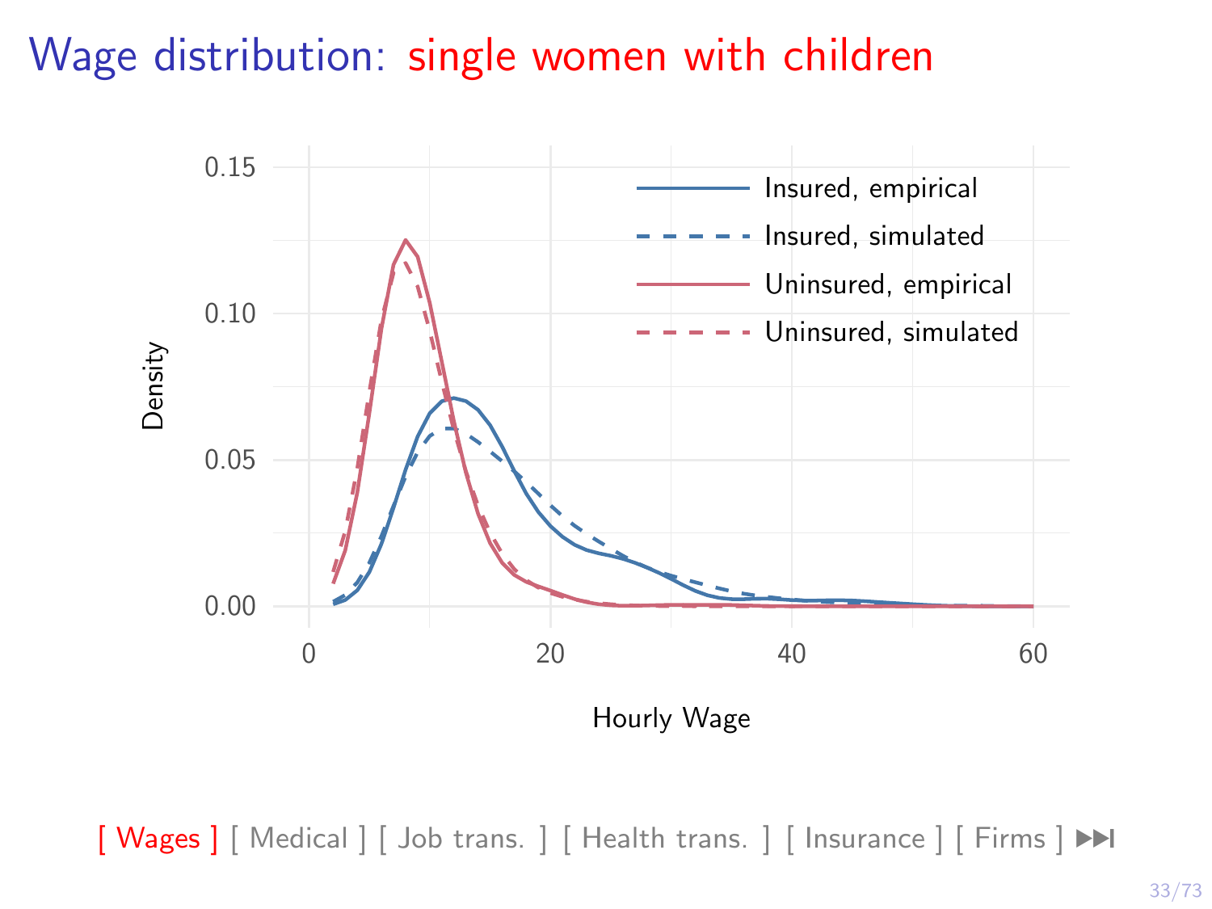# Wage distribution: single women with children

[ Wages ] [ Medical ] [ Job trans. ] [ Health trans. ] [ Insurance ] [ Firms ]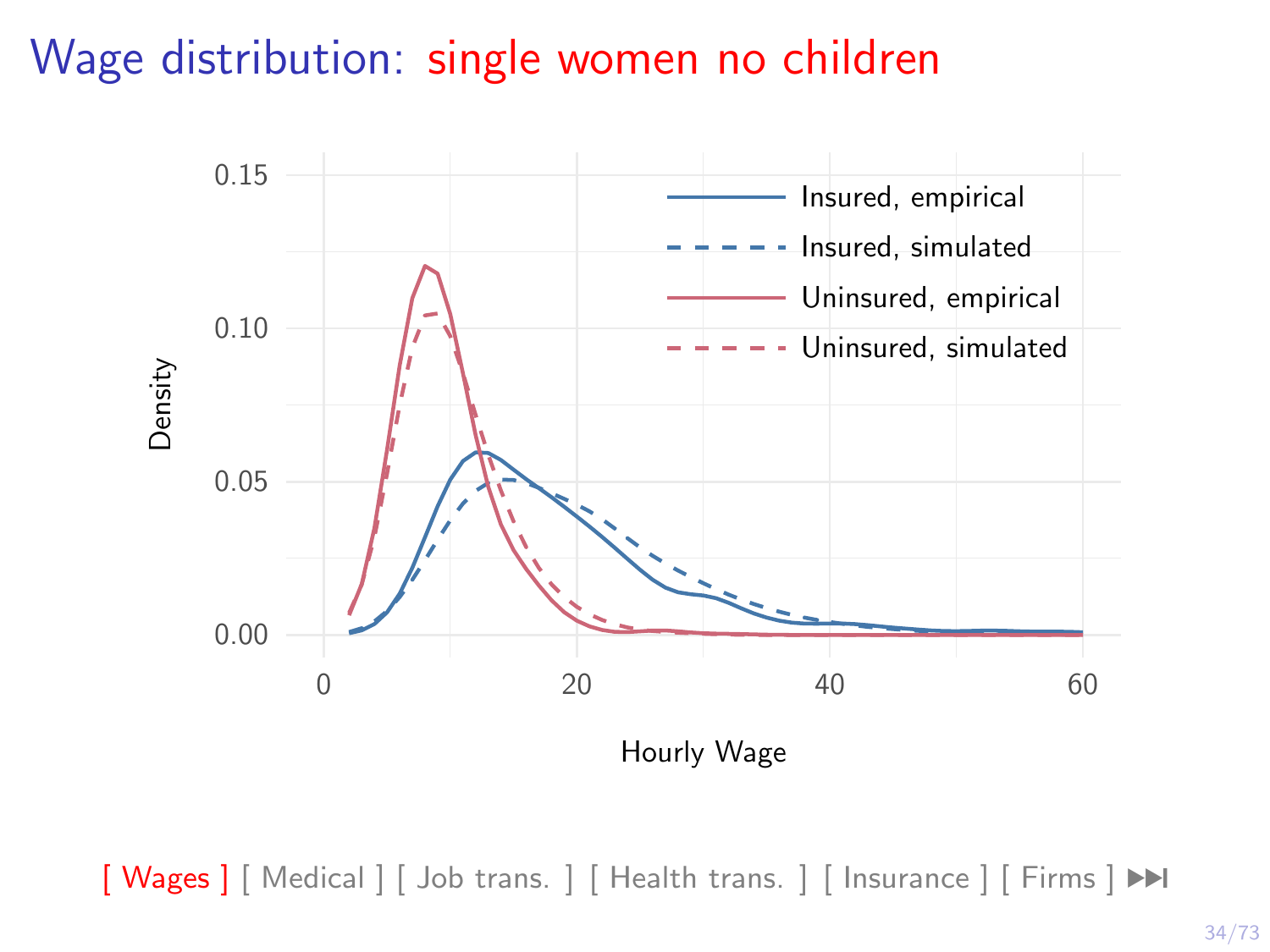# Wage distribution: single women no children

[ Wages ] [ Medical ] [ Job trans. ] [ Health trans. ] [ Insurance ] [ Firms ]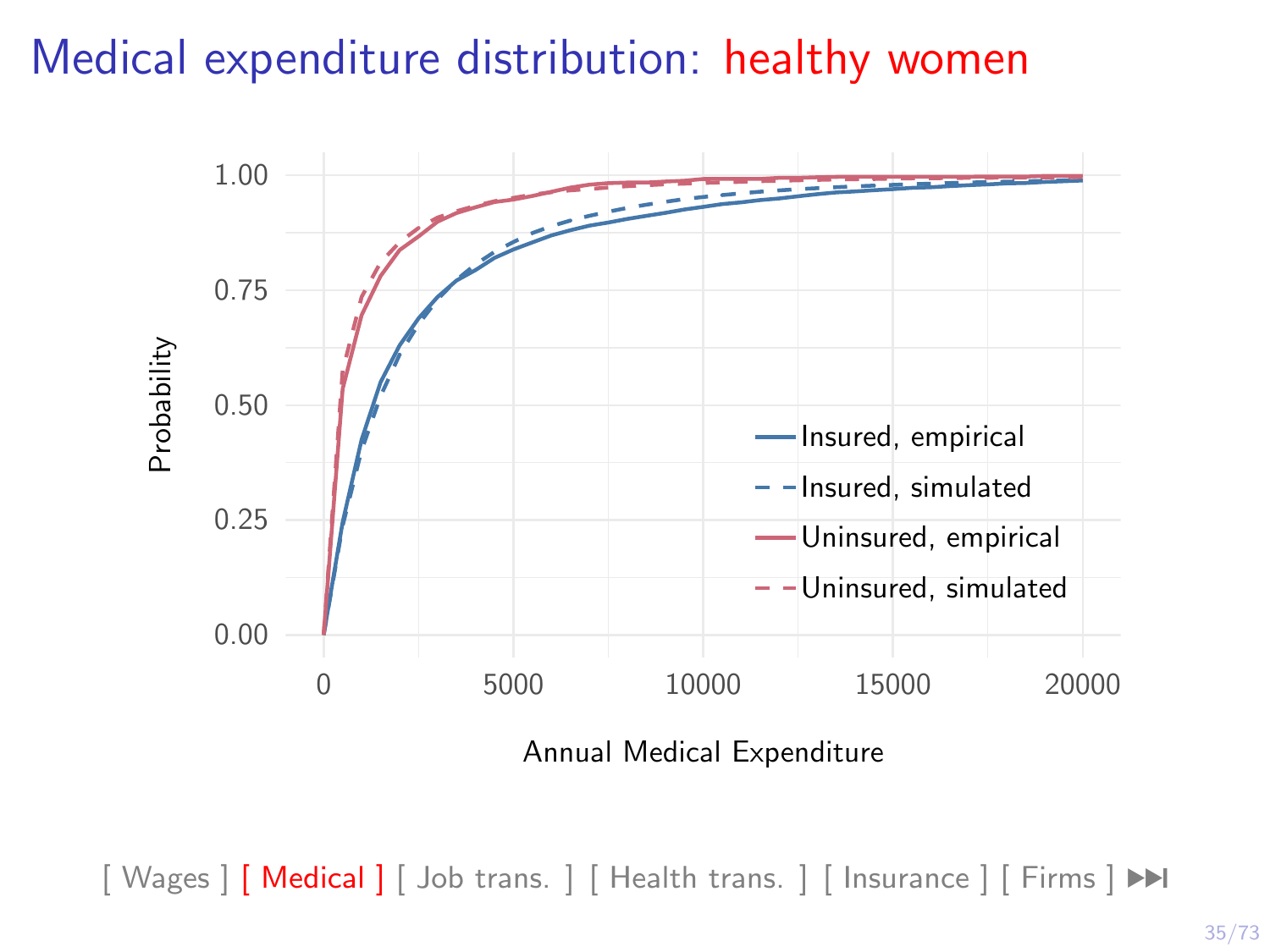# Medical expenditure distribution: healthy women

Probability

1.00

0.75

0.50

0.25

0.00

0 5000 10000 15000 20000

Annual Medical Expenditure

- Insured, empirical
- Insured, simulated
- Uninsured, empirical
- Uninsured, simulated

[ Wages ] [ Medical ] [ Job trans. ] [ Health trans. ] [ Insurance ] [ Firms ]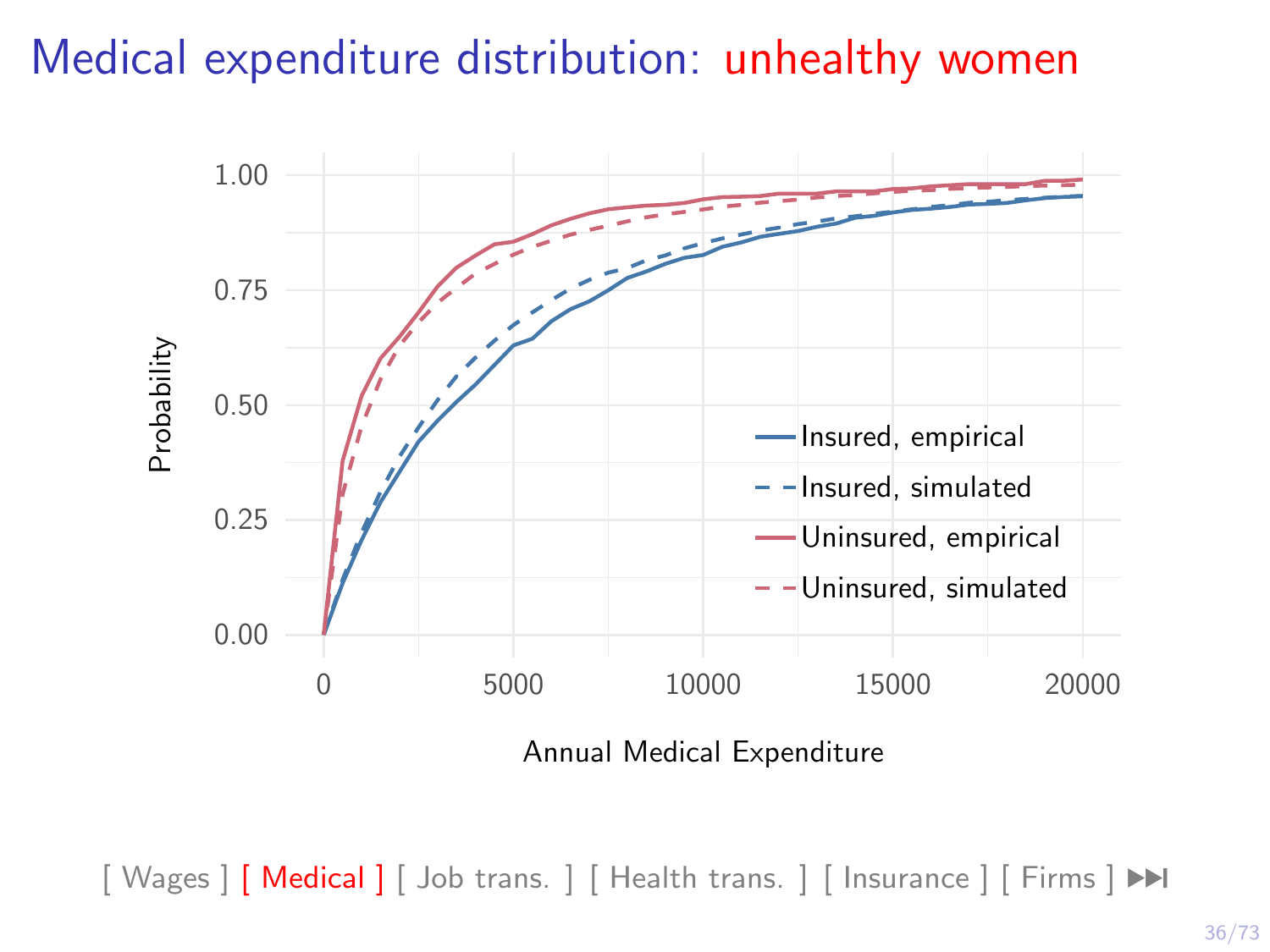# Medical expenditure distribution: unhealthy women

[ Wages ] [ Medical ] [ Job trans. ] [ Health trans. ] [ Insurance ] [ Firms ] ⏭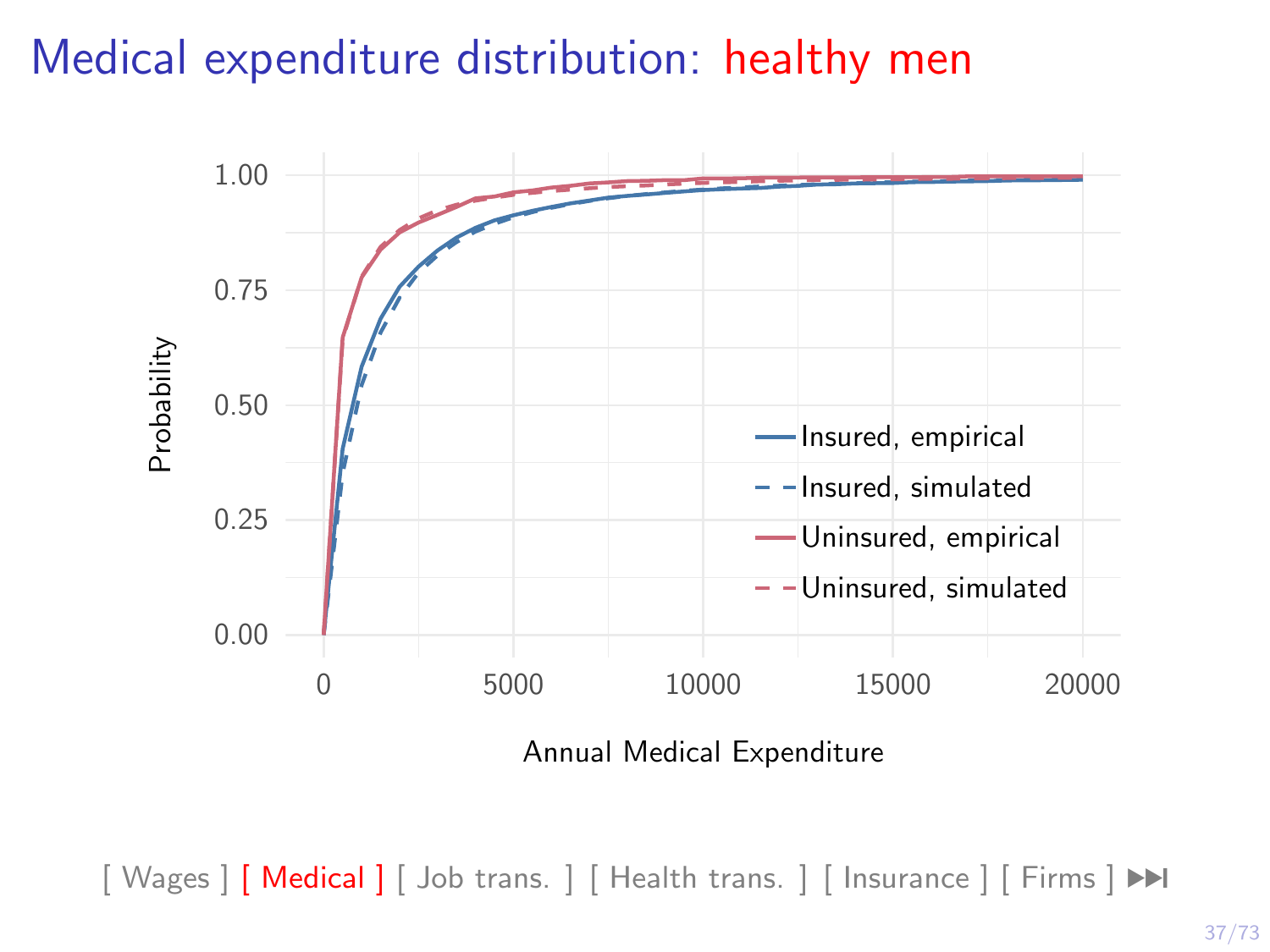# Medical expenditure distribution: healthy men

Probability

Annual Medical Expenditure

- Insured, empirical
- Insured, simulated
- Uninsured, empirical
- Uninsured, simulated

[ Wages ] [ Medical ] [ Job trans. ] [ Health trans. ] [ Insurance ] [ Firms ]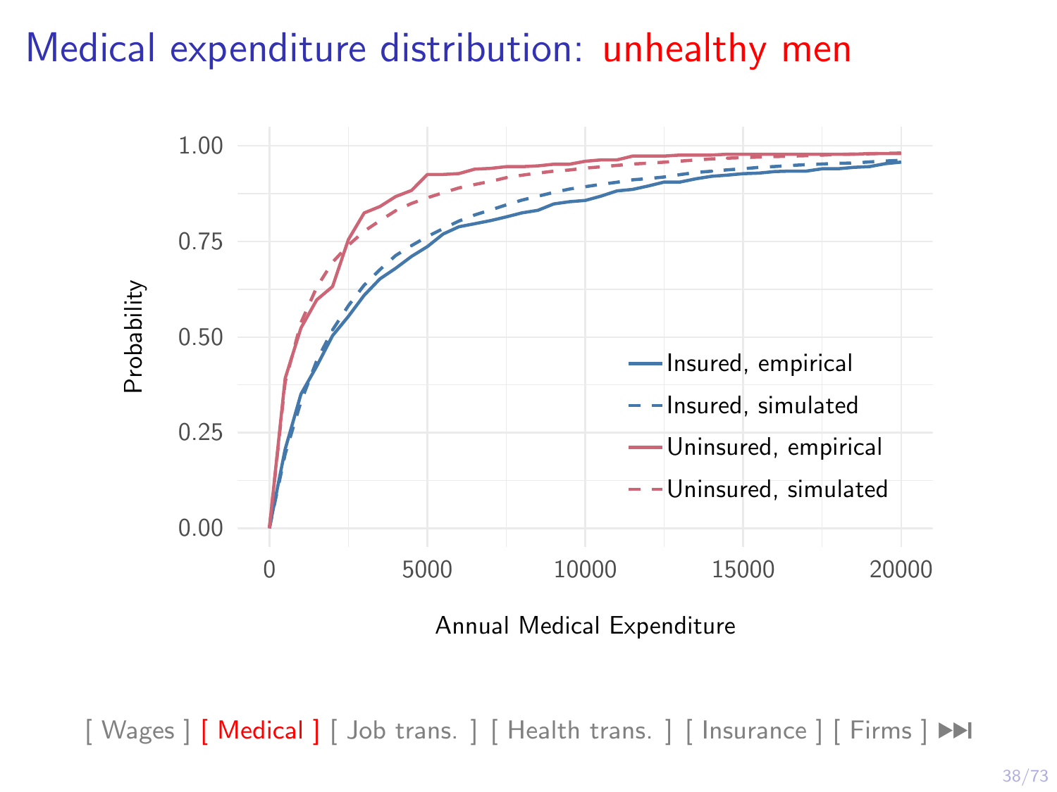# Medical expenditure distribution: unhealthy men

[ Wages ] [ Medical ] [ Job trans. ] [ Health trans. ] [ Insurance ] [ Firms ]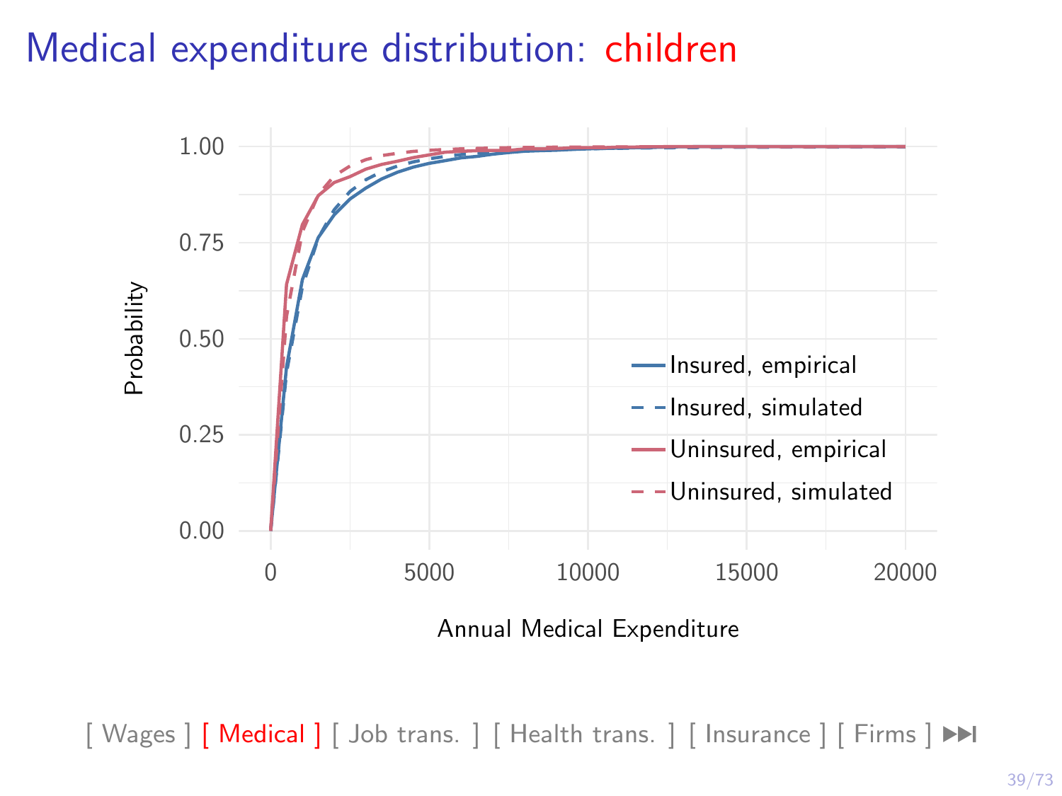# Medical expenditure distribution: children

Probability

Annual Medical Expenditure

- Insured, empirical
- Insured, simulated
- Uninsured, empirical
- Uninsured, simulated

[ Wages ] [ Medical ] [ Job trans. ] [ Health trans. ] [ Insurance ] [ Firms ]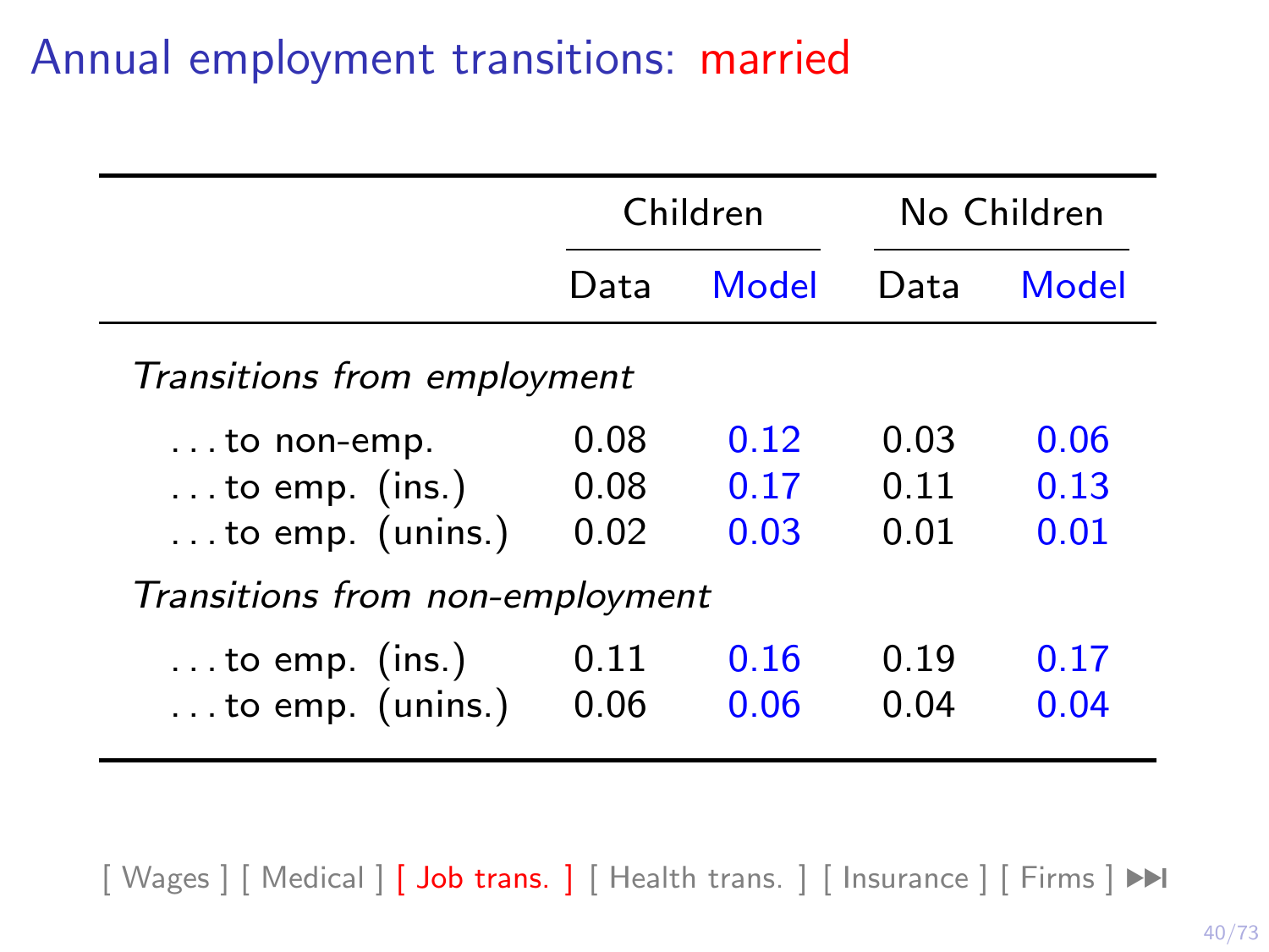# Annual employment transitions: married

| | Children | | No Children | |
|---|---|---|---|---|
| | Data | Model | Data | Model |
| *Transitions from employment* | | | | |
| ... to non-emp. | 0.08 | 0.12 | 0.03 | 0.06 |
| ... to emp. (ins.) | 0.08 | 0.17 | 0.11 | 0.13 |
| ... to emp. (unins.) | 0.02 | 0.03 | 0.01 | 0.01 |
| *Transitions from non-employment* | | | | |
| ... to emp. (ins.) | 0.11 | 0.16 | 0.19 | 0.17 |
| ... to emp. (unins.) | 0.06 | 0.06 | 0.04 | 0.04 |

[ Wages ] [ Medical ] [ Job trans. ] [ Health trans. ] [ Insurance ] [ Firms ]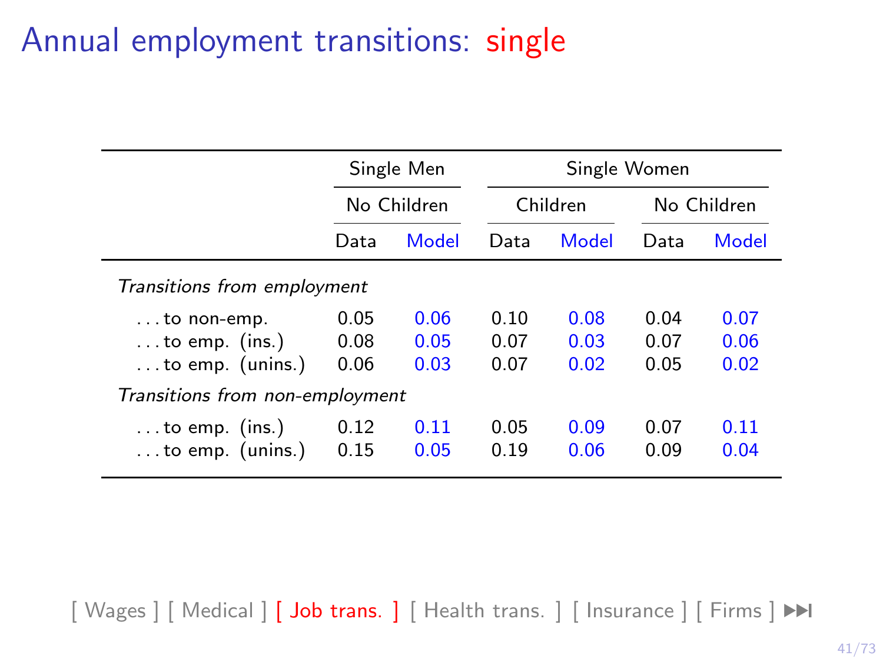# Annual employment transitions: single

| | Single Men | | Single Women | | | |
|---|---|---|---|---|---|---|
| | No Children | | Children | | No Children | |
| | Data | Model | Data | Model | Data | Model |
| *Transitions from employment* | | | | | | |
| ...to non-emp. | 0.05 | 0.06 | 0.10 | 0.08 | 0.04 | 0.07 |
| ...to emp. (ins.) | 0.08 | 0.05 | 0.07 | 0.03 | 0.07 | 0.06 |
| ...to emp. (unins.) | 0.06 | 0.03 | 0.07 | 0.02 | 0.05 | 0.02 |
| *Transitions from non-employment* | | | | | | |
| ...to emp. (ins.) | 0.12 | 0.11 | 0.05 | 0.09 | 0.07 | 0.11 |
| ...to emp. (unins.) | 0.15 | 0.05 | 0.19 | 0.06 | 0.09 | 0.04 |

[ Wages ] [ Medical ] [ Job trans. ] [ Health trans. ] [ Insurance ] [ Firms ]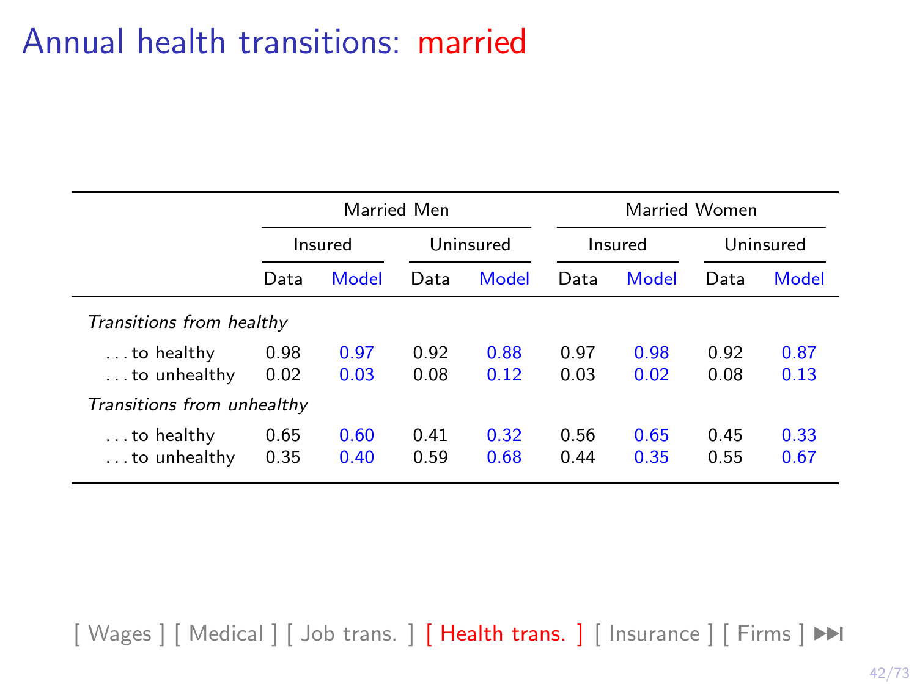# Annual health transitions: married

| | Married Men | | | | Married Women | | | |
|---|---|---|---|---|---|---|---|---|
| | Insured | | Uninsured | | Insured | | Uninsured | |
| | Data | Model | Data | Model | Data | Model | Data | Model |
| *Transitions from healthy* | | | | | | | | |
| . . . to healthy | 0.98 | 0.97 | 0.92 | 0.88 | 0.97 | 0.98 | 0.92 | 0.87 |
| . . . to unhealthy | 0.02 | 0.03 | 0.08 | 0.12 | 0.03 | 0.02 | 0.08 | 0.13 |
| *Transitions from unhealthy* | | | | | | | | |
| . . . to healthy | 0.65 | 0.60 | 0.41 | 0.32 | 0.56 | 0.65 | 0.45 | 0.33 |
| . . . to unhealthy | 0.35 | 0.40 | 0.59 | 0.68 | 0.44 | 0.35 | 0.55 | 0.67 |

[ Wages ] [ Medical ] [ Job trans. ] [ Health trans. ] [ Insurance ] [ Firms ]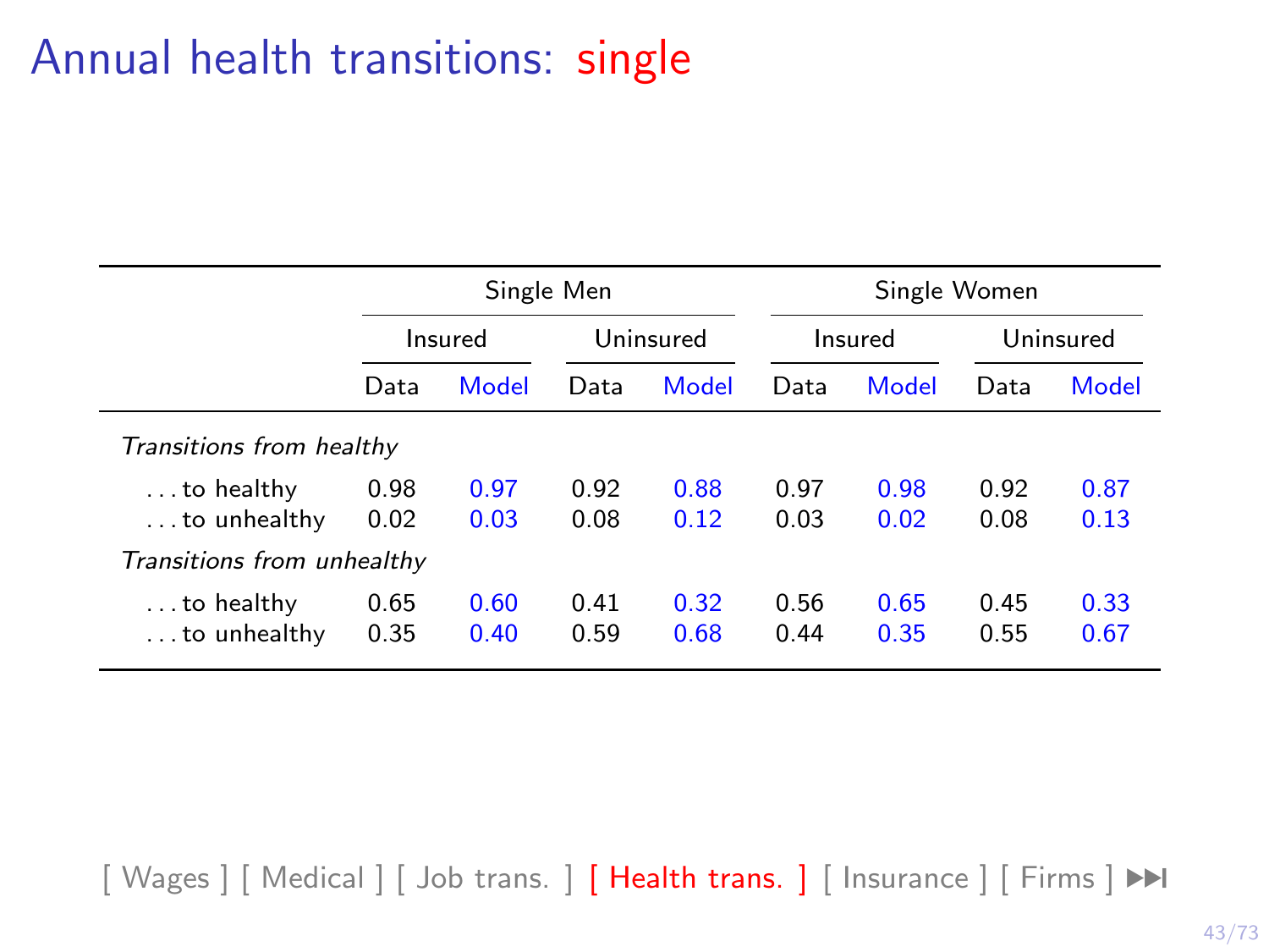# Annual health transitions: single

| | Single Men | | | | Single Women | | | |
|---|---|---|---|---|---|---|---|---|
| | Insured | | Uninsured | | Insured | | Uninsured | |
| | Data | Model | Data | Model | Data | Model | Data | Model |
| *Transitions from healthy* | | | | | | | | |
| . . . to healthy | 0.98 | 0.97 | 0.92 | 0.88 | 0.97 | 0.98 | 0.92 | 0.87 |
| . . . to unhealthy | 0.02 | 0.03 | 0.08 | 0.12 | 0.03 | 0.02 | 0.08 | 0.13 |
| *Transitions from unhealthy* | | | | | | | | |
| . . . to healthy | 0.65 | 0.60 | 0.41 | 0.32 | 0.56 | 0.65 | 0.45 | 0.33 |
| . . . to unhealthy | 0.35 | 0.40 | 0.59 | 0.68 | 0.44 | 0.35 | 0.55 | 0.67 |

[ Wages ] [ Medical ] [ Job trans. ] [ Health trans. ] [ Insurance ] [ Firms ]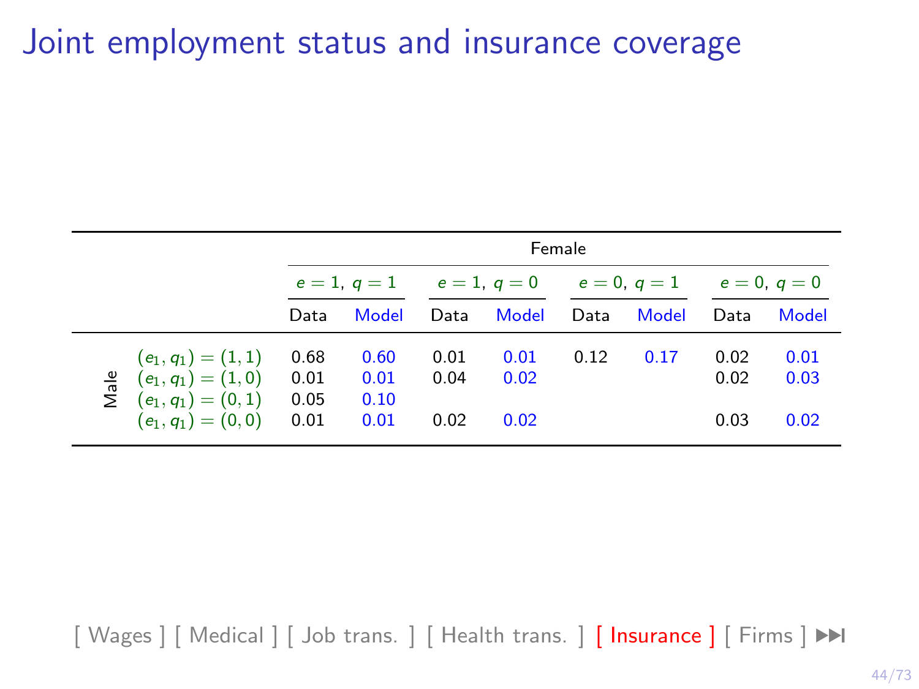# Joint employment status and insurance coverage

| | | Female | | | | | | | |
|---|---|---|---|---|---|---|---|---|---|
| | | $e = 1,\ q = 1$ | | $e = 1,\ q = 0$ | | $e = 0,\ q = 1$ | | $e = 0,\ q = 0$ | |
| | | Data | Model | Data | Model | Data | Model | Data | Model |
| Male | $(e_1, q_1) = (1, 1)$ | 0.68 | 0.60 | 0.01 | 0.01 | 0.12 | 0.17 | 0.02 | 0.01 |
| | $(e_1, q_1) = (1, 0)$ | 0.01 | 0.01 | 0.04 | 0.02 | | | 0.02 | 0.03 |
| | $(e_1, q_1) = (0, 1)$ | 0.05 | 0.10 | | | | | | |
| | $(e_1, q_1) = (0, 0)$ | 0.01 | 0.01 | 0.02 | 0.02 | | | 0.03 | 0.02 |

[ Wages ] [ Medical ] [ Job trans. ] [ Health trans. ] [ Insurance ] [ Firms ]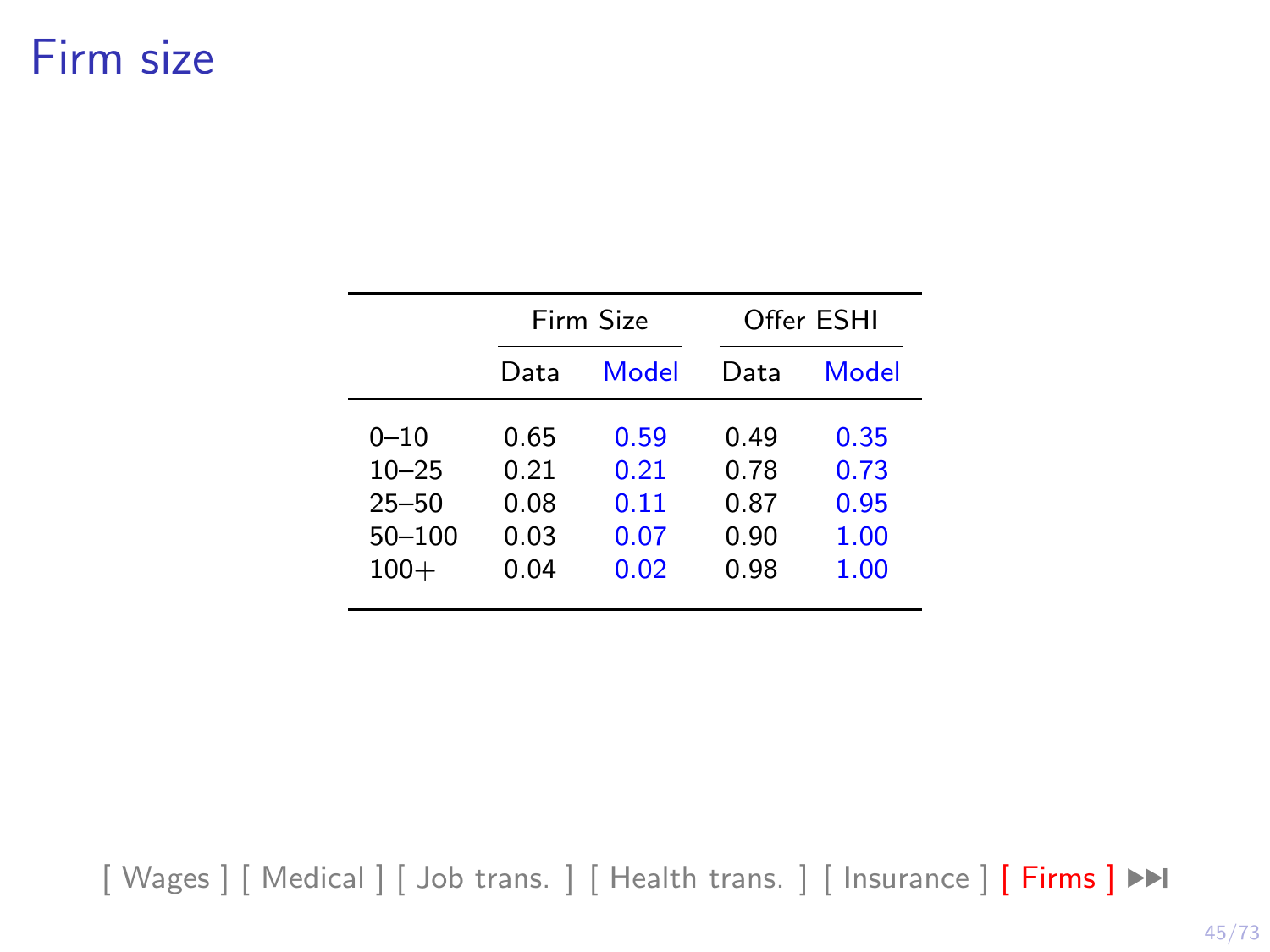# Firm size

| | Firm Size | | Offer ESHI | |
|---|---|---|---|---|
| | Data | Model | Data | Model |
| 0–10 | 0.65 | 0.59 | 0.49 | 0.35 |
| 10–25 | 0.21 | 0.21 | 0.78 | 0.73 |
| 25–50 | 0.08 | 0.11 | 0.87 | 0.95 |
| 50–100 | 0.03 | 0.07 | 0.90 | 1.00 |
| 100+ | 0.04 | 0.02 | 0.98 | 1.00 |

[ Wages ] [ Medical ] [ Job trans. ] [ Health trans. ] [ Insurance ] [ Firms ]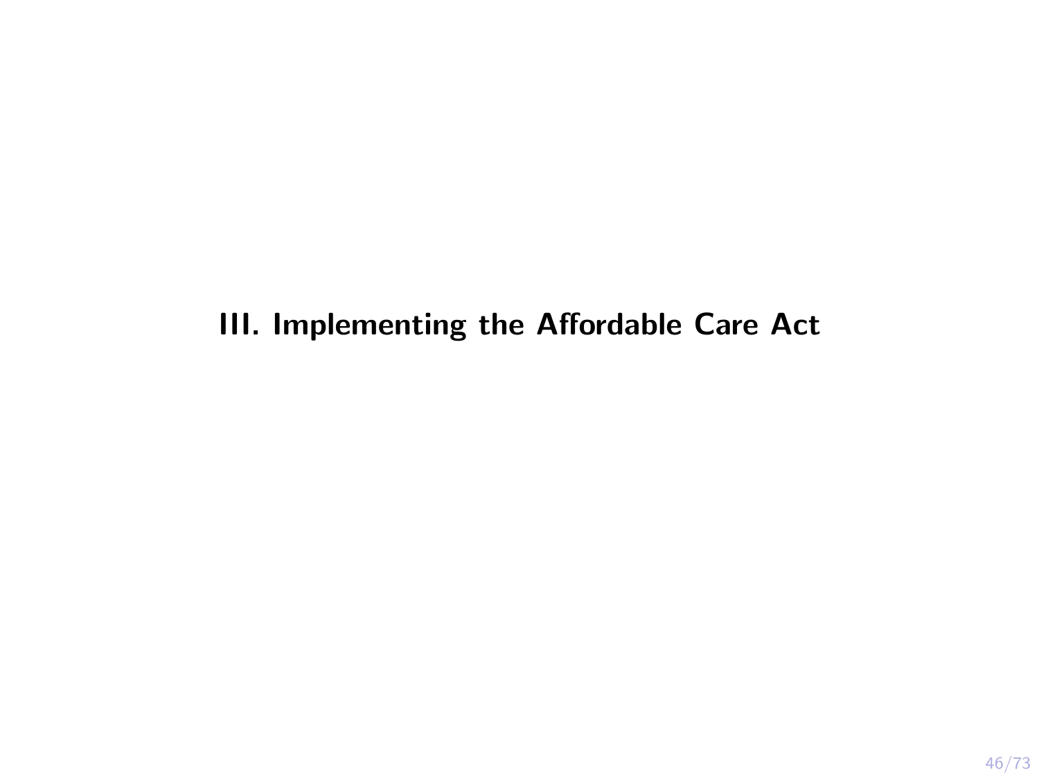# III. Implementing the Affordable Care Act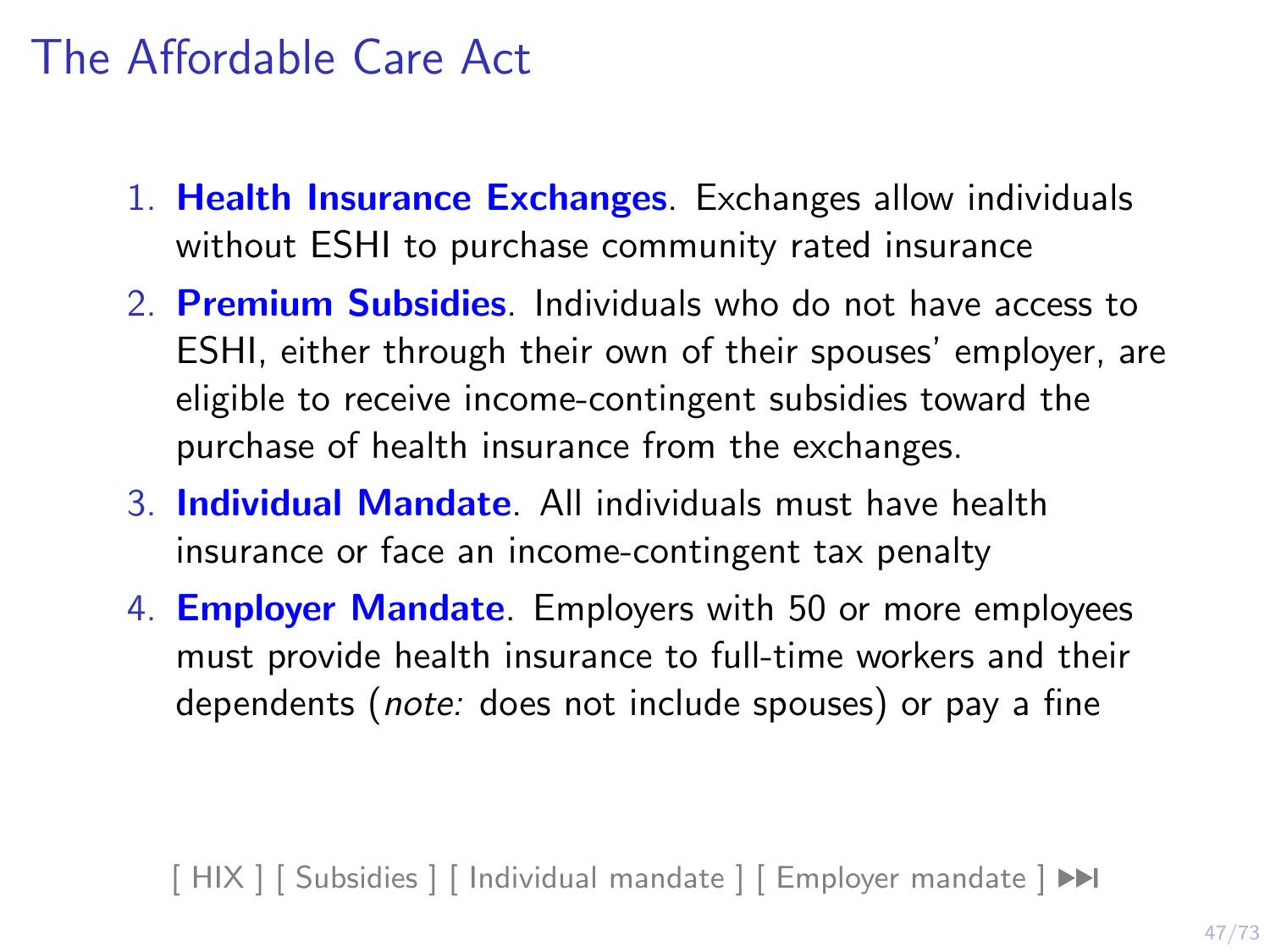# The Affordable Care Act

1. **Health Insurance Exchanges**. Exchanges allow individuals without ESHI to purchase community rated insurance
2. **Premium Subsidies**. Individuals who do not have access to ESHI, either through their own of their spouses' employer, are eligible to receive income-contingent subsidies toward the purchase of health insurance from the exchanges.
3. **Individual Mandate**. All individuals must have health insurance or face an income-contingent tax penalty
4. **Employer Mandate**. Employers with 50 or more employees must provide health insurance to full-time workers and their dependents (*note:* does not include spouses) or pay a fine

[ HIX ] [ Subsidies ] [ Individual mandate ] [ Employer mandate ] ▶▶|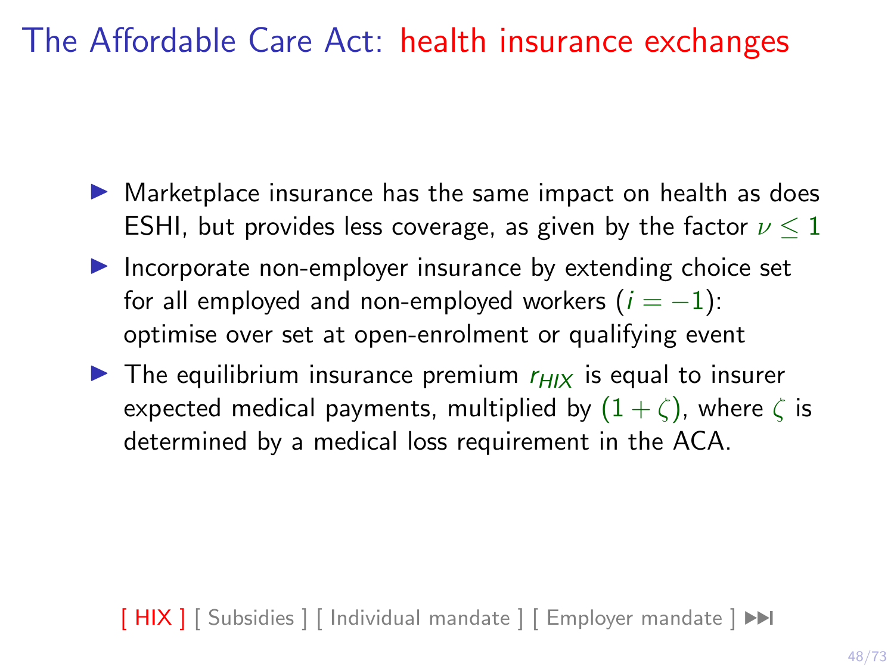# The Affordable Care Act: health insurance exchanges

- Marketplace insurance has the same impact on health as does ESHI, but provides less coverage, as given by the factor $\nu \leq 1$
- Incorporate non-employer insurance by extending choice set for all employed and non-employed workers ($i = -1$): optimise over set at open-enrolment or qualifying event
- The equilibrium insurance premium $r_{HIX}$ is equal to insurer expected medical payments, multiplied by $(1 + \zeta)$, where $\zeta$ is determined by a medical loss requirement in the ACA.

[ HIX ] [ Subsidies ] [ Individual mandate ] [ Employer mandate ]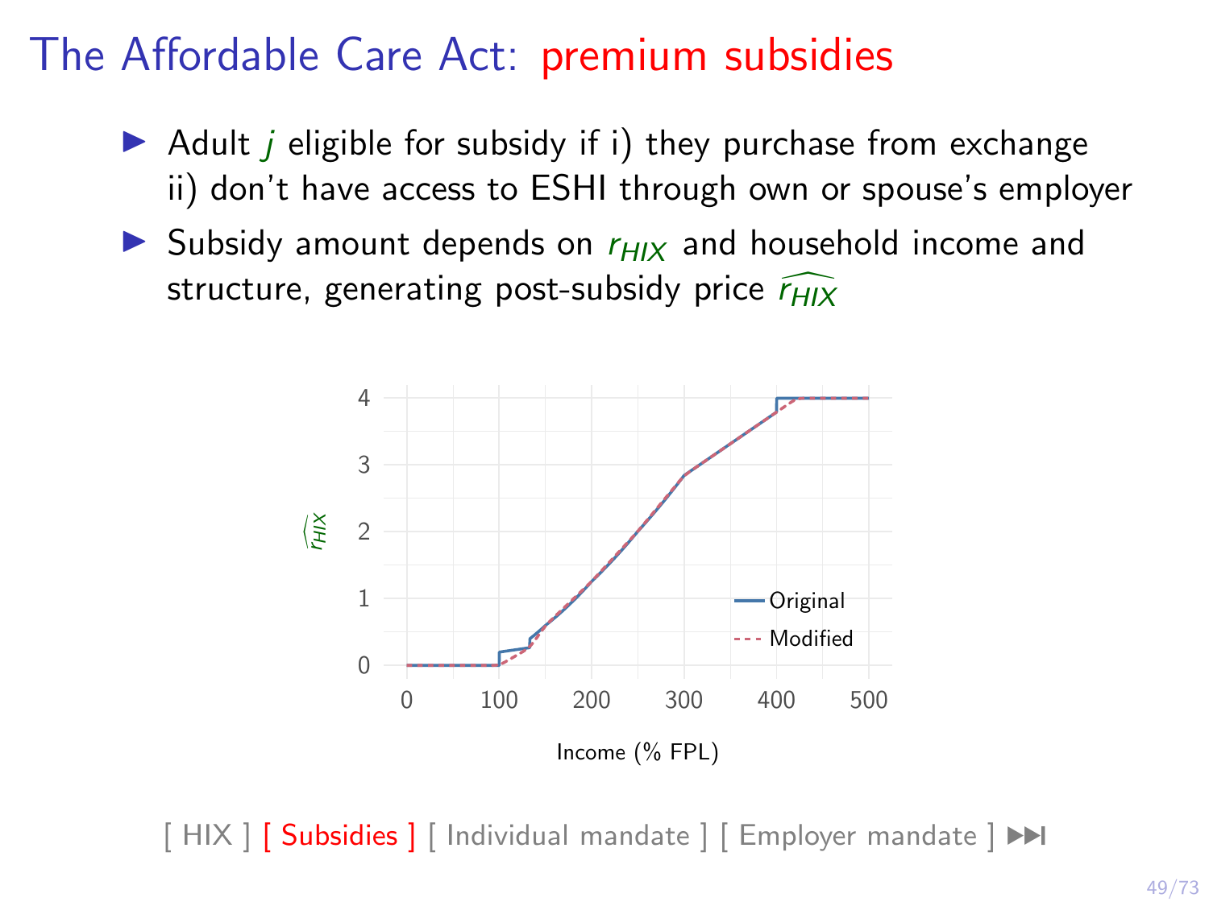# The Affordable Care Act: premium subsidies

- Adult $j$ eligible for subsidy if i) they purchase from exchange ii) don't have access to ESHI through own or spouse's employer
- Subsidy amount depends on $r_{HIX}$ and household income and structure, generating post-subsidy price $\widehat{r_{HIX}}$

[ HIX ] [ Subsidies ] [ Individual mandate ] [ Employer mandate ]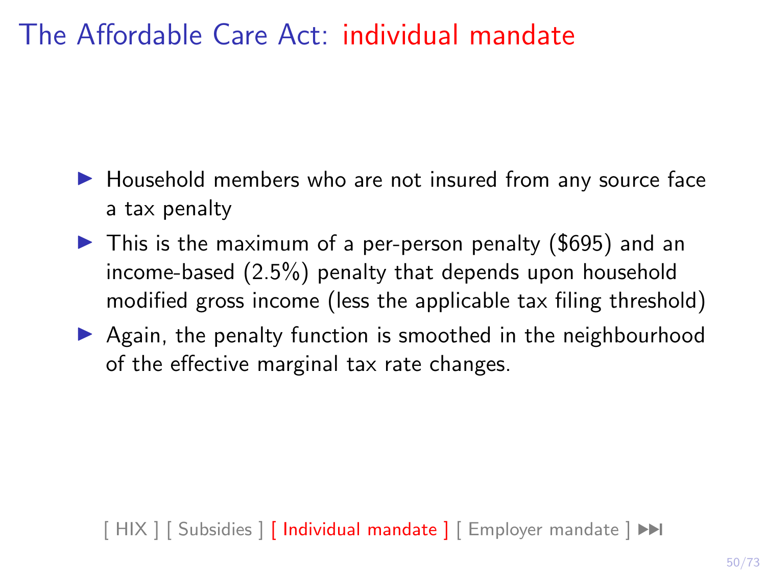# The Affordable Care Act: individual mandate

- Household members who are not insured from any source face a tax penalty
- This is the maximum of a per-person penalty ($695) and an income-based (2.5%) penalty that depends upon household modified gross income (less the applicable tax filing threshold)
- Again, the penalty function is smoothed in the neighbourhood of the effective marginal tax rate changes.

[ HIX ] [ Subsidies ] [ Individual mandate ] [ Employer mandate ]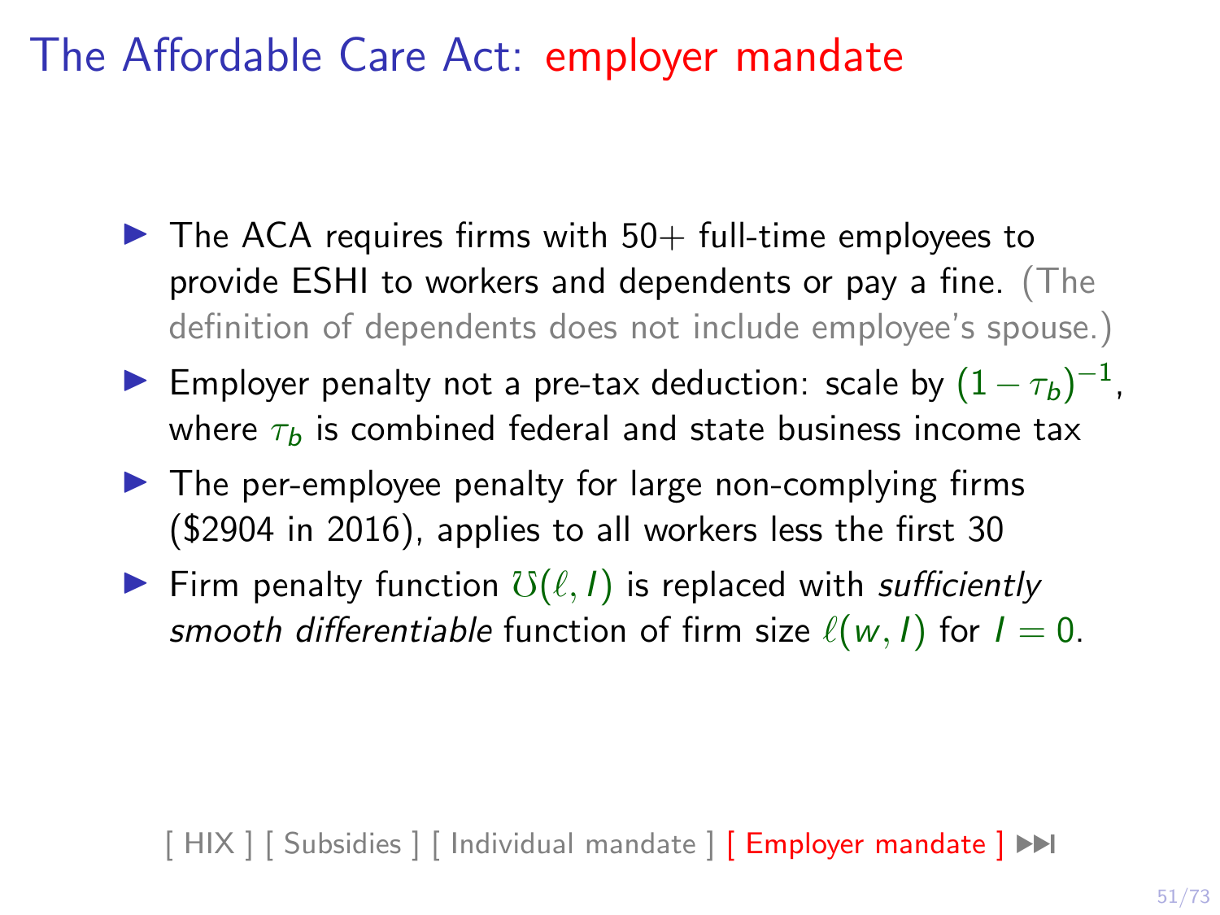# The Affordable Care Act: employer mandate

- The ACA requires firms with 50+ full-time employees to provide ESHI to workers and dependents or pay a fine. (The definition of dependents does not include employee's spouse.)
- Employer penalty not a pre-tax deduction: scale by $(1-\tau_b)^{-1}$, where $\tau_b$ is combined federal and state business income tax
- The per-employee penalty for large non-complying firms ($2904 in 2016), applies to all workers less the first 30
- Firm penalty function $\mho(\ell, I)$ is replaced with *sufficiently smooth differentiable* function of firm size $\ell(w, I)$ for $I = 0$.

[ HIX ] [ Subsidies ] [ Individual mandate ] [ Employer mandate ]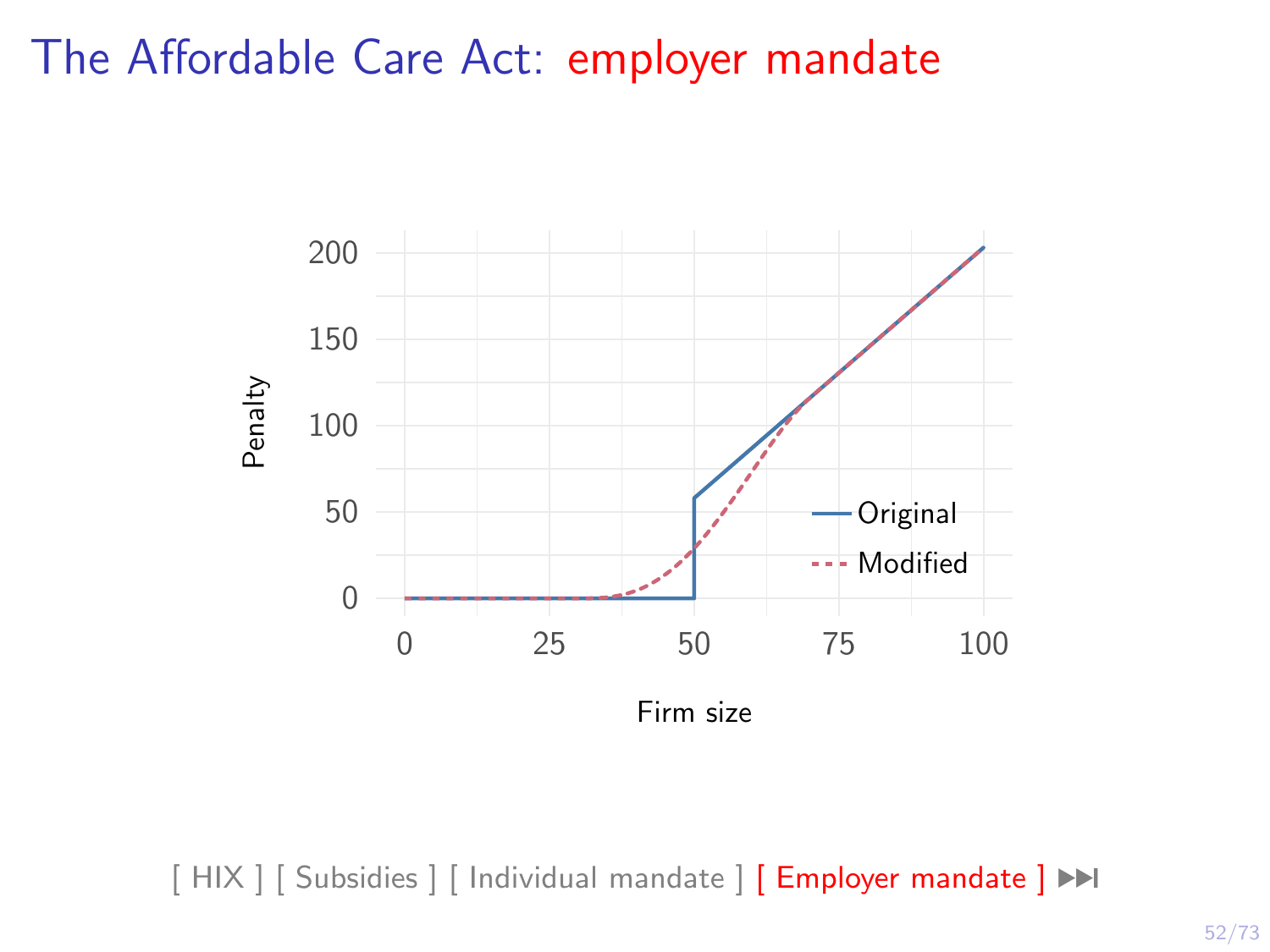# The Affordable Care Act: employer mandate

Penalty

200

150

100

50

0

0 25 50 75 100

Firm size

Original

Modified

[ HIX ] [ Subsidies ] [ Individual mandate ] [ Employer mandate ] ⏭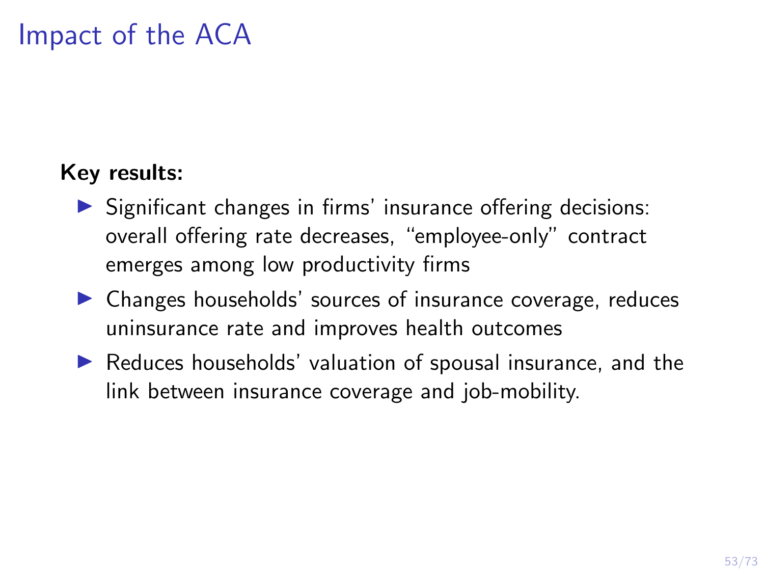# Impact of the ACA

**Key results:**

- Significant changes in firms' insurance offering decisions: overall offering rate decreases, "employee-only" contract emerges among low productivity firms
- Changes households' sources of insurance coverage, reduces uninsurance rate and improves health outcomes
- Reduces households' valuation of spousal insurance, and the link between insurance coverage and job-mobility.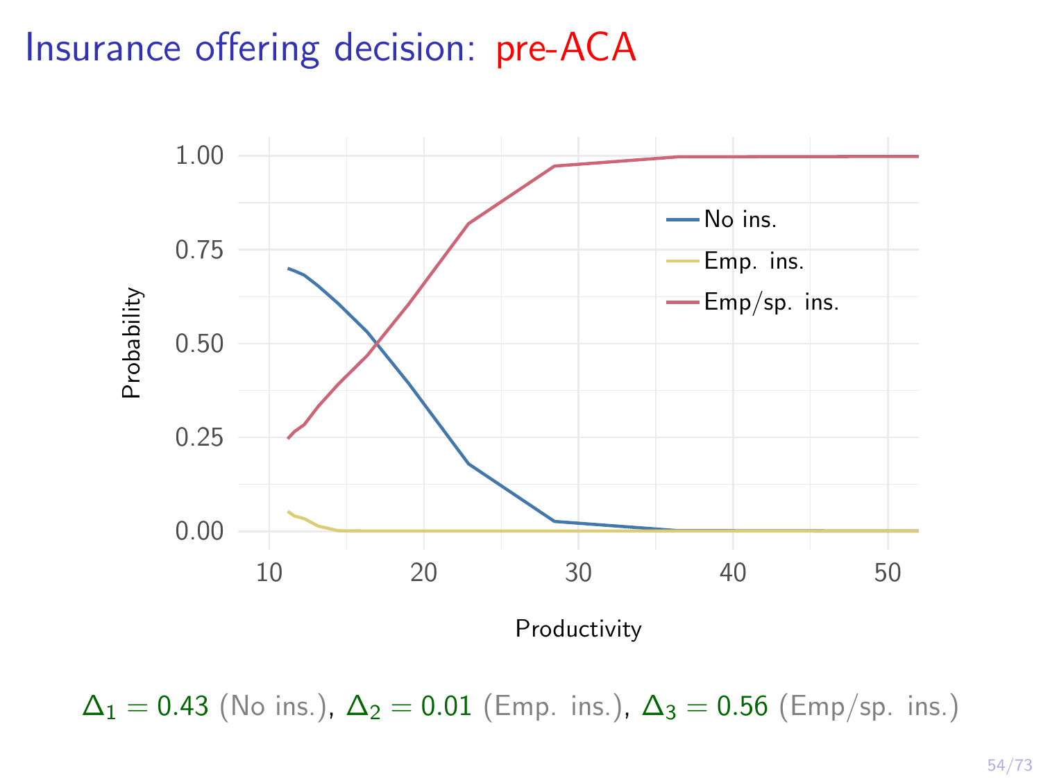# Insurance offering decision: pre-ACA

$\Delta_1 = 0.43$ (No ins.), $\Delta_2 = 0.01$ (Emp. ins.), $\Delta_3 = 0.56$ (Emp/sp. ins.)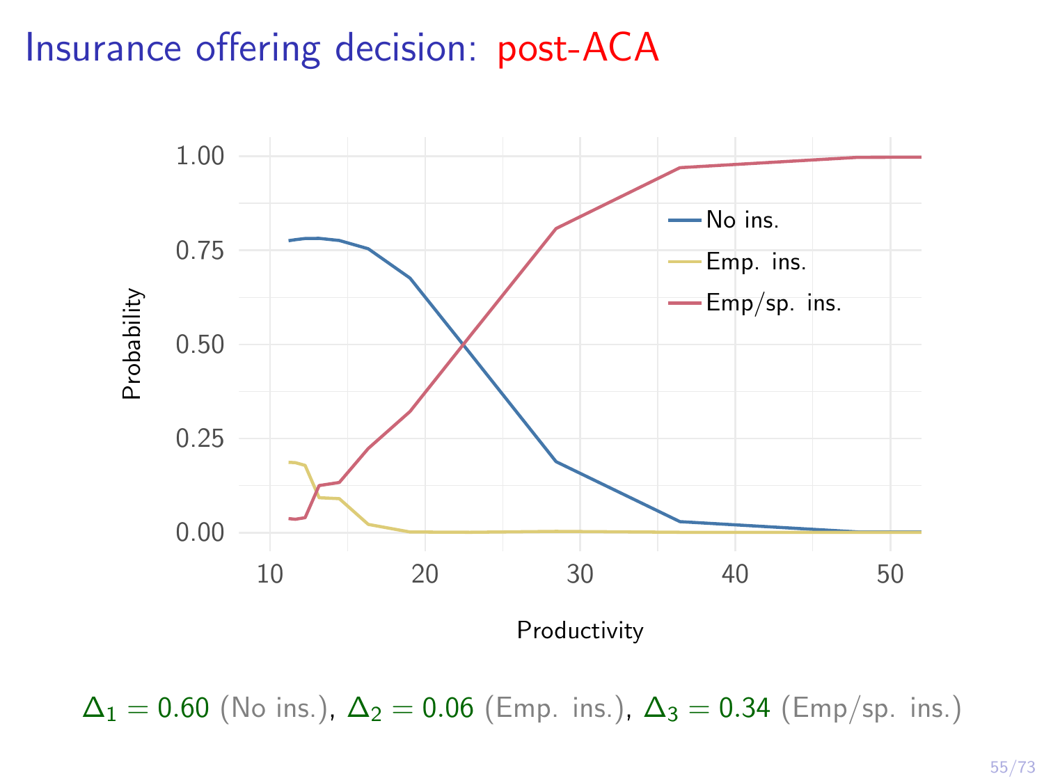# Insurance offering decision: post-ACA

$\Delta_1 = 0.60$ (No ins.), $\Delta_2 = 0.06$ (Emp. ins.), $\Delta_3 = 0.34$ (Emp/sp. ins.)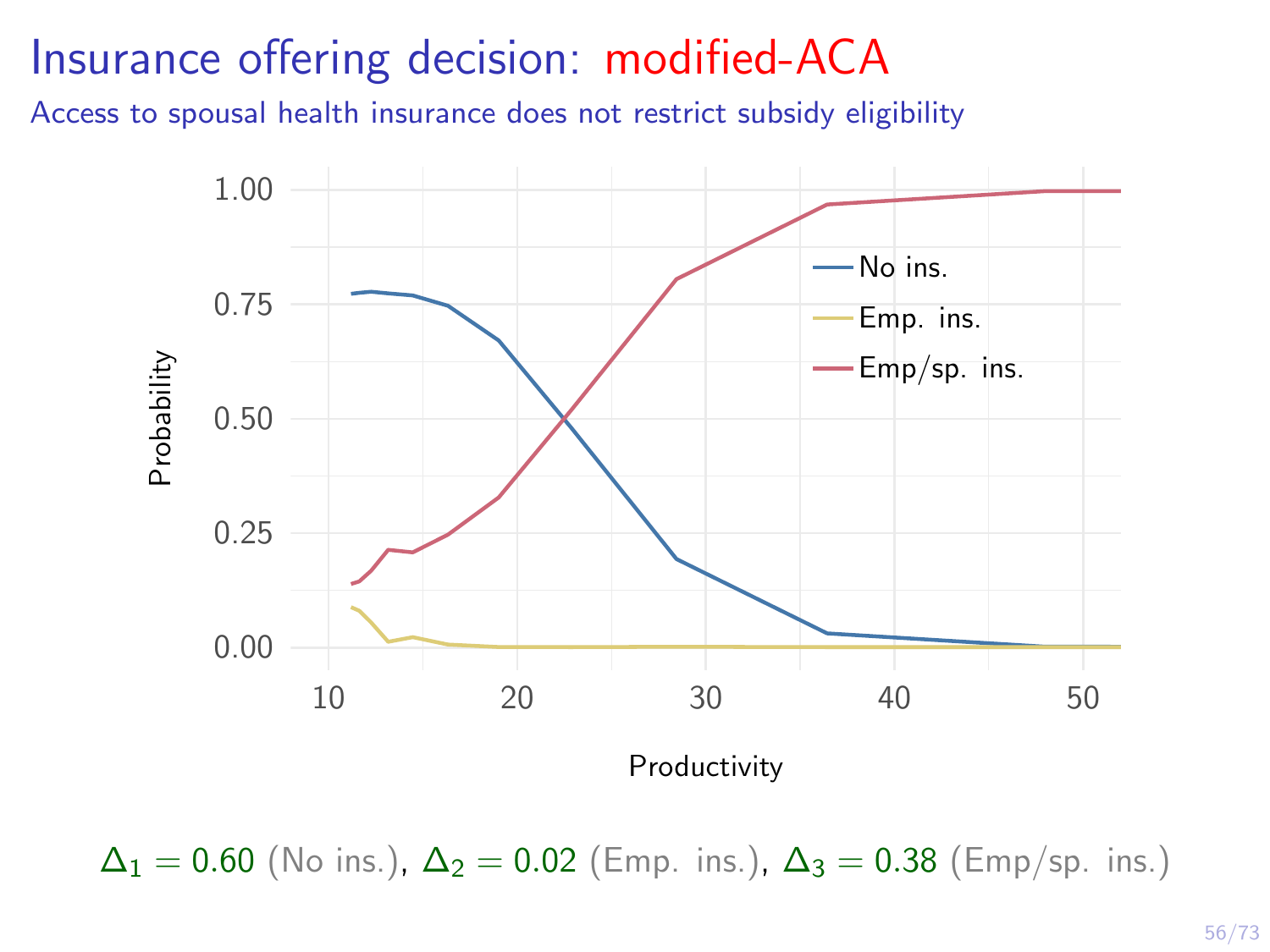# Insurance offering decision: modified-ACA

Access to spousal health insurance does not restrict subsidy eligibility

$\Delta_1 = 0.60$ (No ins.), $\Delta_2 = 0.02$ (Emp. ins.), $\Delta_3 = 0.38$ (Emp/sp. ins.)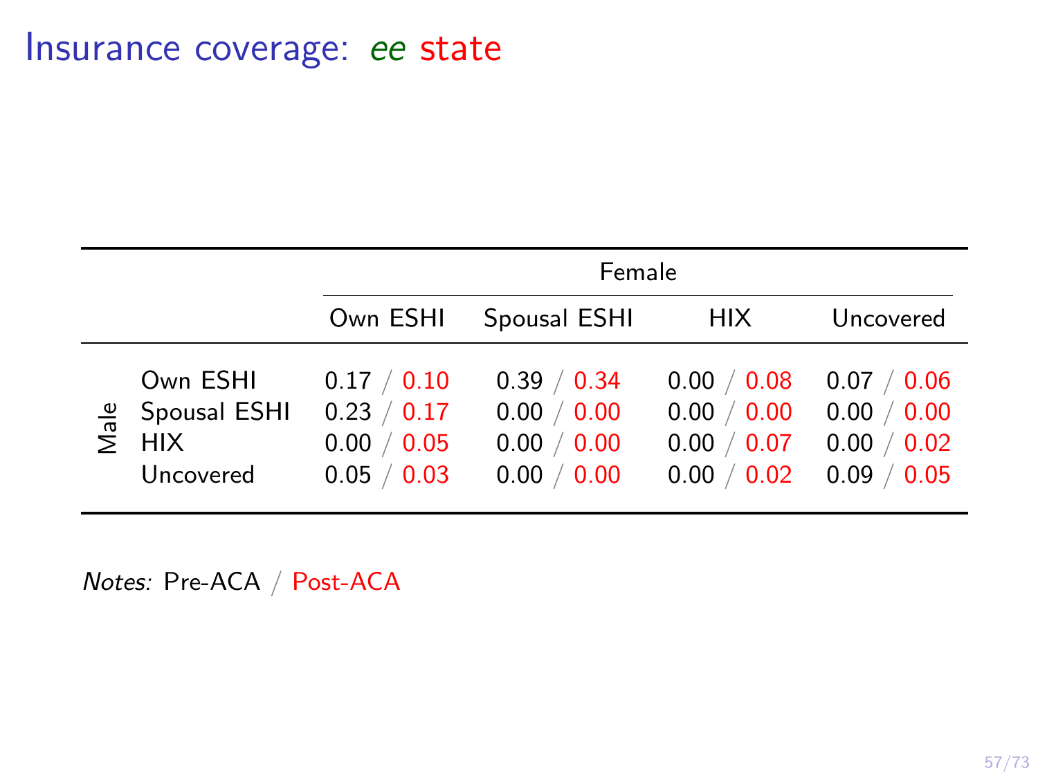# Insurance coverage: *ee* state

| | | Female | | | |
|---|---|---|---|---|---|
| | | Own ESHI | Spousal ESHI | HIX | Uncovered |
| Male | Own ESHI | 0.17 / 0.10 | 0.39 / 0.34 | 0.00 / 0.08 | 0.07 / 0.06 |
| | Spousal ESHI | 0.23 / 0.17 | 0.00 / 0.00 | 0.00 / 0.00 | 0.00 / 0.00 |
| | HIX | 0.00 / 0.05 | 0.00 / 0.00 | 0.00 / 0.07 | 0.00 / 0.02 |
| | Uncovered | 0.05 / 0.03 | 0.00 / 0.00 | 0.00 / 0.02 | 0.09 / 0.05 |

*Notes:* Pre-ACA / Post-ACA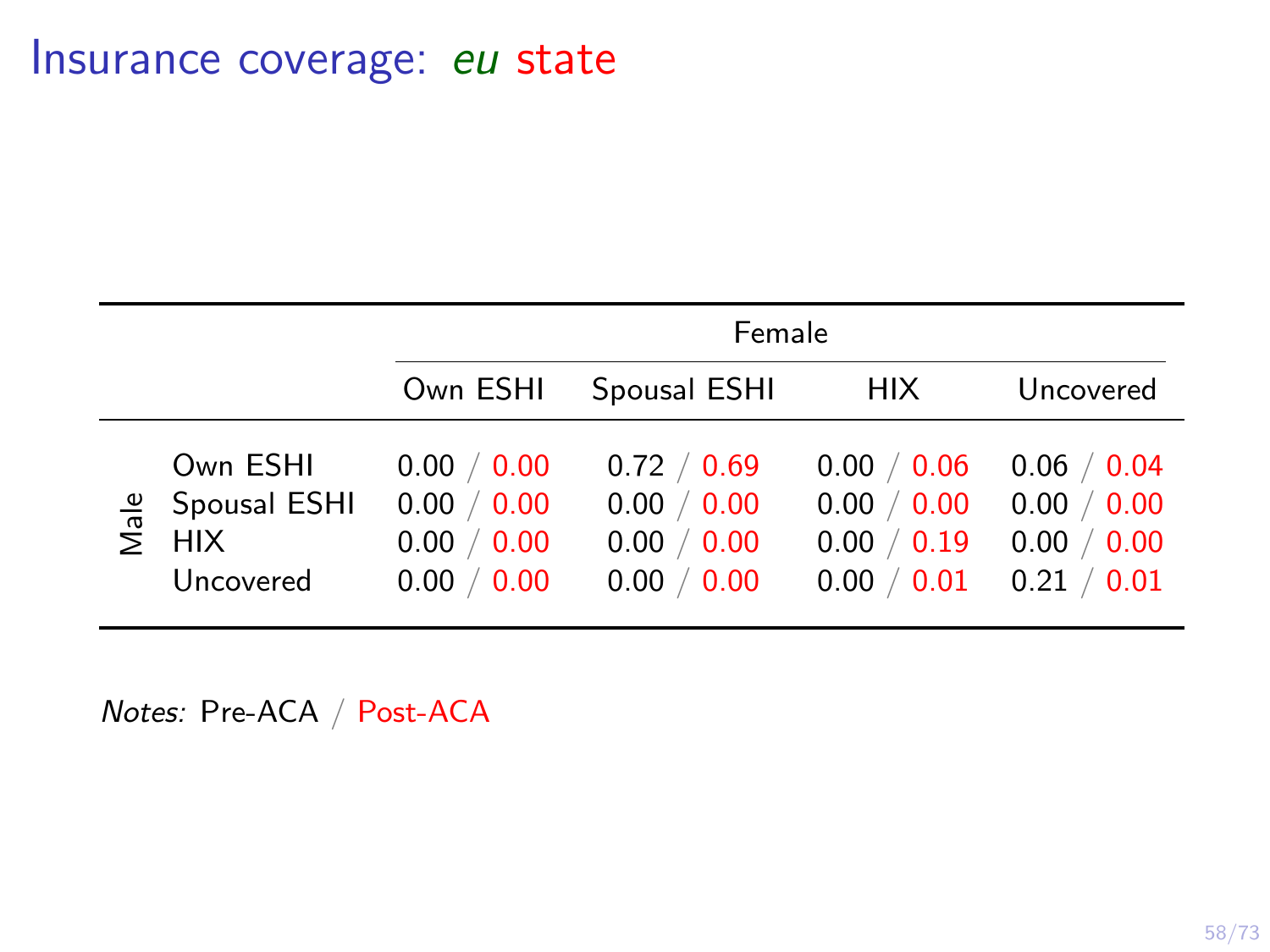# Insurance coverage: *eu* state

| | | Female | | | |
|---|---|---|---|---|---|
| | | Own ESHI | Spousal ESHI | HIX | Uncovered |
| Male | Own ESHI | 0.00 / 0.00 | 0.72 / 0.69 | 0.00 / 0.06 | 0.06 / 0.04 |
| | Spousal ESHI | 0.00 / 0.00 | 0.00 / 0.00 | 0.00 / 0.00 | 0.00 / 0.00 |
| | HIX | 0.00 / 0.00 | 0.00 / 0.00 | 0.00 / 0.19 | 0.00 / 0.00 |
| | Uncovered | 0.00 / 0.00 | 0.00 / 0.00 | 0.00 / 0.01 | 0.21 / 0.01 |

*Notes:* Pre-ACA / Post-ACA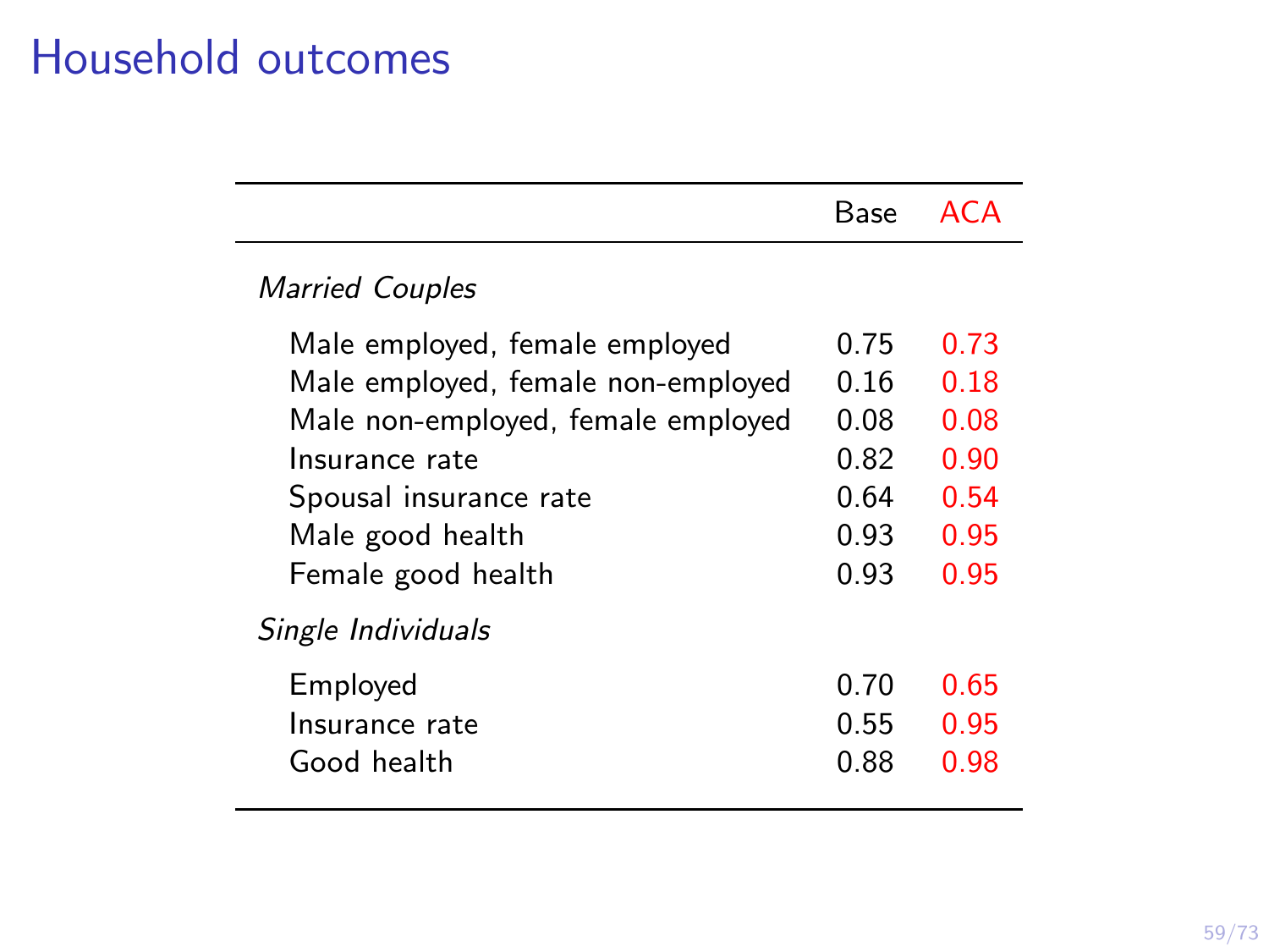# Household outcomes

| | Base | ACA |
|---|---|---|
| *Married Couples* | | |
| Male employed, female employed | 0.75 | 0.73 |
| Male employed, female non-employed | 0.16 | 0.18 |
| Male non-employed, female employed | 0.08 | 0.08 |
| Insurance rate | 0.82 | 0.90 |
| Spousal insurance rate | 0.64 | 0.54 |
| Male good health | 0.93 | 0.95 |
| Female good health | 0.93 | 0.95 |
| *Single Individuals* | | |
| Employed | 0.70 | 0.65 |
| Insurance rate | 0.55 | 0.95 |
| Good health | 0.88 | 0.98 |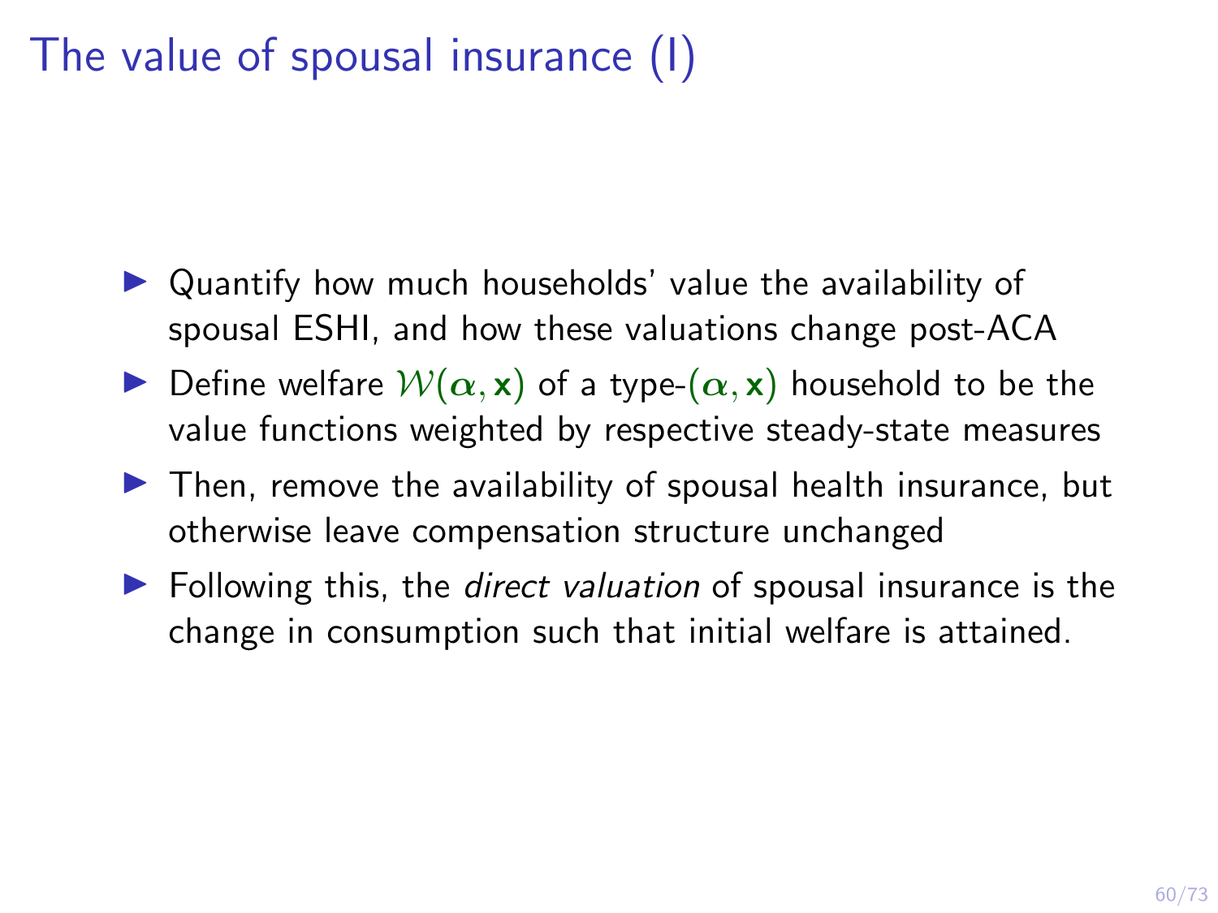# The value of spousal insurance (I)

- Quantify how much households' value the availability of spousal ESHI, and how these valuations change post-ACA
- Define welfare $\mathcal{W}(\boldsymbol{\alpha}, \mathbf{x})$ of a type-$(\boldsymbol{\alpha}, \mathbf{x})$ household to be the value functions weighted by respective steady-state measures
- Then, remove the availability of spousal health insurance, but otherwise leave compensation structure unchanged
- Following this, the *direct valuation* of spousal insurance is the change in consumption such that initial welfare is attained.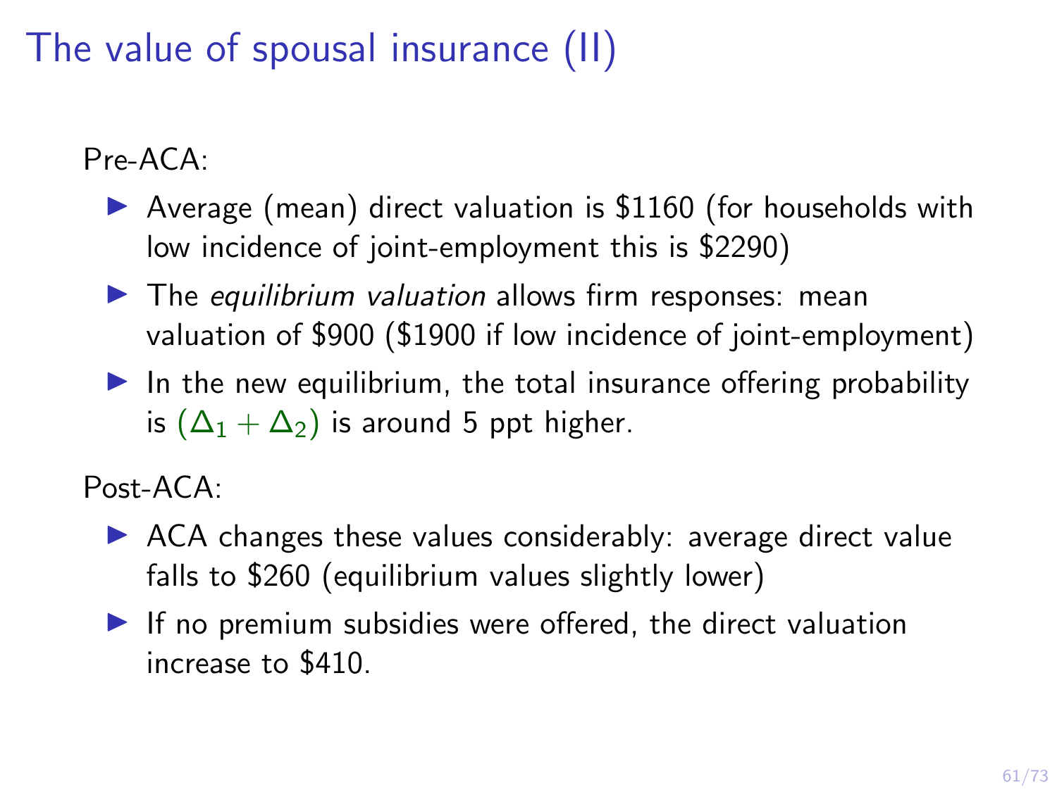# The value of spousal insurance (II)

Pre-ACA:

- Average (mean) direct valuation is \$1160 (for households with low incidence of joint-employment this is \$2290)
- The *equilibrium valuation* allows firm responses: mean valuation of \$900 (\$1900 if low incidence of joint-employment)
- In the new equilibrium, the total insurance offering probability is $(\Delta_1 + \Delta_2)$ is around 5 ppt higher.

Post-ACA:

- ACA changes these values considerably: average direct value falls to \$260 (equilibrium values slightly lower)
- If no premium subsidies were offered, the direct valuation increase to \$410.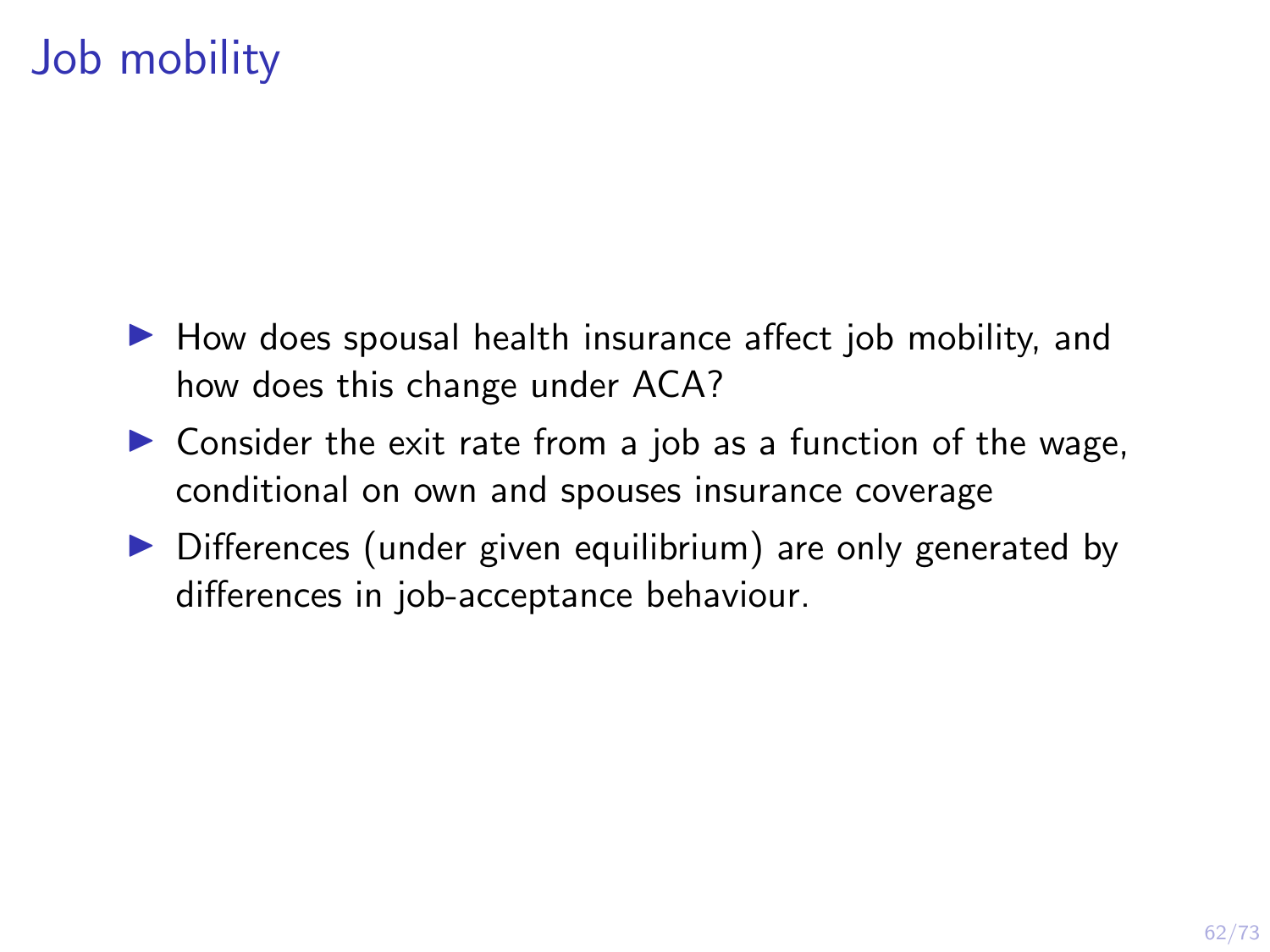# Job mobility

- How does spousal health insurance affect job mobility, and how does this change under ACA?
- Consider the exit rate from a job as a function of the wage, conditional on own and spouses insurance coverage
- Differences (under given equilibrium) are only generated by differences in job-acceptance behaviour.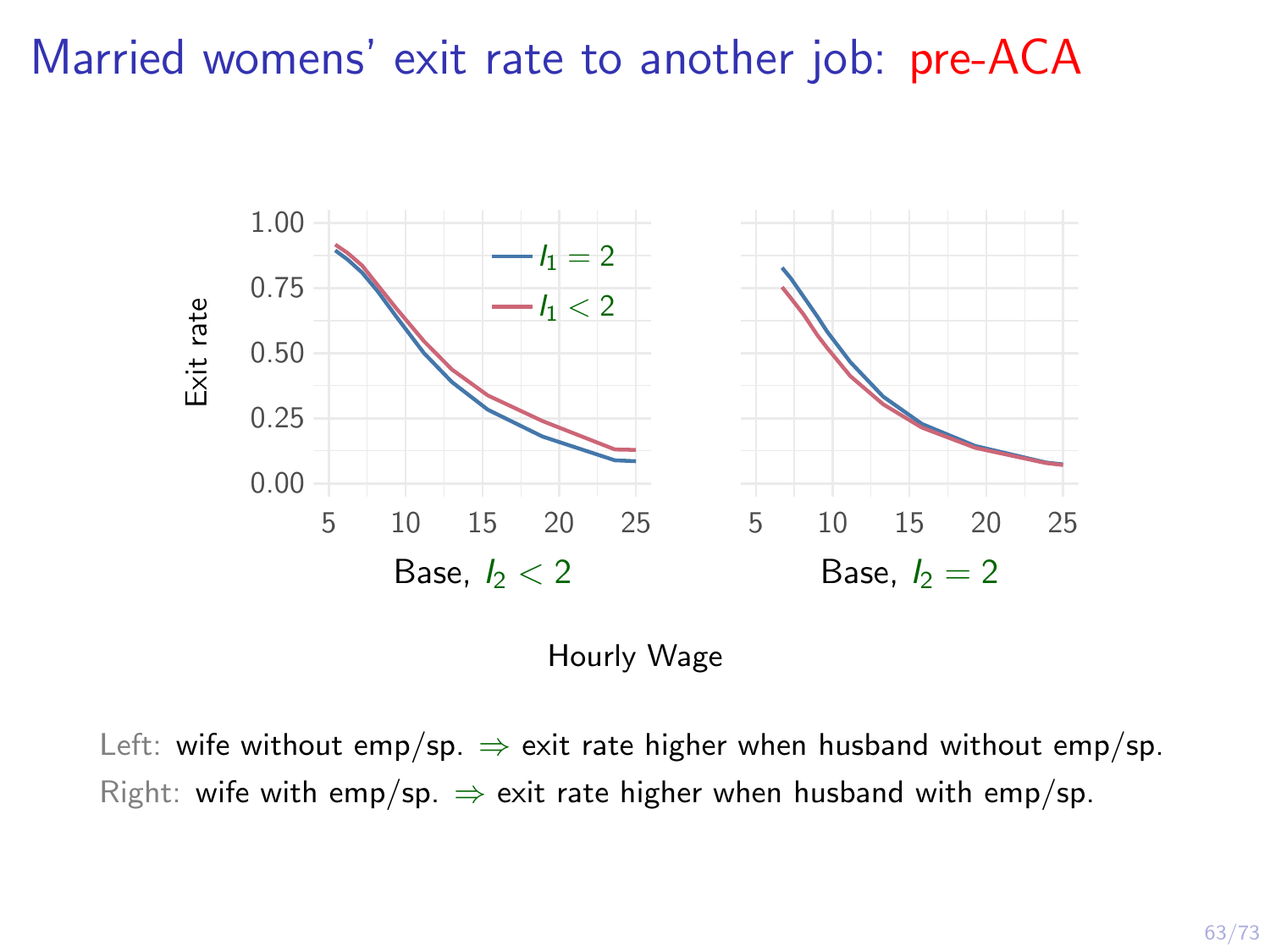# Married womens' exit rate to another job: pre-ACA

Exit rate

$I_1 = 2$

$I_1 < 2$

Base, $I_2 < 2$

Base, $I_2 = 2$

Hourly Wage

Left: wife without emp/sp. $\Rightarrow$ exit rate higher when husband without emp/sp.

Right: wife with emp/sp. $\Rightarrow$ exit rate higher when husband with emp/sp.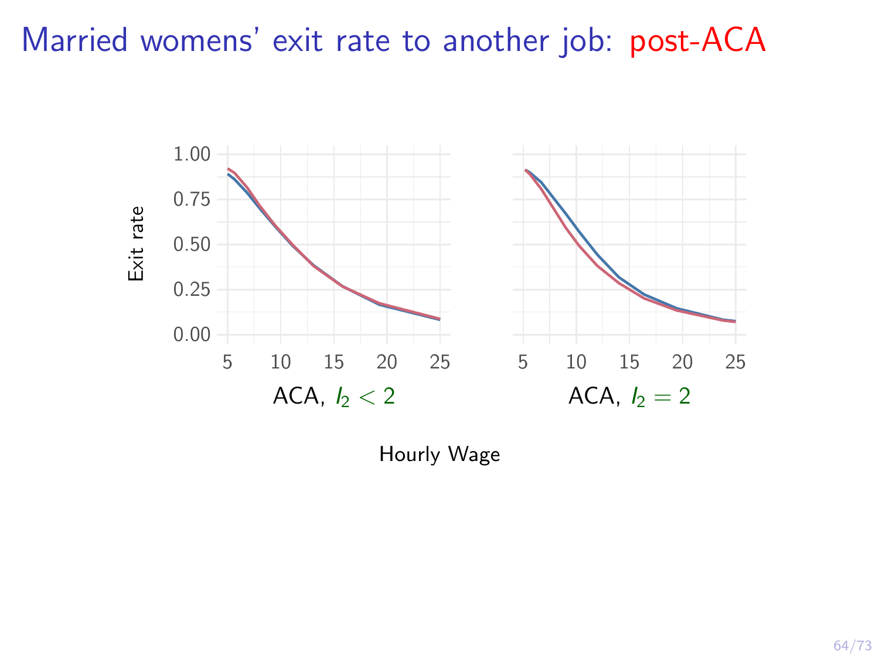# Married womens' exit rate to another job: post-ACA

Exit rate

ACA, $l_2 < 2$

ACA, $l_2 = 2$

Hourly Wage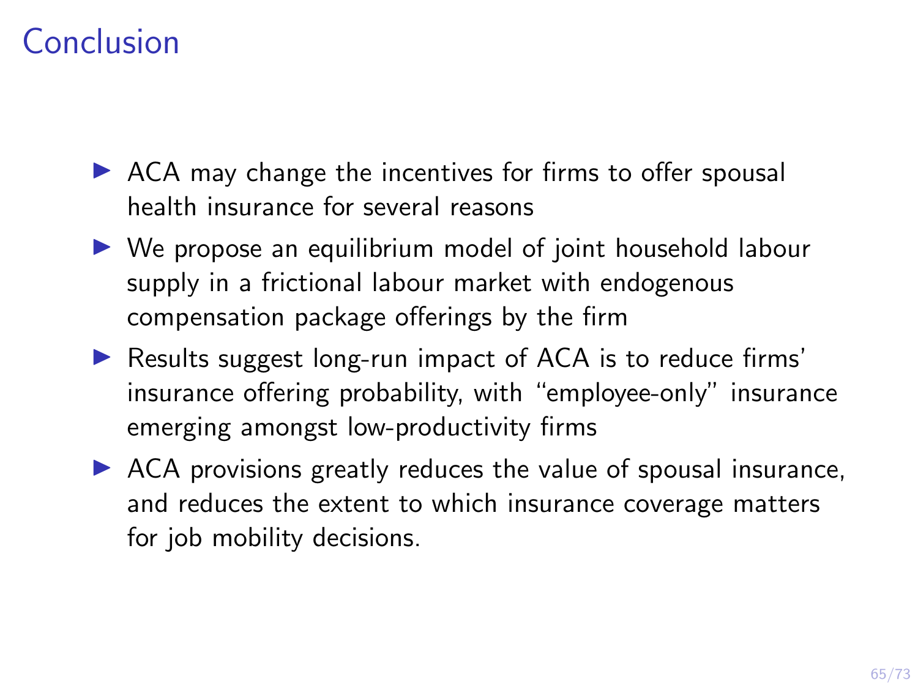# Conclusion

- ACA may change the incentives for firms to offer spousal health insurance for several reasons
- We propose an equilibrium model of joint household labour supply in a frictional labour market with endogenous compensation package offerings by the firm
- Results suggest long-run impact of ACA is to reduce firms' insurance offering probability, with "employee-only" insurance emerging amongst low-productivity firms
- ACA provisions greatly reduces the value of spousal insurance, and reduces the extent to which insurance coverage matters for job mobility decisions.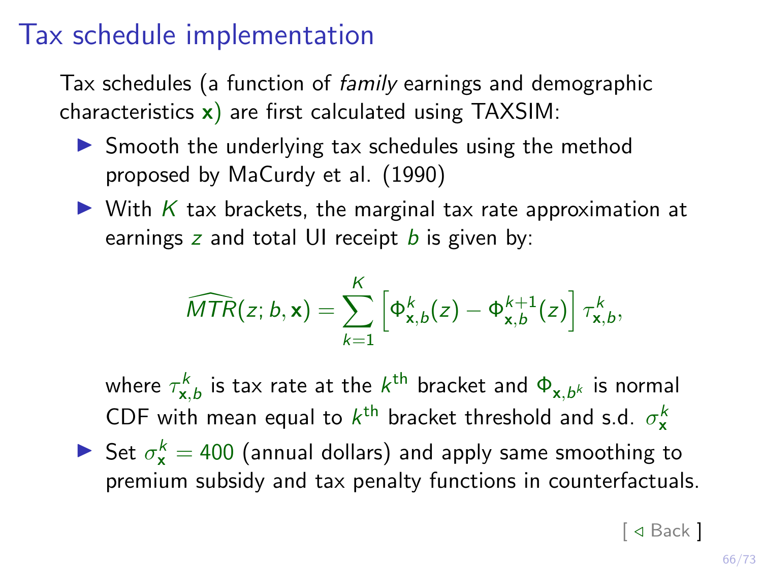# Tax schedule implementation

Tax schedules (a function of *family* earnings and demographic characteristics $\mathbf{x}$) are first calculated using TAXSIM:

- Smooth the underlying tax schedules using the method proposed by MaCurdy et al. (1990)
- With $K$ tax brackets, the marginal tax rate approximation at earnings $z$ and total UI receipt $b$ is given by:

$$\widehat{MTR}(z; b, \mathbf{x}) = \sum_{k=1}^{K} \left[ \Phi_{\mathbf{x},b}^{k}(z) - \Phi_{\mathbf{x},b}^{k+1}(z) \right] \tau_{\mathbf{x},b}^{k},$$

  where $\tau_{\mathbf{x},b}^{k}$ is tax rate at the $k^{\text{th}}$ bracket and $\Phi_{\mathbf{x},b^k}$ is normal CDF with mean equal to $k^{\text{th}}$ bracket threshold and s.d. $\sigma_{\mathbf{x}}^{k}$

- Set $\sigma_{\mathbf{x}}^{k} = 400$ (annual dollars) and apply same smoothing to premium subsidy and tax penalty functions in counterfactuals.

[ ◁ Back ]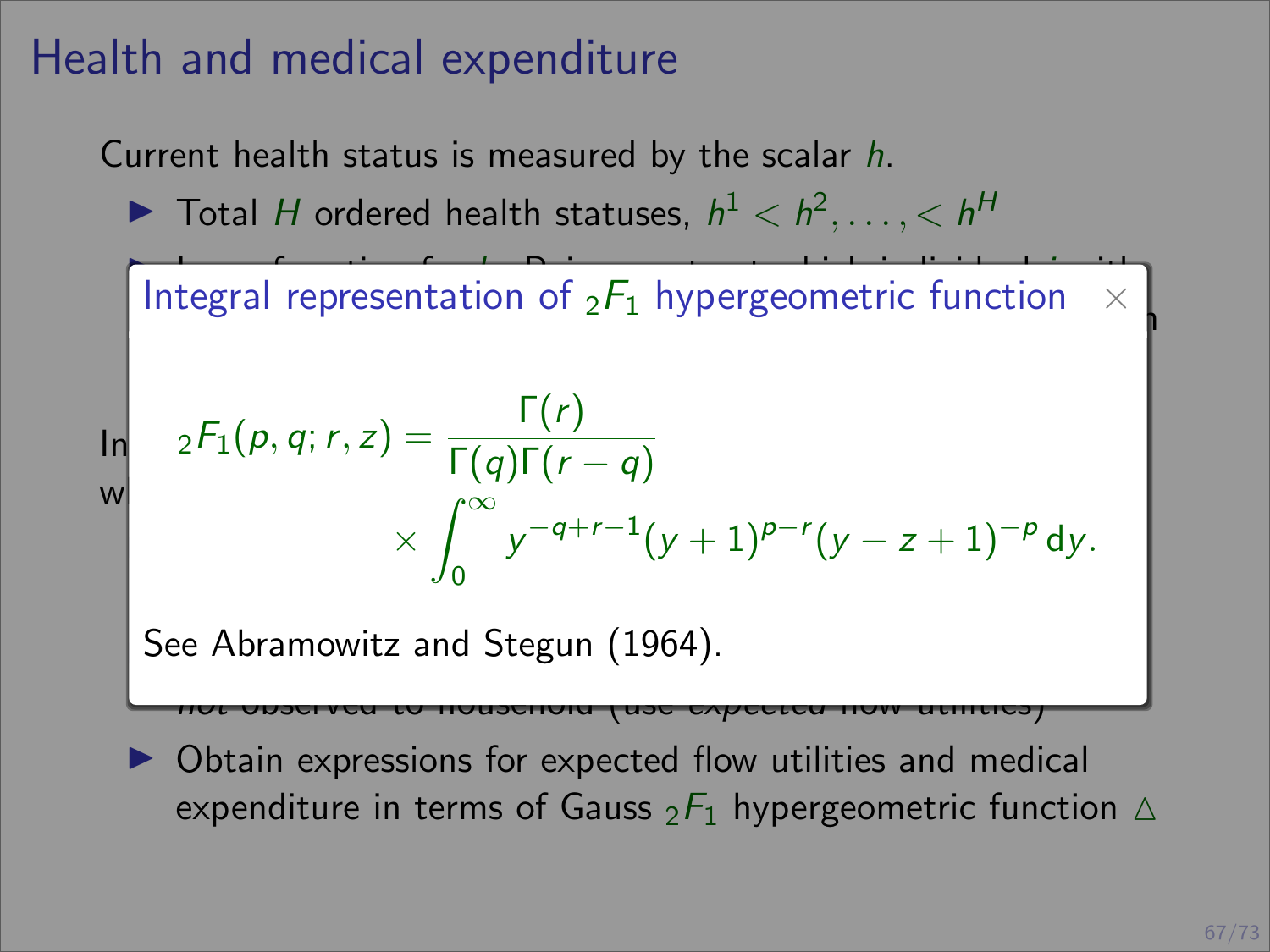# Health and medical expenditure

Current health status is measured by the scalar $h$.

- Total $H$ ordered health statuses, $h^1 < h^2, \ldots, < h^H$

## Integral representation of ${}_2F_1$ hypergeometric function

$$
{}_2F_1(p, q; r, z) = \frac{\Gamma(r)}{\Gamma(q)\Gamma(r-q)} \times \int_0^\infty y^{-q+r-1}(y+1)^{p-r}(y-z+1)^{-p}\,\mathrm{d}y.
$$

See Abramowitz and Stegun (1964).

- Obtain expressions for expected flow utilities and medical expenditure in terms of Gauss ${}_2F_1$ hypergeometric function △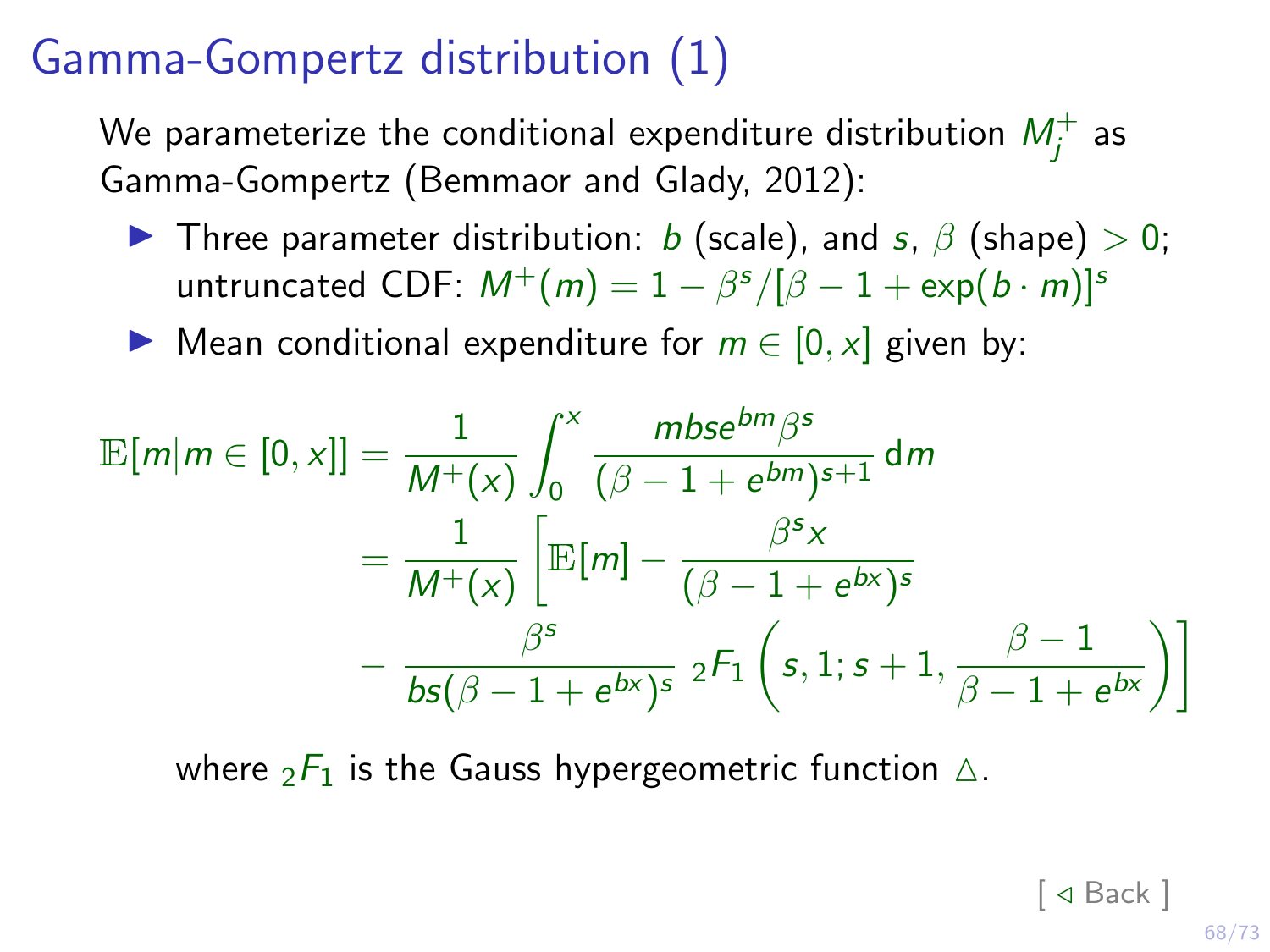# Gamma-Gompertz distribution (1)

We parameterize the conditional expenditure distribution $M_j^+$ as Gamma-Gompertz (Bemmaor and Glady, 2012):

- Three parameter distribution: $b$ (scale), and $s$, $\beta$ (shape) $> 0$; untruncated CDF: $M^+(m) = 1 - \beta^s/[\beta - 1 + \exp(b \cdot m)]^s$
- Mean conditional expenditure for $m \in [0, x]$ given by:

$$
\begin{aligned}
\mathbb{E}[m|m \in [0,x]] &= \frac{1}{M^+(x)} \int_0^x \frac{mbse^{bm}\beta^s}{(\beta - 1 + e^{bm})^{s+1}} \, \mathrm{d}m \\
&= \frac{1}{M^+(x)} \Bigg[ \mathbb{E}[m] - \frac{\beta^s x}{(\beta - 1 + e^{bx})^s} \\
&\quad - \frac{\beta^s}{bs(\beta - 1 + e^{bx})^s} \, {}_2F_1\left(s, 1; s+1, \frac{\beta - 1}{\beta - 1 + e^{bx}}\right) \Bigg]
\end{aligned}
$$

where ${}_2F_1$ is the Gauss hypergeometric function △.

[ ◁ Back ]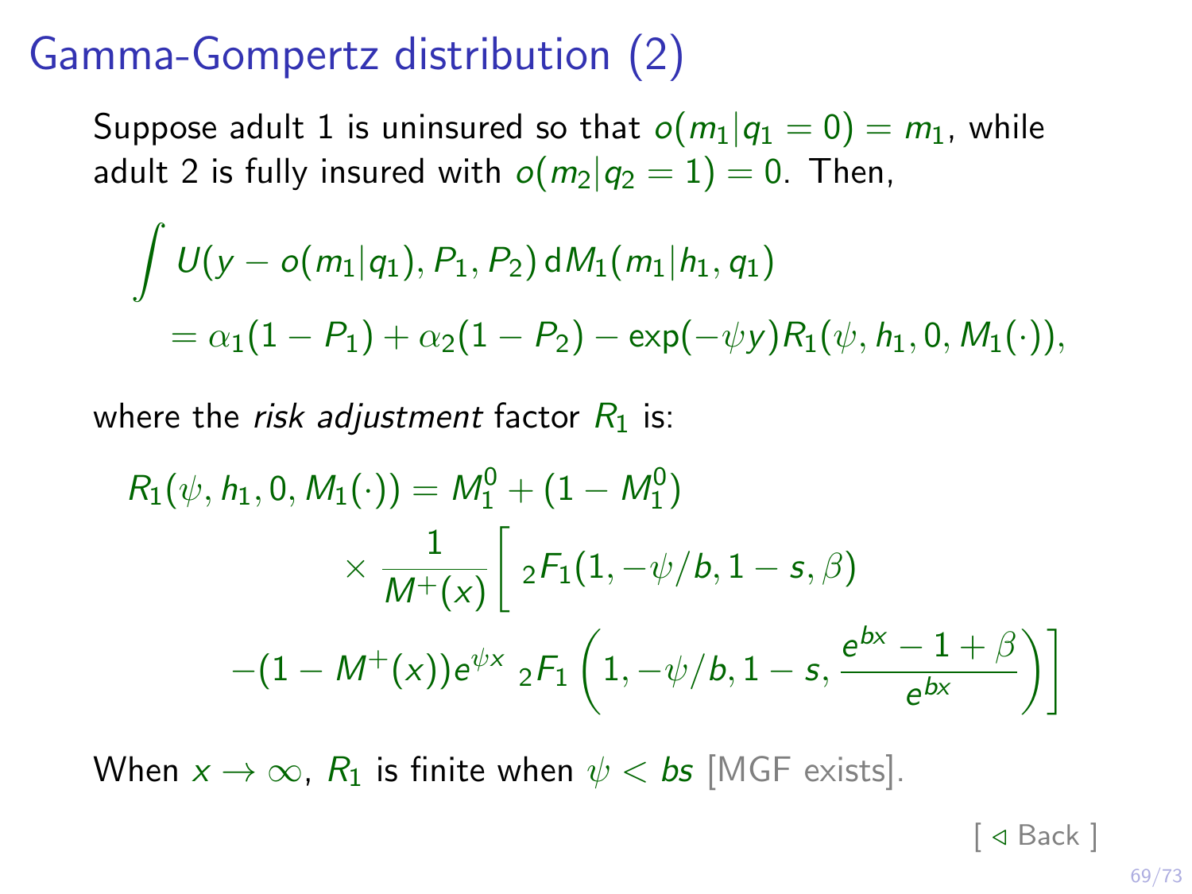# Gamma-Gompertz distribution (2)

Suppose adult 1 is uninsured so that $o(m_1|q_1 = 0) = m_1$, while adult 2 is fully insured with $o(m_2|q_2 = 1) = 0$. Then,

$$
\begin{aligned}
&\int U(y - o(m_1|q_1), P_1, P_2)\, \mathrm{d}M_1(m_1|h_1, q_1) \\
&\quad = \alpha_1(1 - P_1) + \alpha_2(1 - P_2) - \exp(-\psi y) R_1(\psi, h_1, 0, M_1(\cdot)),
\end{aligned}
$$

where the *risk adjustment* factor $R_1$ is:

$$
\begin{aligned}
R_1(\psi, h_1, 0, M_1(\cdot)) = M_1^0 + (1 - M_1^0) & \\
\times \frac{1}{M^+(x)} \Bigg[ {}_2F_1(1, -\psi/b, 1 - s, \beta) & \\
-(1 - M^+(x)) e^{\psi x}\, {}_2F_1\left(1, -\psi/b, 1 - s, \frac{e^{bx} - 1 + \beta}{e^{bx}}\right) \Bigg] &
\end{aligned}
$$

When $x \to \infty$, $R_1$ is finite when $\psi < bs$ [MGF exists].

[ ◁ Back ]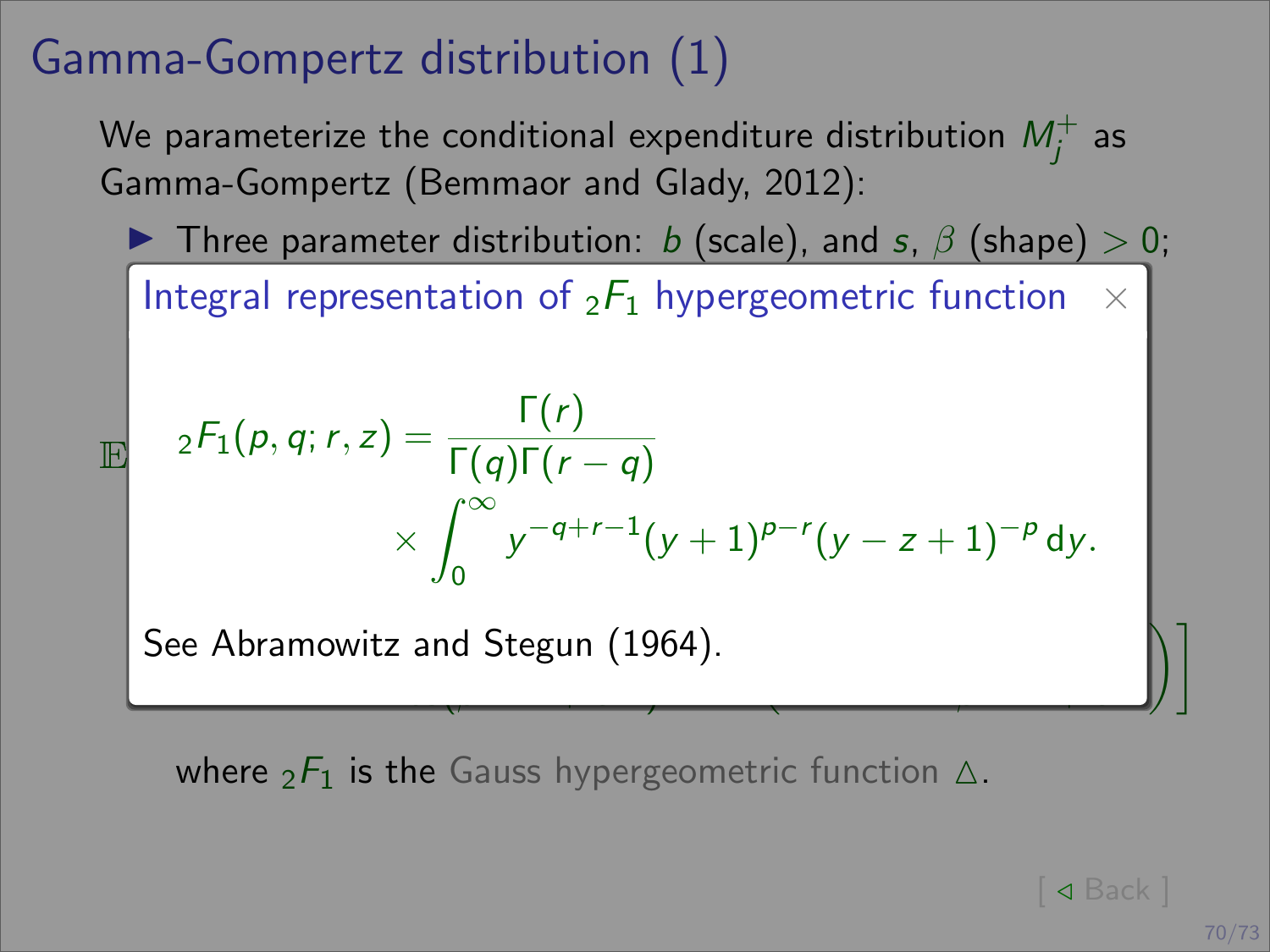# Gamma-Gompertz distribution (1)

We parameterize the conditional expenditure distribution $M_j^+$ as Gamma-Gompertz (Bemmaor and Glady, 2012):

- Three parameter distribution: $b$ (scale), and $s$, $\beta$ (shape) $> 0$;

## Integral representation of ${}_2F_1$ hypergeometric function

$$
{}_2F_1(p, q; r, z) = \frac{\Gamma(r)}{\Gamma(q)\Gamma(r-q)} \times \int_0^\infty y^{-q+r-1}(y+1)^{p-r}(y-z+1)^{-p}\,\mathrm{d}y.
$$

See Abramowitz and Stegun (1964).

where ${}_2F_1$ is the Gauss hypergeometric function △.

[ ◁ Back ]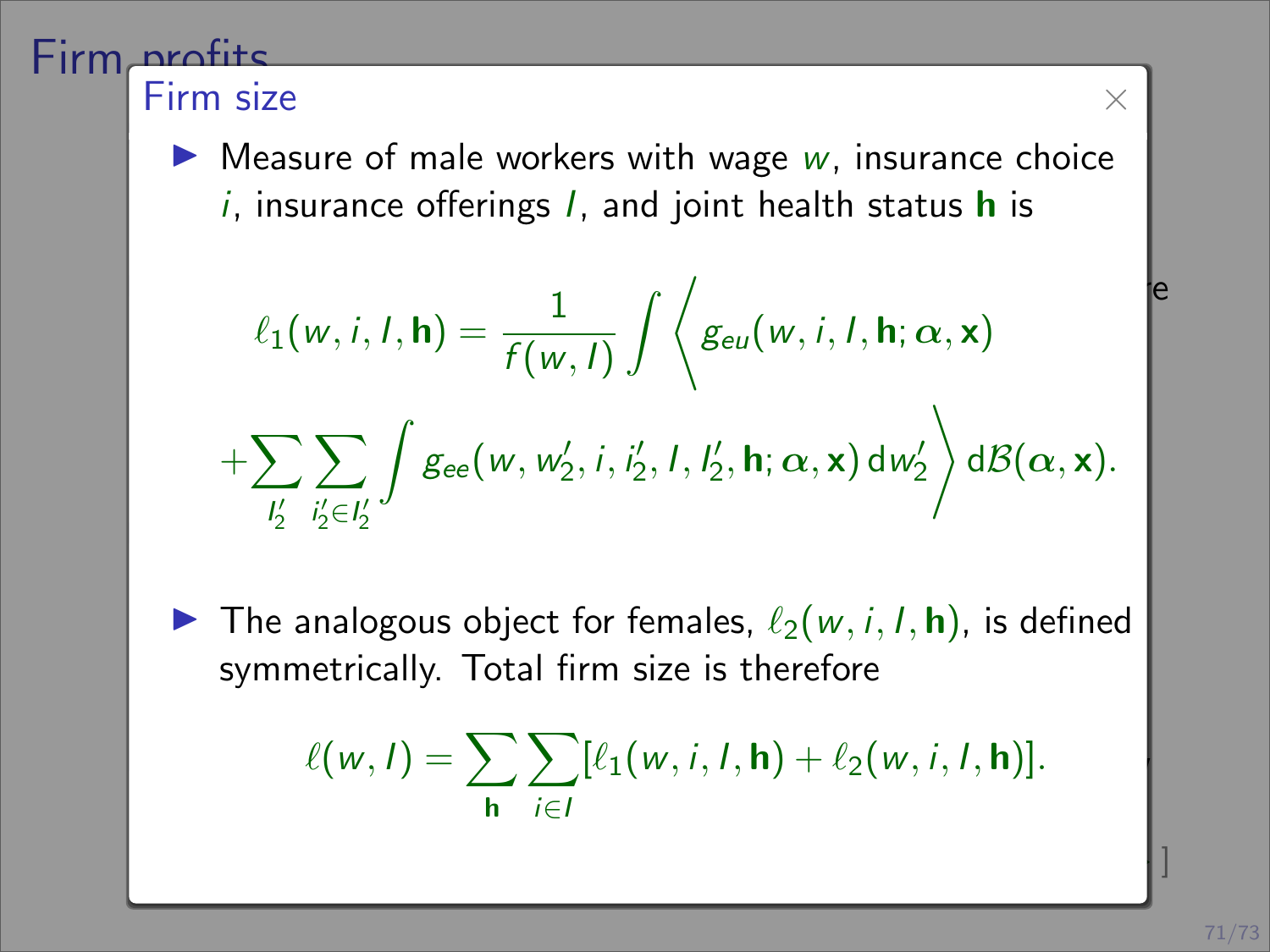## Firm size

- Measure of male workers with wage $w$, insurance choice $i$, insurance offerings $I$, and joint health status $\mathbf{h}$ is

$$\ell_1(w,i,I,\mathbf{h}) = \frac{1}{f(w,I)} \int \Big\langle g_{eu}(w,i,I,\mathbf{h};\boldsymbol{\alpha},\mathbf{x})$$

$$+ \sum_{I_2'} \sum_{i_2' \in I_2'} \int g_{ee}(w,w_2',i,i_2',I,I_2',\mathbf{h};\boldsymbol{\alpha},\mathbf{x})\, \mathrm{d}w_2' \Big\rangle \, \mathrm{d}\mathcal{B}(\boldsymbol{\alpha},\mathbf{x}).$$

- The analogous object for females, $\ell_2(w,i,I,\mathbf{h})$, is defined symmetrically. Total firm size is therefore

$$\ell(w,I) = \sum_{\mathbf{h}} \sum_{i \in I} [\ell_1(w,i,I,\mathbf{h}) + \ell_2(w,i,I,\mathbf{h})].$$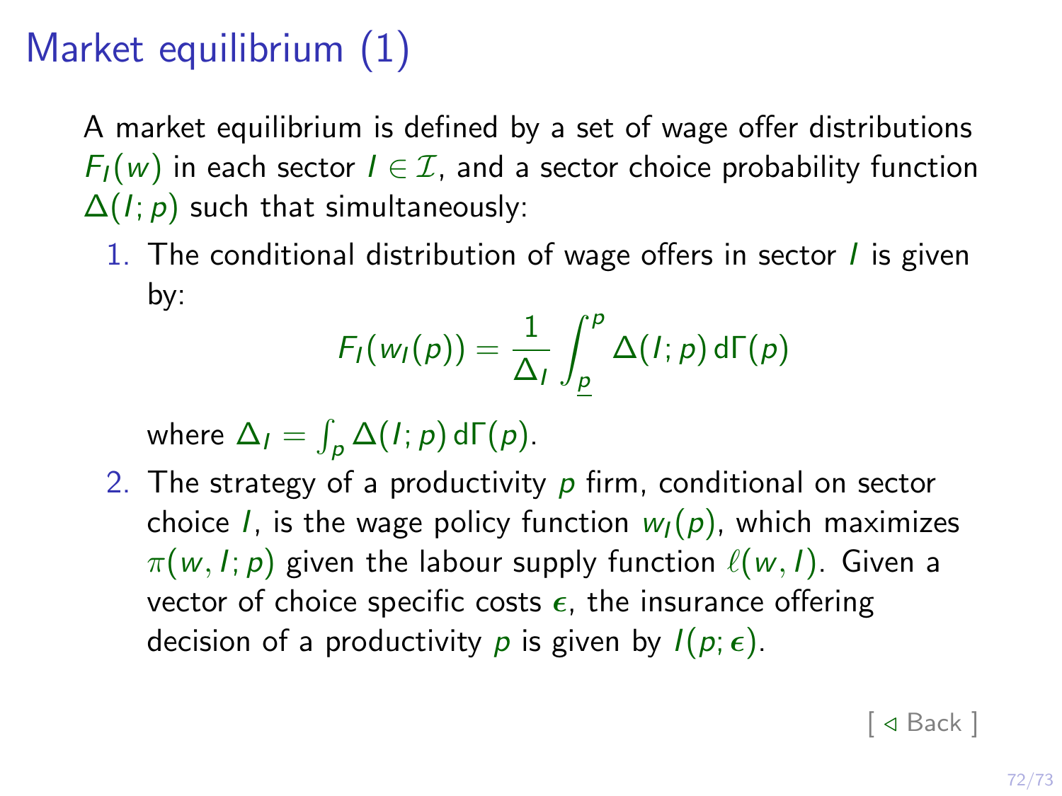# Market equilibrium (1)

A market equilibrium is defined by a set of wage offer distributions $F_I(w)$ in each sector $I \in \mathcal{I}$, and a sector choice probability function $\Delta(I;p)$ such that simultaneously:

1. The conditional distribution of wage offers in sector $I$ is given by:
$$F_I(w_I(p)) = \frac{1}{\Delta_I} \int_{\underline{p}}^{p} \Delta(I;p)\, \mathrm{d}\Gamma(p)$$
where $\Delta_I = \int_p \Delta(I;p)\, \mathrm{d}\Gamma(p)$.
2. The strategy of a productivity $p$ firm, conditional on sector choice $I$, is the wage policy function $w_I(p)$, which maximizes $\pi(w, I; p)$ given the labour supply function $\ell(w, I)$. Given a vector of choice specific costs $\epsilon$, the insurance offering decision of a productivity $p$ is given by $I(p; \epsilon)$.

[ ◁ Back ]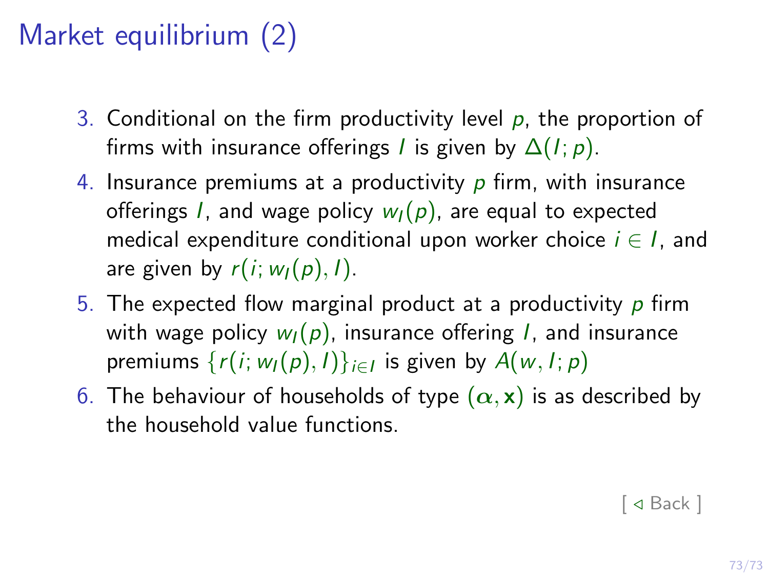# Market equilibrium (2)

3. Conditional on the firm productivity level $p$, the proportion of firms with insurance offerings $I$ is given by $\Delta(I; p)$.
4. Insurance premiums at a productivity $p$ firm, with insurance offerings $I$, and wage policy $w_I(p)$, are equal to expected medical expenditure conditional upon worker choice $i \in I$, and are given by $r(i; w_I(p), I)$.
5. The expected flow marginal product at a productivity $p$ firm with wage policy $w_I(p)$, insurance offering $I$, and insurance premiums $\{r(i; w_I(p), I)\}_{i \in I}$ is given by $A(w, I; p)$
6. The behaviour of households of type $(\boldsymbol{\alpha}, \mathbf{x})$ is as described by the household value functions.

[ ◁ Back ]